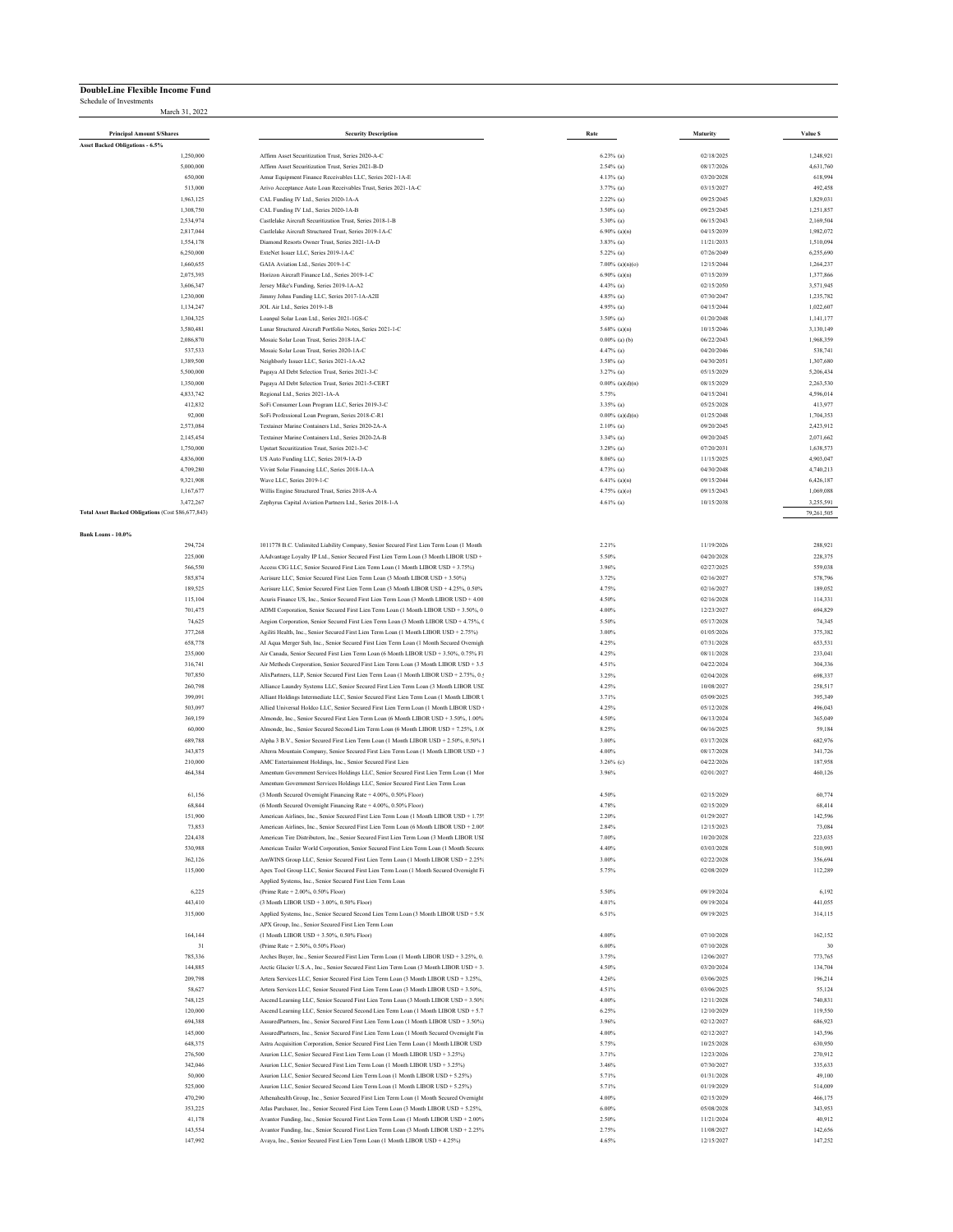**DoubleLine Flexible Income Fund**

Schedule of Investments

March 31, 2022

| Principal Amount $/Shares | Security Description | Rate | Maturity | Value $ |
|---|---|---|---|---|
| **Asset Backed Obligations - 6.5%** | | | | |
| 1,250,000 | Affirm Asset Securitization Trust, Series 2020-A-C | 6.23% (a) | 02/18/2025 | 1,248,921 |
| 5,000,000 | Affirm Asset Securitization Trust, Series 2021-B-D | 2.54% (a) | 08/17/2026 | 4,631,760 |
| 650,000 | Amur Equipment Finance Receivables LLC, Series 2021-1A-E | 4.13% (a) | 03/20/2028 | 618,994 |
| 513,000 | Arivo Acceptance Auto Loan Receivables Trust, Series 2021-1A-C | 3.77% (a) | 03/15/2027 | 492,458 |
| 1,963,125 | CAL Funding IV Ltd., Series 2020-1A-A | 2.22% (a) | 09/25/2045 | 1,829,031 |
| 1,308,750 | CAL Funding IV Ltd., Series 2020-1A-B | 3.50% (a) | 09/25/2045 | 1,251,857 |
| 2,534,974 | Castlelake Aircraft Securitization Trust, Series 2018-1-B | 5.30% (a) | 06/15/2043 | 2,169,504 |
| 2,817,044 | Castlelake Aircraft Structured Trust, Series 2019-1A-C | 6.90% (a)(n) | 04/15/2039 | 1,982,072 |
| 1,554,178 | Diamond Resorts Owner Trust, Series 2021-1A-D | 3.83% (a) | 11/21/2033 | 1,510,094 |
| 6,250,000 | ExteNet Issuer LLC, Series 2019-1A-C | 5.22% (a) | 07/26/2049 | 6,255,690 |
| 1,660,655 | GAIA Aviation Ltd., Series 2019-1-C | 7.00% (a)(n)(o) | 12/15/2044 | 1,264,237 |
| 2,075,393 | Horizon Aircraft Finance Ltd., Series 2019-1-C | 6.90% (a)(n) | 07/15/2039 | 1,377,866 |
| 3,606,347 | Jersey Mike's Funding, Series 2019-1A-A2 | 4.43% (a) | 02/15/2050 | 3,571,945 |
| 1,230,000 | Jimmy Johns Funding LLC, Series 2017-1A-A2II | 4.85% (a) | 07/30/2047 | 1,235,782 |
| 1,134,247 | JOL Air Ltd., Series 2019-1-B | 4.95% (a) | 04/15/2044 | 1,022,607 |
| 1,304,325 | Loanpal Solar Loan Ltd., Series 2021-1GS-C | 3.50% (a) | 01/20/2048 | 1,141,177 |
| 3,580,481 | Lunar Structured Aircraft Portfolio Notes, Series 2021-1-C | 5.68% (a)(n) | 10/15/2046 | 3,130,149 |
| 2,086,870 | Mosaic Solar Loan Trust, Series 2018-1A-C | 0.00% (a) (b) | 06/22/2043 | 1,968,359 |
| 537,533 | Mosaic Solar Loan Trust, Series 2020-1A-C | 4.47% (a) | 04/20/2046 | 538,741 |
| 1,389,500 | Neighborly Issuer LLC, Series 2021-1A-A2 | 3.58% (a) | 04/30/2051 | 1,307,680 |
| 5,500,000 | Pagaya AI Debt Selection Trust, Series 2021-3-C | 3.27% (a) | 05/15/2029 | 5,206,434 |
| 1,350,000 | Pagaya AI Debt Selection Trust, Series 2021-5-CERT | 0.00% (a)(d)(n) | 08/15/2029 | 2,263,530 |
| 4,833,742 | Regional Ltd., Series 2021-1A-A | 5.75% | 04/15/2041 | 4,596,014 |
| 412,832 | SoFi Consumer Loan Program LLC, Series 2019-3-C | 3.35% (a) | 05/25/2028 | 413,977 |
| 92,000 | SoFi Professional Loan Program, Series 2018-C-R1 | 0.00% (a)(d)(n) | 01/25/2048 | 1,704,353 |
| 2,573,084 | Textainer Marine Containers Ltd., Series 2020-2A-A | 2.10% (a) | 09/20/2045 | 2,423,912 |
| 2,145,454 | Textainer Marine Containers Ltd., Series 2020-2A-B | 3.34% (a) | 09/20/2045 | 2,071,662 |
| 1,750,000 | Upstart Securitization Trust, Series 2021-3-C | 3.28% (a) | 07/20/2031 | 1,638,573 |
| 4,836,000 | US Auto Funding LLC, Series 2019-1A-D | 8.06% (a) | 11/15/2025 | 4,903,047 |
| 4,709,280 | Vivint Solar Financing LLC, Series 2018-1A-A | 4.73% (a) | 04/30/2048 | 4,740,213 |
| 9,321,908 | Wave LLC, Series 2019-1-C | 6.41% (a)(n) | 09/15/2044 | 6,426,187 |
| 1,167,677 | Willis Engine Structured Trust, Series 2018-A-A | 4.75% (a)(o) | 09/15/2043 | 1,069,088 |
| 3,472,267 | Zephyrus Capital Aviation Partners Ltd., Series 2018-1-A | 4.61% (a) | 10/15/2038 | 3,255,591 |
| **Total Asset Backed Obligations** (Cost $86,677,843) | | | | 79,261,505 |
| | | | | |
| **Bank Loans - 10.0%** | | | | |
| 294,724 | 1011778 B.C. Unlimited Liability Company, Senior Secured First Lien Term Loan (1 Month | 2.21% | 11/19/2026 | 288,921 |
| 225,000 | AAdvantage Loyalty IP Ltd., Senior Secured First Lien Term Loan (3 Month LIBOR USD + | 5.50% | 04/20/2028 | 228,375 |
| 566,550 | Access CIG LLC, Senior Secured First Lien Term Loan (1 Month LIBOR USD + 3.75%) | 3.96% | 02/27/2025 | 559,038 |
| 585,874 | Acrisure LLC, Senior Secured First Lien Term Loan (3 Month LIBOR USD + 3.50%) | 3.72% | 02/16/2027 | 578,796 |
| 189,525 | Acrisure LLC, Senior Secured First Lien Term Loan (3 Month LIBOR USD + 4.25%, 0.50% | 4.75% | 02/16/2027 | 189,052 |
| 115,104 | Acuris Finance US, Inc., Senior Secured First Lien Term Loan (3 Month LIBOR USD + 4.00 | 4.50% | 02/16/2028 | 114,331 |
| 701,475 | ADMI Corporation, Senior Secured First Lien Term Loan (1 Month LIBOR USD + 3.50%, 0 | 4.00% | 12/23/2027 | 694,829 |
| 74,625 | Aegion Corporation, Senior Secured First Lien Term Loan (3 Month LIBOR USD + 4.75%, 0 | 5.50% | 05/17/2028 | 74,345 |
| 377,268 | Agiliti Health, Inc., Senior Secured First Lien Term Loan (1 Month LIBOR USD + 2.75%) | 3.00% | 01/05/2026 | 375,382 |
| 658,778 | AI Aqua Merger Sub, Inc., Senior Secured First Lien Term Loan (1 Month Secured Overnigh | 4.25% | 07/31/2028 | 653,531 |
| 235,000 | Air Canada, Senior Secured First Lien Term Loan (6 Month LIBOR USD + 3.50%, 0.75% Fl | 4.25% | 08/11/2028 | 233,041 |
| 316,741 | Air Methods Corporation, Senior Secured First Lien Term Loan (3 Month LIBOR USD + 3.5 | 4.51% | 04/22/2024 | 304,336 |
| 707,850 | AlixPartners, LLP, Senior Secured First Lien Term Loan (1 Month LIBOR USD + 2.75%, 0.: | 3.25% | 02/04/2028 | 698,337 |
| 260,798 | Alliance Laundry Systems LLC, Senior Secured First Lien Term Loan (3 Month LIBOR USD | 4.25% | 10/08/2027 | 258,517 |
| 399,091 | Alliant Holdings Intermediate LLC, Senior Secured First Lien Term Loan (1 Month LIBOR U | 3.71% | 05/09/2025 | 395,349 |
| 503,097 | Allied Universal Holdco LLC, Senior Secured First Lien Term Loan (1 Month LIBOR USD + | 4.25% | 05/12/2028 | 496,043 |
| 369,159 | Almonde, Inc., Senior Secured First Lien Term Loan (6 Month LIBOR USD + 3.50%, 1.00% | 4.50% | 06/13/2024 | 365,049 |
| 60,000 | Almonde, Inc., Senior Secured Second Lien Term Loan (6 Month LIBOR USD + 7.25%, 1.0( | 8.25% | 06/16/2025 | 59,184 |
| 689,788 | Alpha 3 B.V., Senior Secured First Lien Term Loan (1 Month LIBOR USD + 2.50%, 0.50% I | 3.00% | 03/17/2028 | 682,976 |
| 343,875 | Alterra Mountain Company, Senior Secured First Lien Term Loan (1 Month LIBOR USD + 3 | 4.00% | 08/17/2028 | 341,726 |
| 210,000 | AMC Entertainment Holdings, Inc., Senior Secured First Lien | 3.26% (c) | 04/22/2026 | 187,958 |
| 464,384 | Amentum Government Services Holdings LLC, Senior Secured First Lien Term Loan (1 Mor | 3.96% | 02/01/2027 | 460,126 |
| | Amentum Government Services Holdings LLC, Senior Secured First Lien Term Loan | | | |
| 61,156 | (3 Month Secured Overnight Financing Rate + 4.00%, 0.50% Floor) | 4.50% | 02/15/2029 | 60,774 |
| 68,844 | (6 Month Secured Overnight Financing Rate + 4.00%, 0.50% Floor) | 4.78% | 02/15/2029 | 68,414 |
| 151,900 | American Airlines, Inc., Senior Secured First Lien Term Loan (1 Month LIBOR USD + 1.75% | 2.20% | 01/29/2027 | 142,596 |
| 73,853 | American Airlines, Inc., Senior Secured First Lien Term Loan (6 Month LIBOR USD + 2.00% | 2.84% | 12/15/2023 | 73,084 |
| 224,438 | American Tire Distributors, Inc., Senior Secured First Lien Term Loan (3 Month LIBOR USI | 7.00% | 10/20/2028 | 223,035 |
| 530,988 | American Trailer World Corporation, Senior Secured First Lien Term Loan (1 Month Securec | 4.40% | 03/03/2028 | 510,993 |
| 362,126 | AmWINS Group LLC, Senior Secured First Lien Term Loan (1 Month LIBOR USD + 2.25% | 3.00% | 02/22/2028 | 356,694 |
| 115,000 | Apex Tool Group LLC, Senior Secured First Lien Term Loan (1 Month Secured Overnight Fi | 5.75% | 02/08/2029 | 112,289 |
| | Applied Systems, Inc., Senior Secured First Lien Term Loan | | | |
| 6,225 | (Prime Rate + 2.00%, 0.50% Floor) | 5.50% | 09/19/2024 | 6,192 |
| 443,410 | (3 Month LIBOR USD + 3.00%, 0.50% Floor) | 4.01% | 09/19/2024 | 441,055 |
| 315,000 | Applied Systems, Inc., Senior Secured Second Lien Term Loan (3 Month LIBOR USD + 5.5( | 6.51% | 09/19/2025 | 314,115 |
| | APX Group, Inc., Senior Secured First Lien Term Loan | | | |
| 164,144 | (1 Month LIBOR USD + 3.50%, 0.50% Floor) | 4.00% | 07/10/2028 | 162,152 |
| 31 | (Prime Rate + 2.50%, 0.50% Floor) | 6.00% | 07/10/2028 | 30 |
| 785,336 | Arches Buyer, Inc., Senior Secured First Lien Term Loan (1 Month LIBOR USD + 3.25%, 0. | 3.75% | 12/06/2027 | 773,765 |
| 144,885 | Arctic Glacier U.S.A., Inc., Senior Secured First Lien Term Loan (3 Month LIBOR USD + 3. | 4.50% | 03/20/2024 | 134,704 |
| 209,798 | Artera Services LLC, Senior Secured First Lien Term Loan (3 Month LIBOR USD + 3.25%, | 4.26% | 03/06/2025 | 196,214 |
| 58,627 | Artera Services LLC, Senior Secured First Lien Term Loan (3 Month LIBOR USD + 3.50%, | 4.51% | 03/06/2025 | 55,124 |
| 748,125 | Ascend Learning LLC, Senior Secured First Lien Term Loan (3 Month LIBOR USD + 3.50% | 4.00% | 12/11/2028 | 740,831 |
| 120,000 | Ascend Learning LLC, Senior Secured Second Lien Term Loan (1 Month LIBOR USD + 5.7 | 6.25% | 12/10/2029 | 119,550 |
| 694,388 | AssuredPartners, Inc., Senior Secured First Lien Term Loan (1 Month LIBOR USD + 3.50%) | 3.96% | 02/12/2027 | 686,923 |
| 145,000 | AssuredPartners, Inc., Senior Secured First Lien Term Loan (1 Month Secured Overnight Fin | 4.00% | 02/12/2027 | 143,596 |
| 648,375 | Astra Acquisition Corporation, Senior Secured First Lien Term Loan (1 Month LIBOR USD | 5.75% | 10/25/2028 | 630,950 |
| 276,500 | Asurion LLC, Senior Secured First Lien Term Loan (1 Month LIBOR USD + 3.25%) | 3.71% | 12/23/2026 | 270,912 |
| 342,046 | Asurion LLC, Senior Secured First Lien Term Loan (1 Month LIBOR USD + 3.25%) | 3.46% | 07/30/2027 | 335,633 |
| 50,000 | Asurion LLC, Senior Secured Second Lien Term Loan (1 Month LIBOR USD + 5.25%) | 5.71% | 01/31/2028 | 49,100 |
| 525,000 | Asurion LLC, Senior Secured Second Lien Term Loan (1 Month LIBOR USD + 5.25%) | 5.71% | 01/19/2029 | 514,009 |
| 470,290 | Athenahealth Group, Inc., Senior Secured First Lien Term Loan (1 Month Secured Overnight | 4.00% | 02/15/2029 | 466,175 |
| 353,225 | Atlas Purchaser, Inc., Senior Secured First Lien Term Loan (3 Month LIBOR USD + 5.25%, | 6.00% | 05/08/2028 | 343,953 |
| 41,178 | Avantor Funding, Inc., Senior Secured First Lien Term Loan (1 Month LIBOR USD + 2.00% | 2.50% | 11/21/2024 | 40,912 |
| 143,554 | Avantor Funding, Inc., Senior Secured First Lien Term Loan (3 Month LIBOR USD + 2.25% | 2.75% | 11/08/2027 | 142,656 |
| 147,992 | Avaya, Inc., Senior Secured First Lien Term Loan (1 Month LIBOR USD + 4.25%) | 4.65% | 12/15/2027 | 147,252 |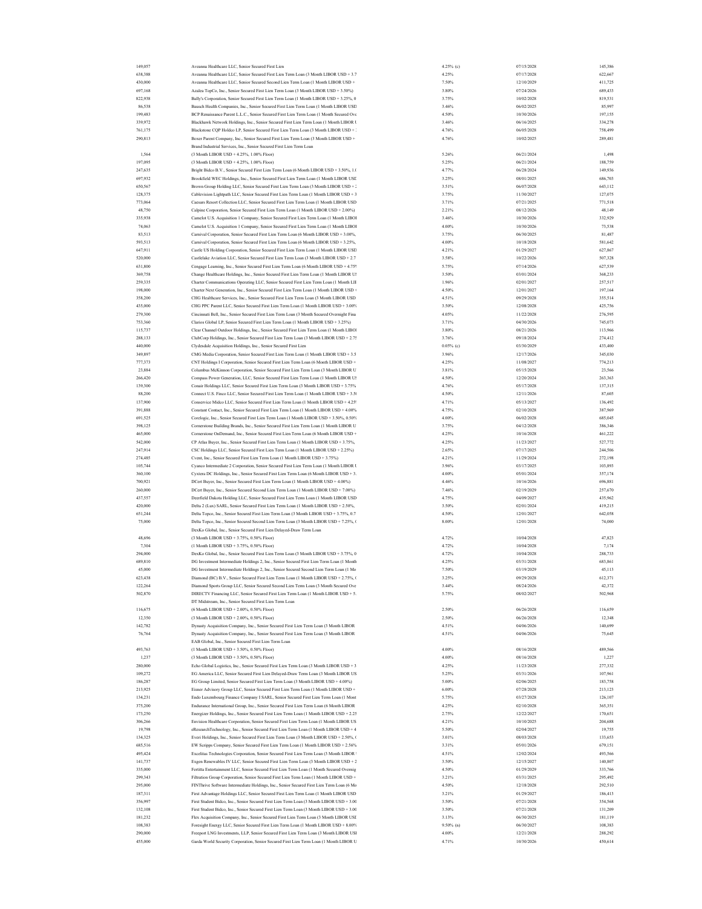| | | | | |
|---|---|---|---|---|
| 149,057 | Aveanna Healthcare LLC, Senior Secured First Lien | 4.25% (c) | 07/15/2028 | 145,386 |
| 638,388 | Aveanna Healthcare LLC, Senior Secured First Lien Term Loan (3 Month LIBOR USD + 3.7 | 4.25% | 07/17/2028 | 622,667 |
| 430,000 | Aveanna Healthcare LLC, Senior Secured Second Lien Term Loan (1 Month LIBOR USD + | 7.50% | 12/10/2029 | 411,725 |
| 697,168 | Azalea TopCo, Inc., Senior Secured First Lien Term Loan (3 Month LIBOR USD + 3.50%) | 3.80% | 07/24/2026 | 689,433 |
| 822,938 | Bally's Corporation, Senior Secured First Lien Term Loan (1 Month LIBOR USD + 3.25%, 0 | 3.75% | 10/02/2028 | 819,531 |
| 86,538 | Bausch Health Companies, Inc., Senior Secured First Lien Term Loan (1 Month LIBOR USD | 3.46% | 06/02/2025 | 85,997 |
| 199,483 | BCP Renaissance Parent L.L.C., Senior Secured First Lien Term Loan (1 Month Secured Ove | 4.50% | 10/30/2026 | 197,155 |
| 339,972 | Blackhawk Network Holdings, Inc., Senior Secured First Lien Term Loan (1 Month LIBOR U | 3.46% | 06/16/2025 | 334,278 |
| 761,175 | Blackstone CQP Holdco LP, Senior Secured First Lien Term Loan (3 Month LIBOR USD + | 4.76% | 06/05/2028 | 758,499 |
| 290,813 | Boxer Parent Company, Inc., Senior Secured First Lien Term Loan (3 Month LIBOR USD + | 4.76% | 10/02/2025 | 289,481 |
| | Brand Industrial Services, Inc., Senior Secured First Lien Term Loan | | | |
| 1,564 | (3 Month LIBOR USD + 4.25%, 1.00% Floor) | 5.26% | 06/21/2024 | 1,498 |
| 197,095 | (3 Month LIBOR USD + 4.25%, 1.00% Floor) | 5.25% | 06/21/2024 | 188,759 |
| 247,635 | Bright Bidco B.V., Senior Secured First Lien Term Loan (6 Month LIBOR USD + 3.50%, 1.0 | 4.77% | 06/28/2024 | 149,936 |
| 697,932 | Brookfield WEC Holdings, Inc., Senior Secured First Lien Term Loan (1 Month LIBOR USD | 3.25% | 08/01/2025 | 686,703 |
| 650,567 | Brown Group Holding LLC, Senior Secured First Lien Term Loan (3 Month LIBOR USD + 2 | 3.51% | 06/07/2028 | 643,112 |
| 128,375 | Cablevision Lightpath LLC, Senior Secured First Lien Term Loan (1 Month LIBOR USD + 3 | 3.75% | 11/30/2027 | 127,075 |
| 773,064 | Caesars Resort Collection LLC, Senior Secured First Lien Term Loan (1 Month LIBOR USD | 3.71% | 07/21/2025 | 771,518 |
| 48,750 | Calpine Corporation, Senior Secured First Lien Term Loan (1 Month LIBOR USD + 2.00%) | 2.21% | 08/12/2026 | 48,149 |
| 335,938 | Camelot U.S. Acquisition 1 Company, Senior Secured First Lien Term Loan (1 Month LIBOI | 3.46% | 10/30/2026 | 332,929 |
| 74,063 | Camelot U.S. Acquisition 1 Company, Senior Secured First Lien Term Loan (1 Month LIBOI | 4.00% | 10/30/2026 | 73,538 |
| 83,513 | Carnival Corporation, Senior Secured First Lien Term Loan (6 Month LIBOR USD + 3.00%, | 3.75% | 06/30/2025 | 81,487 |
| 593,513 | Carnival Corporation, Senior Secured First Lien Term Loan (6 Month LIBOR USD + 3.25%, | 4.00% | 10/18/2028 | 581,642 |
| 647,911 | Castle US Holding Corporation, Senior Secured First Lien Term Loan (1 Month LIBOR USD | 4.21% | 01/29/2027 | 627,867 |
| 520,000 | Castlelake Aviation LLC, Senior Secured First Lien Term Loan (3 Month LIBOR USD + 2.7 | 3.58% | 10/22/2026 | 507,328 |
| 631,800 | Cengage Learning, Inc., Senior Secured First Lien Term Loan (6 Month LIBOR USD + 4.75% | 5.75% | 07/14/2026 | 627,539 |
| 369,758 | Change Healthcare Holdings, Inc., Senior Secured First Lien Term Loan (1 Month LIBOR US | 3.50% | 03/01/2024 | 368,233 |
| 259,335 | Charter Communications Operating LLC, Senior Secured First Lien Term Loan (1 Month LIE | 1.96% | 02/01/2027 | 257,517 |
| 198,000 | Charter Next Generation, Inc., Senior Secured First Lien Term Loan (1 Month LIBOR USD + | 4.50% | 12/01/2027 | 197,164 |
| 358,200 | CHG Healthcare Services, Inc., Senior Secured First Lien Term Loan (3 Month LIBOR USD | 4.51% | 09/29/2028 | 355,514 |
| 435,000 | CHG PPC Parent LLC, Senior Secured First Lien Term Loan (1 Month LIBOR USD + 3.00% | 3.50% | 12/08/2028 | 425,756 |
| 279,300 | Cincinnati Bell, Inc., Senior Secured First Lien Term Loan (3 Month Secured Overnight Fina | 4.05% | 11/22/2028 | 276,595 |
| 753,360 | Clarios Global LP, Senior Secured First Lien Term Loan (1 Month LIBOR USD + 3.25%) | 3.71% | 04/30/2026 | 745,073 |
| 115,737 | Clear Channel Outdoor Holdings, Inc., Senior Secured First Lien Term Loan (1 Month LIBOI | 3.80% | 08/21/2026 | 113,966 |
| 288,133 | ClubCorp Holdings, Inc., Senior Secured First Lien Term Loan (3 Month LIBOR USD + 2.75 | 3.76% | 09/18/2024 | 274,412 |
| 440,000 | Clydesdale Acquisition Holdings, Inc., Senior Secured First Lien | 0.05% (c) | 03/30/2029 | 433,400 |
| 349,897 | CMG Media Corporation, Senior Secured First Lien Term Loan (1 Month LIBOR USD + 3.5 | 3.96% | 12/17/2026 | 345,030 |
| 777,373 | CNT Holdings I Corporation, Senior Secured First Lien Term Loan (6 Month LIBOR USD + | 4.25% | 11/08/2027 | 774,213 |
| 23,884 | Columbus McKinnon Corporation, Senior Secured First Lien Term Loan (3 Month LIBOR U | 3.81% | 05/15/2028 | 23,566 |
| 266,420 | Compass Power Generation, LLC, Senior Secured First Lien Term Loan (1 Month LIBOR US | 4.50% | 12/20/2024 | 263,363 |
| 139,300 | Conair Holdings LLC, Senior Secured First Lien Term Loan (3 Month LIBOR USD + 3.75% | 4.76% | 05/17/2028 | 137,315 |
| 88,200 | Connect U.S. Finco LLC, Senior Secured First Lien Term Loan (1 Month LIBOR USD + 3.50 | 4.50% | 12/11/2026 | 87,605 |
| 137,900 | Conservice Midco LLC, Senior Secured First Lien Term Loan (1 Month LIBOR USD + 4.25% | 4.71% | 05/13/2027 | 136,492 |
| 391,888 | Constant Contact, Inc., Senior Secured First Lien Term Loan (1 Month LIBOR USD + 4.00% | 4.75% | 02/10/2028 | 387,969 |
| 691,525 | Corelogic, Inc., Senior Secured First Lien Term Loan (1 Month LIBOR USD + 3.50%, 0.50% | 4.00% | 06/02/2028 | 685,045 |
| 398,125 | Cornerstone Building Brands, Inc., Senior Secured First Lien Term Loan (1 Month LIBOR U | 3.75% | 04/12/2028 | 386,346 |
| 465,000 | Cornerstone OnDemand, Inc., Senior Secured First Lien Term Loan (6 Month LIBOR USD + | 4.25% | 10/16/2028 | 461,222 |
| 542,000 | CP Atlas Buyer, Inc., Senior Secured First Lien Term Loan (1 Month LIBOR USD + 3.75%, | 4.25% | 11/23/2027 | 527,772 |
| 247,914 | CSC Holdings LLC, Senior Secured First Lien Term Loan (1 Month LIBOR USD + 2.25%) | 2.65% | 07/17/2025 | 244,506 |
| 274,485 | Cvent, Inc., Senior Secured First Lien Term Loan (1 Month LIBOR USD + 3.75%) | 4.21% | 11/29/2024 | 272,198 |
| 105,744 | Cyanco Intermediate 2 Corporation, Senior Secured First Lien Term Loan (1 Month LIBOR U | 3.96% | 03/17/2025 | 103,893 |
| 360,100 | Cyxtera DC Holdings, Inc., Senior Secured First Lien Term Loan (6 Month LIBOR USD + 3. | 4.00% | 05/01/2024 | 357,174 |
| 700,921 | DCert Buyer, Inc., Senior Secured First Lien Term Loan (1 Month LIBOR USD + 4.00%) | 4.46% | 10/16/2026 | 696,881 |
| 260,000 | DCert Buyer, Inc., Senior Secured Second Lien Term Loan (1 Month LIBOR USD + 7.00%) | 7.46% | 02/19/2029 | 257,670 |
| 437,557 | Deerfield Dakota Holding LLC, Senior Secured First Lien Term Loan (1 Month LIBOR USD | 4.75% | 04/09/2027 | 435,962 |
| 420,000 | Delta 2 (Lux) SARL, Senior Secured First Lien Term Loan (1 Month LIBOR USD + 2.50%, | 3.50% | 02/01/2024 | 419,215 |
| 651,244 | Delta Topco, Inc., Senior Secured First Lien Term Loan (3 Month LIBOR USD + 3.75%, 0.7 | 4.50% | 12/01/2027 | 642,058 |
| 75,000 | Delta Topco, Inc., Senior Secured Second Lien Term Loan (3 Month LIBOR USD + 7.25%, ( | 8.00% | 12/01/2028 | 74,000 |
| | DexKo Global, Inc., Senior Secured First Lien Delayed-Draw Term Loan | | | |
| 48,696 | (3 Month LIBOR USD + 3.75%, 0.50% Floor) | 4.72% | 10/04/2028 | 47,823 |
| 7,304 | (1 Month LIBOR USD + 3.75%, 0.50% Floor) | 4.72% | 10/04/2028 | 7,174 |
| 294,000 | DexKo Global, Inc., Senior Secured First Lien Term Loan (3 Month LIBOR USD + 3.75%, 0 | 4.72% | 10/04/2028 | 288,733 |
| 689,810 | DG Investment Intermediate Holdings 2, Inc., Senior Secured First Lien Term Loan (1 Month | 4.25% | 03/31/2028 | 683,861 |
| 45,000 | DG Investment Intermediate Holdings 2, Inc., Senior Secured Second Lien Term Loan (1 Mo | 7.50% | 03/19/2029 | 45,113 |
| 623,438 | Diamond (BC) B.V., Senior Secured First Lien Term Loan (1 Month LIBOR USD + 2.75%, ( | 3.25% | 09/29/2028 | 612,371 |
| 122,264 | Diamond Sports Group LLC, Senior Secured Second Lien Term Loan (3 Month Secured Ove | 3.44% | 08/24/2026 | 42,372 |
| 502,870 | DIRECTV Financing LLC, Senior Secured First Lien Term Loan (1 Month LIBOR USD + 5. | 5.75% | 08/02/2027 | 502,968 |
| | DT Midstream, Inc., Senior Secured First Lien Term Loan | | | |
| 116,675 | (6 Month LIBOR USD + 2.00%, 0.50% Floor) | 2.50% | 06/26/2028 | 116,659 |
| 12,350 | (3 Month LIBOR USD + 2.00%, 0.50% Floor) | 2.50% | 06/26/2028 | 12,348 |
| 142,782 | Dynasty Acquisition Company, Inc., Senior Secured First Lien Term Loan (3 Month LIBOR | 4.51% | 04/06/2026 | 140,699 |
| 76,764 | Dynasty Acquisition Company, Inc., Senior Secured First Lien Term Loan (3 Month LIBOR | 4.51% | 04/06/2026 | 75,645 |
| | EAB Global, Inc., Senior Secured First Lien Term Loan | | | |
| 493,763 | (1 Month LIBOR USD + 3.50%, 0.50% Floor) | 4.00% | 08/16/2028 | 489,566 |
| 1,237 | (3 Month LIBOR USD + 3.50%, 0.50% Floor) | 4.00% | 08/16/2028 | 1,227 |
| 280,000 | Echo Global Logistics, Inc., Senior Secured First Lien Term Loan (3 Month LIBOR USD + 3 | 4.25% | 11/23/2028 | 277,332 |
| 109,272 | EG America LLC, Senior Secured First Lien Delayed-Draw Term Loan (3 Month LIBOR US | 5.25% | 03/31/2026 | 107,961 |
| 186,287 | EG Group Limited, Senior Secured First Lien Term Loan (3 Month LIBOR USD + 4.00%) | 5.00% | 02/06/2025 | 183,758 |
| 213,925 | Eisner Advisory Group LLC, Senior Secured First Lien Term Loan (1 Month LIBOR USD + | 6.00% | 07/28/2028 | 213,123 |
| 134,231 | Endo Luxembourg Finance Company I SARL, Senior Secured First Lien Term Loan (1 Mont | 5.75% | 03/27/2028 | 126,107 |
| 375,200 | Endurance International Group, Inc., Senior Secured First Lien Term Loan (6 Month LIBOR | 4.25% | 02/10/2028 | 365,351 |
| 173,250 | Energizer Holdings, Inc., Senior Secured First Lien Term Loan (1 Month LIBOR USD + 2.25 | 2.75% | 12/22/2027 | 170,651 |
| 306,266 | Envision Healthcare Corporation, Senior Secured First Lien Term Loan (1 Month LIBOR US | 4.21% | 10/10/2025 | 204,688 |
| 19,798 | eResearchTechnology, Inc., Senior Secured First Lien Term Loan (1 Month LIBOR USD + 4 | 5.50% | 02/04/2027 | 19,755 |
| 134,325 | Everi Holdings, Inc., Senior Secured First Lien Term Loan (3 Month LIBOR USD + 2.50%, ( | 3.01% | 08/03/2028 | 133,653 |
| 685,516 | EW Scripps Company, Senior Secured First Lien Term Loan (1 Month LIBOR USD + 2.56% | 3.31% | 05/01/2026 | 679,151 |
| 495,424 | Excelitas Technologies Corporation, Senior Secured First Lien Term Loan (3 Month LIBOR | 4.51% | 12/02/2024 | 493,566 |
| 141,737 | Exgen Renewables IV LLC, Senior Secured First Lien Term Loan (3 Month LIBOR USD + 2 | 3.50% | 12/15/2027 | 140,807 |
| 335,000 | Fertitta Entertainment LLC, Senior Secured First Lien Term Loan (1 Month Secured Overnig | 4.50% | 01/29/2029 | 333,766 |
| 299,343 | Filtration Group Corporation, Senior Secured First Lien Term Loan (1 Month LIBOR USD + | 3.21% | 03/31/2025 | 295,492 |
| 295,000 | FINThrive Software Intermediate Holdings, Inc., Senior Secured First Lien Term Loan (6 Mo | 4.50% | 12/18/2028 | 292,510 |
| 187,311 | First Advantage Holdings LLC, Senior Secured First Lien Term Loan (1 Month LIBOR USD | 3.21% | 01/29/2027 | 186,413 |
| 356,997 | First Student Bidco, Inc., Senior Secured First Lien Term Loan (3 Month LIBOR USD + 3.00 | 3.50% | 07/21/2028 | 354,568 |
| 132,108 | First Student Bidco, Inc., Senior Secured First Lien Term Loan (3 Month LIBOR USD + 3.00 | 3.50% | 07/21/2028 | 131,209 |
| 181,232 | Flex Acquisition Company, Inc., Senior Secured First Lien Term Loan (3 Month LIBOR USI | 3.13% | 06/30/2025 | 181,119 |
| 108,383 | Foresight Energy LLC, Senior Secured First Lien Term Loan (1 Month LIBOR USD + 8.00% | 9.50% (n) | 06/30/2027 | 108,383 |
| 290,000 | Freeport LNG Investments, LLP, Senior Secured First Lien Term Loan (3 Month LIBOR USI | 4.00% | 12/21/2028 | 288,292 |
| 455,000 | Garda World Security Corporation, Senior Secured First Lien Term Loan (1 Month LIBOR U | 4.71% | 10/30/2026 | 450,614 |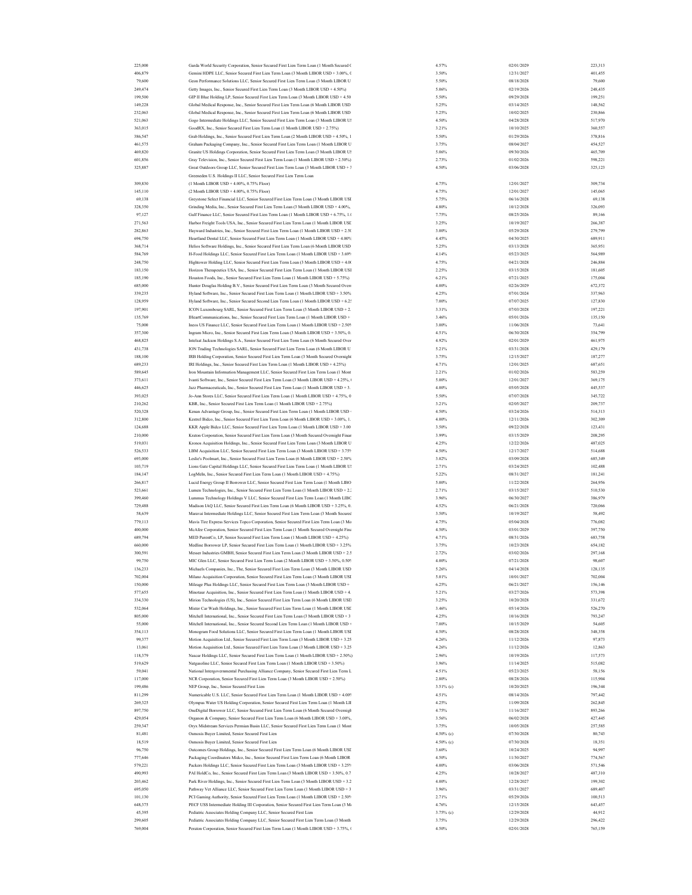| | | | | |
|---|---|---|---|---|
| 225,000 | Garda World Security Corporation, Senior Secured First Lien Term Loan (1 Month Secured ( | 4.57% | 02/01/2029 | 223,313 |
| 406,879 | Gemini HDPE LLC, Senior Secured First Lien Term Loan (3 Month LIBOR USD + 3.00%, ( | 3.50% | 12/31/2027 | 401,455 |
| 79,600 | Geon Performance Solutions LLC, Senior Secured First Lien Term Loan (3 Month LIBOR U | 5.50% | 08/18/2028 | 79,600 |
| 249,474 | Getty Images, Inc., Senior Secured First Lien Term Loan (3 Month LIBOR USD + 4.50%) | 5.06% | 02/19/2026 | 248,435 |
| 199,500 | GIP II Blue Holding LP, Senior Secured First Lien Term Loan (3 Month LIBOR USD + 4.50 | 5.50% | 09/29/2028 | 199,251 |
| 149,228 | Global Medical Response, Inc., Senior Secured First Lien Term Loan (6 Month LIBOR USD | 5.25% | 03/14/2025 | 148,562 |
| 232,063 | Global Medical Response, Inc., Senior Secured First Lien Term Loan (6 Month LIBOR USD | 5.25% | 10/02/2025 | 230,866 |
| 521,063 | Gogo Intermediate Holdings LLC, Senior Secured First Lien Term Loan (3 Month LIBOR US | 4.50% | 04/28/2028 | 517,970 |
| 363,015 | GoodRX, Inc., Senior Secured First Lien Term Loan (1 Month LIBOR USD + 2.75%) | 3.21% | 10/10/2025 | 360,557 |
| 386,547 | Grab Holdings, Inc., Senior Secured First Lien Term Loan (2 Month LIBOR USD + 4.50%, 1 | 5.50% | 01/29/2026 | 378,816 |
| 461,575 | Graham Packaging Company, Inc., Senior Secured First Lien Term Loan (1 Month LIBOR U | 3.75% | 08/04/2027 | 454,527 |
| 469,820 | Granite US Holdings Corporation, Senior Secured First Lien Term Loan (3 Month LIBOR US | 5.06% | 09/30/2026 | 465,709 |
| 601,856 | Gray Television, Inc., Senior Secured First Lien Term Loan (1 Month LIBOR USD + 2.50%) | 2.73% | 01/02/2026 | 598,221 |
| 325,887 | Great Outdoors Group LLC, Senior Secured First Lien Term Loan (3 Month LIBOR USD + 3 | 4.50% | 03/06/2028 | 325,123 |
| | Greeneden U.S. Holdings II LLC, Senior Secured First Lien Term Loan | | | |
| 309,830 | (1 Month LIBOR USD + 4.00%, 0.75% Floor) | 4.75% | 12/01/2027 | 309,734 |
| 145,110 | (2 Month LIBOR USD + 4.00%, 0.75% Floor) | 4.75% | 12/01/2027 | 145,065 |
| 69,138 | Greystone Select Financial LLC, Senior Secured First Lien Term Loan (3 Month LIBOR USI | 5.75% | 06/16/2028 | 69,138 |
| 328,350 | Grinding Media, Inc., Senior Secured First Lien Term Loan (3 Month LIBOR USD + 4.00%, | 4.80% | 10/12/2028 | 326,093 |
| 97,127 | Gulf Finance LLC, Senior Secured First Lien Term Loan (1 Month LIBOR USD + 6.75%, 1.( | 7.75% | 08/25/2026 | 89,166 |
| 271,563 | Harbor Freight Tools USA, Inc., Senior Secured First Lien Term Loan (1 Month LIBOR USD | 3.25% | 10/19/2027 | 266,387 |
| 282,863 | Hayward Industries, Inc., Senior Secured First Lien Term Loan (1 Month LIBOR USD + 2.5( | 3.00% | 05/29/2028 | 279,799 |
| 694,750 | Heartland Dental LLC, Senior Secured First Lien Term Loan (1 Month LIBOR USD + 4.00% | 4.45% | 04/30/2025 | 689,911 |
| 368,714 | Helios Software Holdings, Inc., Senior Secured First Lien Term Loan (6 Month LIBOR USD | 5.25% | 03/13/2028 | 365,951 |
| 584,769 | H-Food Holdings LLC, Senior Secured First Lien Term Loan (1 Month LIBOR USD + 3.69% | 4.14% | 05/23/2025 | 564,989 |
| 248,750 | Hightower Holding LLC, Senior Secured First Lien Term Loan (3 Month LIBOR USD + 4.0( | 4.75% | 04/21/2028 | 246,884 |
| 183,150 | Horizon Therapeutics USA, Inc., Senior Secured First Lien Term Loan (1 Month LIBOR USI | 2.25% | 03/15/2028 | 181,605 |
| 185,190 | Houston Foods, Inc., Senior Secured First Lien Term Loan (1 Month LIBOR USD + 5.75%) | 6.21% | 07/21/2025 | 175,004 |
| 685,000 | Hunter Douglas Holding B.V., Senior Secured First Lien Term Loan (3 Month Secured Overn | 4.00% | 02/26/2029 | 672,372 |
| 339,235 | Hyland Software, Inc., Senior Secured First Lien Term Loan (1 Month LIBOR USD + 3.50% | 4.25% | 07/01/2024 | 337,963 |
| 128,959 | Hyland Software, Inc., Senior Secured Second Lien Term Loan (1 Month LIBOR USD + 6.25 | 7.00% | 07/07/2025 | 127,830 |
| 197,901 | ICON Luxembourg SARL, Senior Secured First Lien Term Loan (3 Month LIBOR USD + 2. | 3.31% | 07/03/2028 | 197,221 |
| 135,769 | IHeartCommunications, Inc., Senior Secured First Lien Term Loan (1 Month LIBOR USD + | 3.46% | 05/01/2026 | 135,150 |
| 75,000 | Ineos US Finance LLC, Senior Secured First Lien Term Loan (1 Month LIBOR USD + 2.50% | 3.00% | 11/06/2028 | 73,641 |
| 357,300 | Ingram Micro, Inc., Senior Secured First Lien Term Loan (3 Month LIBOR USD + 3.50%, 0. | 4.51% | 06/30/2028 | 354,799 |
| 468,825 | Intelsat Jackson Holdings S.A., Senior Secured First Lien Term Loan (6 Month Secured Over | 4.92% | 02/01/2029 | 461,975 |
| 431,738 | ION Trading Technologies SARL, Senior Secured First Lien Term Loan (6 Month LIBOR U | 5.21% | 03/31/2028 | 429,179 |
| 188,100 | IRB Holding Corporation, Senior Secured First Lien Term Loan (3 Month Secured Overnight | 3.75% | 12/15/2027 | 187,277 |
| 689,233 | IRI Holdings, Inc., Senior Secured First Lien Term Loan (1 Month LIBOR USD + 4.25%) | 4.71% | 12/01/2025 | 687,651 |
| 589,645 | Iron Mountain Information Management LLC, Senior Secured First Lien Term Loan (1 Mont | 2.21% | 01/02/2026 | 583,259 |
| 373,611 | Ivanti Software, Inc., Senior Secured First Lien Term Loan (3 Month LIBOR USD + 4.25%, ( | 5.00% | 12/01/2027 | 369,175 |
| 446,625 | Jazz Pharmaceuticals, Inc., Senior Secured First Lien Term Loan (1 Month LIBOR USD + 3. | 4.00% | 05/05/2028 | 445,537 |
| 393,025 | Jo-Ann Stores LLC, Senior Secured First Lien Term Loan (1 Month LIBOR USD + 4.75%, 0 | 5.50% | 07/07/2028 | 345,722 |
| 210,262 | KBR, Inc., Senior Secured First Lien Term Loan (1 Month LIBOR USD + 2.75%) | 3.21% | 02/05/2027 | 209,737 |
| 520,328 | Kenan Advantage Group, Inc., Senior Secured First Lien Term Loan (1 Month LIBOR USD + | 4.50% | 03/24/2026 | 514,313 |
| 312,800 | Kestrel Bidco, Inc., Senior Secured First Lien Term Loan (6 Month LIBOR USD + 3.00%, 1. | 4.00% | 12/11/2026 | 302,309 |
| 124,688 | KKR Apple Bidco LLC, Senior Secured First Lien Term Loan (1 Month LIBOR USD + 3.00 | 3.50% | 09/22/2028 | 123,431 |
| 210,000 | Kraton Corporation, Senior Secured First Lien Term Loan (3 Month Secured Overnight Finan | 3.99% | 03/15/2029 | 208,295 |
| 519,031 | Kronos Acquisition Holdings, Inc., Senior Secured First Lien Term Loan (3 Month LIBOR U | 4.25% | 12/22/2026 | 487,025 |
| 526,533 | LBM Acquisition LLC, Senior Secured First Lien Term Loan (3 Month LIBOR USD + 3.75% | 4.50% | 12/17/2027 | 514,688 |
| 693,000 | Leslie's Poolmart, Inc., Senior Secured First Lien Term Loan (6 Month LIBOR USD + 2.50% | 3.02% | 03/09/2028 | 685,349 |
| 103,719 | Lions Gate Capital Holdings LLC, Senior Secured First Lien Term Loan (1 Month LIBOR US | 2.71% | 03/24/2025 | 102,488 |
| 184,147 | LogMeIn, Inc., Senior Secured First Lien Term Loan (1 Month LIBOR USD + 4.75%) | 5.22% | 08/31/2027 | 181,241 |
| 266,817 | Lucid Energy Group II Borrower LLC, Senior Secured First Lien Term Loan (1 Month LIBO | 5.00% | 11/22/2028 | 264,956 |
| 523,661 | Lumen Technologies, Inc., Senior Secured First Lien Term Loan (1 Month LIBOR USD + 2.2 | 2.71% | 03/15/2027 | 510,530 |
| 399,460 | Lummus Technology Holdings V LLC, Senior Secured First Lien Term Loan (1 Month LIBC | 3.96% | 06/30/2027 | 386,979 |
| 729,488 | Madison IAQ LLC, Senior Secured First Lien Term Loan (6 Month LIBOR USD + 3.25%, 0. | 4.52% | 06/21/2028 | 720,066 |
| 58,639 | Maravai Intermediate Holdings LLC, Senior Secured First Lien Term Loan (3 Month Secured | 3.50% | 10/19/2027 | 58,492 |
| 779,113 | Mavis Tire Express Services Topco Corporation, Senior Secured First Lien Term Loan (3 Mo | 4.75% | 05/04/2028 | 776,082 |
| 400,000 | McAfee Corporation, Senior Secured First Lien Term Loan (1 Month Secured Overnight Fina | 4.50% | 03/01/2029 | 397,750 |
| 689,794 | MED ParentCo, LP, Senior Secured First Lien Term Loan (1 Month LIBOR USD + 4.25%) | 4.71% | 08/31/2026 | 683,758 |
| 660,000 | Medline Borrower LP, Senior Secured First Lien Term Loan (1 Month LIBOR USD + 3.25% | 3.75% | 10/23/2028 | 654,182 |
| 300,591 | Messer Industries GMBH, Senior Secured First Lien Term Loan (3 Month LIBOR USD + 2.5 | 2.72% | 03/02/2026 | 297,168 |
| 99,750 | MIC Glen LLC, Senior Secured First Lien Term Loan (2 Month LIBOR USD + 3.50%, 0.50% | 4.00% | 07/21/2028 | 98,607 |
| 136,233 | Michaels Companies, Inc., The, Senior Secured First Lien Term Loan (3 Month LIBOR USD | 5.26% | 04/14/2028 | 128,135 |
| 702,004 | Milano Acquisition Corporation, Senior Secured First Lien Term Loan (3 Month LIBOR USI | 5.01% | 10/01/2027 | 702,004 |
| 150,000 | Mileage Plus Holdings LLC, Senior Secured First Lien Term Loan (3 Month LIBOR USD + | 6.25% | 06/21/2027 | 156,146 |
| 577,655 | Minotaur Acquisition, Inc., Senior Secured First Lien Term Loan (1 Month LIBOR USD + 4. | 5.21% | 03/27/2026 | 573,398 |
| 334,330 | Mirion Technologies (US), Inc., Senior Secured First Lien Term Loan (6 Month LIBOR USD | 3.25% | 10/20/2028 | 331,672 |
| 532,064 | Mister Car Wash Holdings, Inc., Senior Secured First Lien Term Loan (1 Month LIBOR USD | 3.46% | 05/14/2026 | 526,270 |
| 805,000 | Mitchell International, Inc., Senior Secured First Lien Term Loan (3 Month LIBOR USD + 3 | 4.25% | 10/16/2028 | 793,247 |
| 55,000 | Mitchell International, Inc., Senior Secured Second Lien Term Loan (1 Month LIBOR USD + | 7.00% | 10/15/2029 | 54,605 |
| 354,113 | Monogram Food Solutions LLC, Senior Secured First Lien Term Loan (1 Month LIBOR USI | 4.50% | 08/28/2028 | 348,358 |
| 99,377 | Motion Acquisition Ltd., Senior Secured First Lien Term Loan (3 Month LIBOR USD + 3.25 | 4.26% | 11/12/2026 | 97,873 |
| 13,061 | Motion Acquisition Ltd., Senior Secured First Lien Term Loan (3 Month LIBOR USD + 3.25 | 4.26% | 11/12/2026 | 12,863 |
| 118,379 | Nascar Holdings LLC, Senior Secured First Lien Term Loan (1 Month LIBOR USD + 2.50%) | 2.96% | 10/19/2026 | 117,573 |
| 519,629 | Natgasoline LLC, Senior Secured First Lien Term Loan (1 Month LIBOR USD + 3.50%) | 3.96% | 11/14/2025 | 515,082 |
| 59,041 | National Intergovernmental Purchasing Alliance Company, Senior Secured First Lien Term L | 4.51% | 05/23/2025 | 58,156 |
| 117,000 | NCR Corporation, Senior Secured First Lien Term Loan (3 Month LIBOR USD + 2.50%) | 2.80% | 08/28/2026 | 115,904 |
| 199,486 | NEP Group, Inc., Senior Secured First Lien | 3.51% (c) | 10/20/2025 | 196,344 |
| 811,299 | Numericable U.S. LLC, Senior Secured First Lien Term Loan (1 Month LIBOR USD + 4.00% | 4.51% | 08/14/2026 | 797,442 |
| 269,325 | Olympus Water US Holding Corporation, Senior Secured First Lien Term Loan (1 Month LIE | 4.25% | 11/09/2028 | 262,845 |
| 897,750 | OneDigital Borrower LLC, Senior Secured First Lien Term Loan (6 Month Secured Overnigh | 4.75% | 11/16/2027 | 893,266 |
| 429,054 | Organon & Company, Senior Secured First Lien Term Loan (6 Month LIBOR USD + 3.00%, | 3.56% | 06/02/2028 | 427,445 |
| 259,347 | Oryx Midstream Services Permian Basin LLC, Senior Secured First Lien Term Loan (1 Mont | 3.75% | 10/05/2028 | 257,585 |
| 81,481 | Osmosis Buyer Limited, Senior Secured First Lien | 4.50% (c) | 07/30/2028 | 80,743 |
| 18,519 | Osmosis Buyer Limited, Senior Secured First Lien | 4.50% (c) | 07/30/2028 | 18,351 |
| 96,750 | Outcomes Group Holdings, Inc., Senior Secured First Lien Term Loan (6 Month LIBOR USD | 3.60% | 10/24/2025 | 94,997 |
| 777,646 | Packaging Coordinators Midco, Inc., Senior Secured First Lien Term Loan (6 Month LIBOR | 4.50% | 11/30/2027 | 774,567 |
| 579,221 | Packers Holdings LLC, Senior Secured First Lien Term Loan (3 Month LIBOR USD + 3.25% | 4.00% | 03/06/2028 | 571,546 |
| 490,993 | PAI HoldCo, Inc., Senior Secured First Lien Term Loan (3 Month LIBOR USD + 3.50%, 0.7 | 4.25% | 10/28/2027 | 487,310 |
| 203,462 | Park River Holdings, Inc., Senior Secured First Lien Term Loan (3 Month LIBOR USD + 3.2 | 4.00% | 12/28/2027 | 199,302 |
| 695,050 | Pathway Vet Alliance LLC, Senior Secured First Lien Term Loan (1 Month LIBOR USD + 3 | 3.96% | 03/31/2027 | 689,407 |
| 101,130 | PCI Gaming Authority, Senior Secured First Lien Term Loan (1 Month LIBOR USD + 2.50% | 2.71% | 05/29/2026 | 100,513 |
| 648,375 | PECF USS Intermediate Holding III Corporation, Senior Secured First Lien Term Loan (3 Mo | 4.76% | 12/15/2028 | 643,457 |
| 45,395 | Pediatric Associates Holding Company LLC, Senior Secured First Lien | 3.75% (c) | 12/29/2028 | 44,912 |
| 299,605 | Pediatric Associates Holding Company LLC, Senior Secured First Lien Term Loan (3 Month | 3.75% | 12/29/2028 | 296,422 |
| 769,004 | Peraton Corporation, Senior Secured First Lien Term Loan (1 Month LIBOR USD + 3.75%, ( | 4.50% | 02/01/2028 | 765,159 |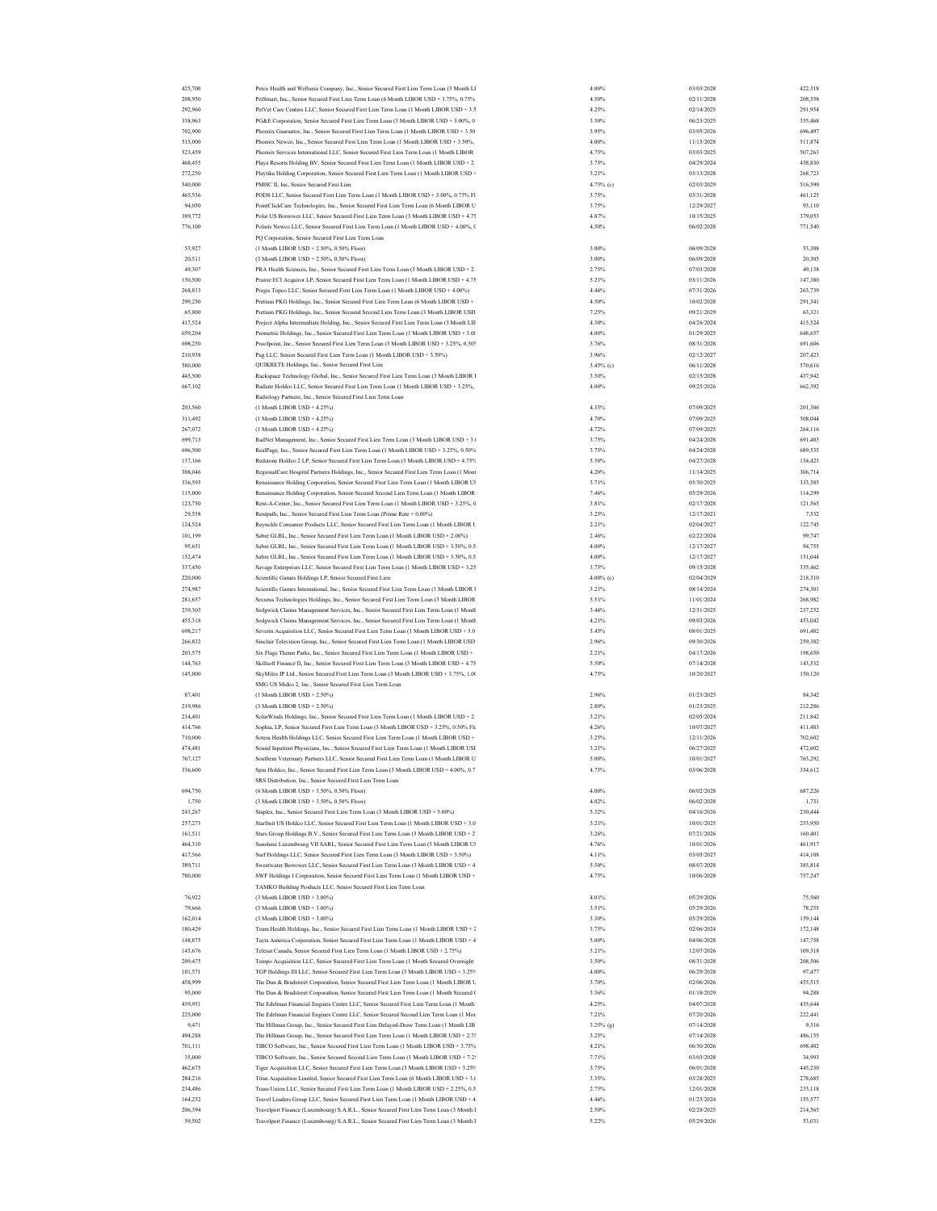| | | | | |
|---|---|---|---|---|
| 425,700 | Petco Health and Wellness Company, Inc., Senior Secured First Lien Term Loan (3 Month LI | 4.00% | 03/03/2028 | 422,318 |
| 208,950 | PetSmart, Inc., Senior Secured First Lien Term Loan (6 Month LIBOR USD + 3.75%, 0.75% | 4.50% | 02/11/2028 | 208,558 |
| 292,960 | PetVet Care Centers LLC, Senior Secured First Lien Term Loan (1 Month LIBOR USD + 3.5 | 4.25% | 02/14/2025 | 291,954 |
| 338,963 | PG&E Corporation, Senior Secured First Lien Term Loan (3 Month LIBOR USD + 3.00%, 0 | 3.50% | 06/23/2025 | 335,468 |
| 702,900 | Phoenix Guarantor, Inc., Senior Secured First Lien Term Loan (1 Month LIBOR USD + 3.50 | 3.95% | 03/05/2026 | 696,497 |
| 515,000 | Phoenix Newco, Inc., Senior Secured First Lien Term Loan (1 Month LIBOR USD + 3.50%, | 4.00% | 11/15/2028 | 511,874 |
| 523,459 | Phoenix Services International LLC, Senior Secured First Lien Term Loan (1 Month LIBOR | 4.75% | 03/03/2025 | 507,263 |
| 468,455 | Playa Resorts Holding BV, Senior Secured First Lien Term Loan (1 Month LIBOR USD + 2. | 3.75% | 04/29/2024 | 458,830 |
| 272,250 | Playtika Holding Corporation, Senior Secured First Lien Term Loan (1 Month LIBOR USD + | 3.21% | 03/13/2028 | 268,723 |
| 540,000 | PMHC II, Inc, Senior Secured First Lien | 4.75% (c) | 02/03/2029 | 516,599 |
| 465,536 | PODS LLC, Senior Secured First Lien Term Loan (1 Month LIBOR USD + 3.00%, 0.75% Fl | 3.75% | 03/31/2028 | 461,125 |
| 94,050 | PointClickCare Technologies, Inc., Senior Secured First Lien Term Loan (6 Month LIBOR U | 3.75% | 12/29/2027 | 93,110 |
| 389,772 | Polar US Borrower LLC, Senior Secured First Lien Term Loan (3 Month LIBOR USD + 4.75 | 4.87% | 10/15/2025 | 379,053 |
| 776,100 | Polaris Newco LLC, Senior Secured First Lien Term Loan (1 Month LIBOR USD + 4.00%, 0 | 4.50% | 06/02/2028 | 771,540 |
| | PQ Corporation, Senior Secured First Lien Term Loan | | | |
| 53,927 | (1 Month LIBOR USD + 2.50%, 0.50% Floor) | 3.00% | 06/09/2028 | 53,388 |
| 20,511 | (3 Month LIBOR USD + 2.50%, 0.50% Floor) | 3.00% | 06/09/2028 | 20,305 |
| 49,307 | PRA Health Sciences, Inc., Senior Secured First Lien Term Loan (3 Month LIBOR USD + 2. | 2.75% | 07/03/2028 | 49,138 |
| 150,500 | Prairie ECI Acquiror LP, Senior Secured First Lien Term Loan (1 Month LIBOR USD + 4.75 | 5.21% | 03/11/2026 | 147,380 |
| 268,813 | Pregis Topco LLC, Senior Secured First Lien Term Loan (1 Month LIBOR USD + 4.00%) | 4.46% | 07/31/2026 | 263,739 |
| 299,250 | Pretium PKG Holdings, Inc., Senior Secured First Lien Term Loan (6 Month LIBOR USD + | 4.50% | 10/02/2028 | 291,341 |
| 65,000 | Pretium PKG Holdings, Inc., Senior Secured Second Lien Term Loan (3 Month LIBOR USD | 7.25% | 09/21/2029 | 63,321 |
| 417,524 | Project Alpha Intermediate Holding, Inc., Senior Secured First Lien Term Loan (3 Month LIE | 4.30% | 04/26/2024 | 415,524 |
| 659,204 | Prometric Holdings, Inc., Senior Secured First Lien Term Loan (1 Month LIBOR USD + 3.0 | 4.00% | 01/29/2025 | 648,657 |
| 698,250 | Proofpoint, Inc., Senior Secured First Lien Term Loan (3 Month LIBOR USD + 3.25%, 0.50 | 3.76% | 08/31/2028 | 691,606 |
| 210,938 | Pug LLC, Senior Secured First Lien Term Loan (1 Month LIBOR USD + 3.50%) | 3.96% | 02/12/2027 | 207,423 |
| 580,000 | QUIKRETE Holdings, Inc., Senior Secured First Lien | 3.45% (c) | 06/11/2028 | 570,616 |
| 445,500 | Rackspace Technology Global, Inc., Senior Secured First Lien Term Loan (3 Month LIBOR | 3.50% | 02/15/2028 | 437,942 |
| 667,102 | Radiate Holdco LLC, Senior Secured First Lien Term Loan (1 Month LIBOR USD + 3.25%, | 4.00% | 09/25/2026 | 662,392 |
| | Radiology Partners, Inc., Senior Secured First Lien Term Loan | | | |
| 203,560 | (1 Month LIBOR USD + 4.25%) | 4.33% | 07/09/2025 | 201,306 |
| 311,492 | (1 Month LIBOR USD + 4.25%) | 4.70% | 07/09/2025 | 308,044 |
| 267,072 | (1 Month LIBOR USD + 4.25%) | 4.72% | 07/09/2025 | 264,116 |
| 699,713 | RadNet Management, Inc., Senior Secured First Lien Term Loan (3 Month LIBOR USD + 3. | 3.75% | 04/24/2028 | 691,403 |
| 696,500 | RealPage, Inc., Senior Secured First Lien Term Loan (1 Month LIBOR USD + 3.25%, 0.50% | 3.75% | 04/24/2028 | 689,535 |
| 137,166 | Redstone Holdco 2 LP, Senior Secured First Lien Term Loan (3 Month LIBOR USD + 4.75% | 5.50% | 04/27/2028 | 134,423 |
| 308,046 | RegionalCare Hospital Partners Holdings, Inc., Senior Secured First Lien Term Loan (1 Mont | 4.20% | 11/14/2025 | 306,714 |
| 336,593 | Renaissance Holding Corporation, Senior Secured First Lien Term Loan (1 Month LIBOR US | 3.71% | 05/30/2025 | 333,385 |
| 115,000 | Renaissance Holding Corporation, Senior Secured Second Lien Term Loan (1 Month LIBOR | 7.46% | 05/29/2026 | 114,299 |
| 123,750 | Rent-A-Center, Inc., Senior Secured First Lien Term Loan (1 Month LIBOR USD + 3.25%, 0 | 3.81% | 02/17/2028 | 121,565 |
| 29,538 | Rentpath, Inc., Senior Secured First Lien Term Loan (Prime Rate + 0.00%) | 3.25% | 12/17/2021 | 7,532 |
| 124,524 | Reynolds Consumer Products LLC, Senior Secured First Lien Term Loan (1 Month LIBOR U | 2.21% | 02/04/2027 | 122,745 |
| 101,199 | Sabre GLBL, Inc., Senior Secured First Lien Term Loan (1 Month LIBOR USD + 2.00%) | 2.46% | 02/22/2024 | 99,747 |
| 95,651 | Sabre GLBL, Inc., Senior Secured First Lien Term Loan (1 Month LIBOR USD + 3.50%, 0.5 | 4.00% | 12/17/2027 | 94,755 |
| 152,474 | Sabre GLBL, Inc., Senior Secured First Lien Term Loan (1 Month LIBOR USD + 3.50%, 0.5 | 4.00% | 12/17/2027 | 151,044 |
| 337,450 | Savage Enterprises LLC, Senior Secured First Lien Term Loan (1 Month LIBOR USD + 3.25 | 3.75% | 09/15/2028 | 335,462 |
| 220,000 | Scientific Games Holdings LP, Senior Secured First Lien | 4.00% (c) | 02/04/2029 | 218,310 |
| 274,987 | Scientific Games International, Inc., Senior Secured First Lien Term Loan (1 Month LIBOR | 3.21% | 08/14/2024 | 274,301 |
| 281,657 | Securus Technologies Holdings, Inc., Senior Secured First Lien Term Loan (3 Month LIBOR | 5.51% | 11/01/2024 | 268,982 |
| 239,303 | Sedgwick Claims Management Services, Inc., Senior Secured First Lien Term Loan (1 Month | 3.46% | 12/31/2025 | 237,252 |
| 455,318 | Sedgwick Claims Management Services, Inc., Senior Secured First Lien Term Loan (1 Month | 4.21% | 09/03/2026 | 453,042 |
| 698,217 | Severin Acquisition LLC, Senior Secured First Lien Term Loan (1 Month LIBOR USD + 3.0 | 3.45% | 08/01/2025 | 691,482 |
| 266,832 | Sinclair Television Group, Inc., Senior Secured First Lien Term Loan (1 Month LIBOR USD | 2.96% | 09/30/2026 | 259,382 |
| 203,575 | Six Flags Theme Parks, Inc., Senior Secured First Lien Term Loan (1 Month LIBOR USD + | 2.21% | 04/17/2026 | 198,650 |
| 144,763 | Skillsoft Finance II, Inc., Senior Secured First Lien Term Loan (3 Month LIBOR USD + 4.75 | 5.50% | 07/14/2028 | 143,532 |
| 145,000 | SkyMiles IP Ltd., Senior Secured First Lien Term Loan (3 Month LIBOR USD + 3.75%, 1.0 | 4.75% | 10/20/2027 | 150,120 |
| | SMG US Midco 2, Inc., Senior Secured First Lien Term Loan | | | |
| 87,401 | (1 Month LIBOR USD + 2.50%) | 2.96% | 01/23/2025 | 84,342 |
| 219,986 | (3 Month LIBOR USD + 2.50%) | 2.80% | 01/23/2025 | 212,286 |
| 214,401 | SolarWinds Holdings, Inc., Senior Secured First Lien Term Loan (1 Month LIBOR USD + 2. | 3.21% | 02/05/2024 | 211,842 |
| 414,766 | Sophia, LP, Senior Secured First Lien Term Loan (3 Month LIBOR USD + 3.25%, 0.50% Fl | 4.26% | 10/07/2027 | 411,483 |
| 710,000 | Sotera Health Holdings LLC, Senior Secured First Lien Term Loan (1 Month LIBOR USD + | 3.25% | 12/11/2026 | 702,602 |
| 474,481 | Sound Inpatient Physicians, Inc., Senior Secured First Lien Term Loan (1 Month LIBOR USI | 3.21% | 06/27/2025 | 472,602 |
| 767,127 | Southern Veterinary Partners LLC, Senior Secured First Lien Term Loan (1 Month LIBOR U | 5.00% | 10/01/2027 | 763,292 |
| 336,600 | Spin Holdco, Inc., Senior Secured First Lien Term Loan (3 Month LIBOR USD + 4.00%, 0.7 | 4.75% | 03/06/2028 | 334,612 |
| | SRS Distribution, Inc., Senior Secured First Lien Term Loan | | | |
| 694,750 | (6 Month LIBOR USD + 3.50%, 0.50% Floor) | 4.00% | 06/02/2028 | 687,226 |
| 1,750 | (3 Month LIBOR USD + 3.50%, 0.50% Floor) | 4.02% | 06/02/2028 | 1,731 |
| 243,267 | Staples, Inc., Senior Secured First Lien Term Loan (3 Month LIBOR USD + 5.00%) | 5.32% | 04/16/2026 | 230,444 |
| 257,273 | Starfruit US Holdco LLC, Senior Secured First Lien Term Loan (1 Month LIBOR USD + 3.0 | 3.21% | 10/01/2025 | 253,950 |
| 161,511 | Stars Group Holdings B.V., Senior Secured First Lien Term Loan (3 Month LIBOR USD + 2 | 3.26% | 07/21/2026 | 160,401 |
| 464,310 | Sunshine Luxembourg VII SARL, Senior Secured First Lien Term Loan (3 Month LIBOR US | 4.76% | 10/01/2026 | 461,917 |
| 417,566 | Surf Holdings LLC, Senior Secured First Lien Term Loan (3 Month LIBOR USD + 3.50%) | 4.11% | 03/05/2027 | 414,108 |
| 389,711 | Sweetwater Borrower LLC, Senior Secured First Lien Term Loan (3 Month LIBOR USD + 4 | 5.50% | 08/07/2028 | 385,814 |
| 780,000 | SWF Holdings I Corporation, Senior Secured First Lien Term Loan (1 Month LIBOR USD + | 4.75% | 10/06/2028 | 757,247 |
| | TAMKO Building Products LLC, Senior Secured First Lien Term Loan | | | |
| 76,922 | (3 Month LIBOR USD + 3.00%) | 4.01% | 05/29/2026 | 75,560 |
| 79,666 | (3 Month LIBOR USD + 3.00%) | 3.51% | 05/29/2026 | 78,255 |
| 162,014 | (3 Month LIBOR USD + 3.00%) | 3.30% | 05/29/2026 | 159,144 |
| 180,429 | Team Health Holdings, Inc., Senior Secured First Lien Term Loan (1 Month LIBOR USD + 2 | 3.75% | 02/06/2024 | 172,148 |
| 148,875 | Tecta America Corporation, Senior Secured First Lien Term Loan (1 Month LIBOR USD + 4 | 5.00% | 04/06/2028 | 147,758 |
| 145,676 | Telesat Canada, Senior Secured First Lien Term Loan (1 Month LIBOR USD + 2.75%) | 3.21% | 12/07/2026 | 109,318 |
| 209,475 | Tempo Acquisition LLC, Senior Secured First Lien Term Loan (1 Month Secured Overnight | 3.50% | 08/31/2028 | 208,506 |
| 101,571 | TGP Holdings III LLC, Senior Secured First Lien Term Loan (3 Month LIBOR USD + 3.25% | 4.00% | 06/29/2028 | 97,477 |
| 458,999 | The Dun & Bradstreet Corporation, Senior Secured First Lien Term Loan (1 Month LIBOR U | 3.70% | 02/06/2026 | 455,515 |
| 95,000 | The Dun & Bradstreet Corporation, Senior Secured First Lien Term Loan (1 Month Secured C | 3.56% | 01/18/2029 | 94,288 |
| 439,951 | The Edelman Financial Engines Centre LLC, Senior Secured First Lien Term Loan (1 Month | 4.25% | 04/07/2028 | 435,644 |
| 225,000 | The Edelman Financial Engines Centre LLC, Senior Secured Second Lien Term Loan (1 Mor | 7.21% | 07/20/2026 | 222,441 |
| 9,471 | The Hillman Group, Inc., Senior Secured First Lien Delayed-Draw Term Loan (1 Month LIB | 3.25% (g) | 07/14/2028 | 9,316 |
| 494,288 | The Hillman Group, Inc., Senior Secured First Lien Term Loan (1 Month LIBOR USD + 2.75 | 3.25% | 07/14/2028 | 486,155 |
| 701,111 | TIBCO Software, Inc., Senior Secured First Lien Term Loan (1 Month LIBOR USD + 3.75% | 4.21% | 06/30/2026 | 698,482 |
| 35,000 | TIBCO Software, Inc., Senior Secured Second Lien Term Loan (1 Month LIBOR USD + 7.2 | 7.71% | 03/03/2028 | 34,993 |
| 462,675 | Tiger Acquisition LLC, Senior Secured First Lien Term Loan (3 Month LIBOR USD + 3.25% | 3.75% | 06/01/2028 | 445,230 |
| 284,216 | Titan Acquisition Limited, Senior Secured First Lien Term Loan (6 Month LIBOR USD + 3.0 | 3.35% | 03/28/2025 | 278,685 |
| 234,486 | Trans Union LLC, Senior Secured First Lien Term Loan (1 Month LIBOR USD + 2.25%, 0.5 | 2.75% | 12/01/2028 | 233,118 |
| 164,252 | Travel Leaders Group LLC, Senior Secured First Lien Term Loan (1 Month LIBOR USD + 4 | 4.46% | 01/25/2024 | 155,577 |
| 206,394 | Travelport Finance (Luxembourg) S.A.R.L., Senior Secured First Lien Term Loan (3 Month L | 2.50% | 02/28/2025 | 214,565 |
| 59,502 | Travelport Finance (Luxembourg) S.A.R.L., Senior Secured First Lien Term Loan (3 Month L | 5.22% | 05/29/2026 | 53,031 |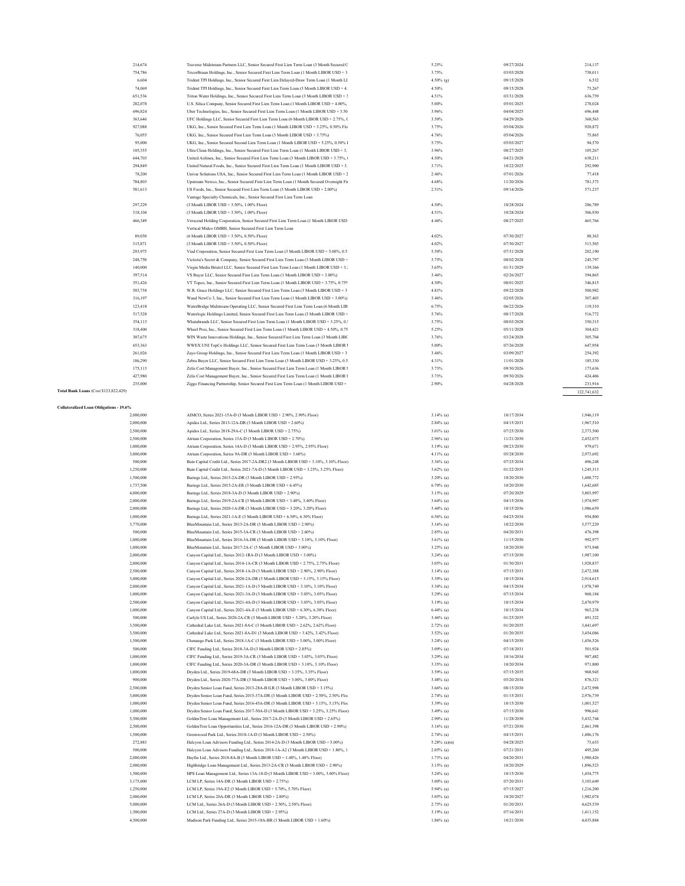| Principal Amount | Description | Rate | Maturity | Value |
|---|---|---|---|---|
| 214,674 | Traverse Midstream Partners LLC, Senior Secured First Lien Term Loan (3 Month Secured O | 5.25% | 09/27/2024 | 214,137 |
| 754,786 | TricorBraun Holdings, Inc., Senior Secured First Lien Term Loan (1 Month LIBOR USD + 3 | 3.75% | 03/03/2028 | 738,011 |
| 6,604 | Trident TPI Holdings, Inc., Senior Secured First Lien Delayed-Draw Term Loan (1 Month LI | 4.50% (g) | 09/15/2028 | 6,532 |
| 74,069 | Trident TPI Holdings, Inc., Senior Secured First Lien Term Loan (3 Month LIBOR USD + 4. | 4.50% | 09/15/2028 | 73,267 |
| 651,536 | Triton Water Holdings, Inc., Senior Secured First Lien Term Loan (3 Month LIBOR USD + 3 | 4.51% | 03/31/2028 | 636,759 |
| 282,078 | U.S. Silica Company, Senior Secured First Lien Term Loan (1 Month LIBOR USD + 4.00%, | 5.00% | 05/01/2025 | 278,024 |
| 696,824 | Uber Technologies, Inc., Senior Secured First Lien Term Loan (1 Month LIBOR USD + 3.50 | 3.96% | 04/04/2025 | 696,448 |
| 363,646 | UFC Holdings LLC, Senior Secured First Lien Term Loan (6 Month LIBOR USD + 2.75%, 0 | 3.50% | 04/29/2026 | 360,563 |
| 927,088 | UKG, Inc., Senior Secured First Lien Term Loan (1 Month LIBOR USD + 3.25%, 0.50% Flo | 3.75% | 05/04/2026 | 920,872 |
| 76,055 | UKG, Inc., Senior Secured First Lien Term Loan (3 Month LIBOR USD + 3.75%) | 4.76% | 05/04/2026 | 75,865 |
| 95,000 | UKG, Inc., Senior Secured Second Lien Term Loan (1 Month LIBOR USD + 5.25%, 0.50% F | 5.75% | 05/03/2027 | 94,570 |
| 105,355 | Ultra Clean Holdings, Inc., Senior Secured First Lien Term Loan (1 Month LIBOR USD + 3. | 3.96% | 08/27/2025 | 105,267 |
| 644,703 | United Airlines, Inc., Senior Secured First Lien Term Loan (3 Month LIBOR USD + 3.75%, | 4.50% | 04/21/2028 | 638,211 |
| 294,849 | United Natural Foods, Inc., Senior Secured First Lien Term Loan (1 Month LIBOR USD + 3. | 3.71% | 10/22/2025 | 292,900 |
| 78,200 | Univar Solutions USA, Inc., Senior Secured First Lien Term Loan (1 Month LIBOR USD + 2 | 2.46% | 07/01/2026 | 77,418 |
| 784,803 | Upstream Newco, Inc., Senior Secured First Lien Term Loan (1 Month Secured Overnight Fi | 4.68% | 11/20/2026 | 781,373 |
| 581,613 | US Foods, Inc., Senior Secured First Lien Term Loan (3 Month LIBOR USD + 2.00%) | 2.51% | 09/14/2026 | 571,237 |
| | Vantage Specialty Chemicals, Inc., Senior Secured First Lien Term Loan | | | |
| 297,229 | (3 Month LIBOR USD + 3.50%, 1.00% Floor) | 4.50% | 10/28/2024 | 286,789 |
| 318,104 | (3 Month LIBOR USD + 3.50%, 1.00% Floor) | 4.51% | 10/28/2024 | 306,930 |
| 466,349 | Verscend Holding Corporation, Senior Secured First Lien Term Loan (1 Month LIBOR USD | 4.46% | 08/27/2025 | 465,766 |
| | Vertical Midco GMBH, Senior Secured First Lien Term Loan | | | |
| 89,030 | (6 Month LIBOR USD + 3.50%, 0.50% Floor) | 4.02% | 07/30/2027 | 88,363 |
| 315,871 | (3 Month LIBOR USD + 3.50%, 0.50% Floor) | 4.02% | 07/30/2027 | 313,503 |
| 203,975 | Viad Corporation, Senior Secured First Lien Term Loan (3 Month LIBOR USD + 5.00%, 0.5 | 5.50% | 07/31/2028 | 202,190 |
| 248,750 | Victoria's Secret & Company, Senior Secured First Lien Term Loan (3 Month LIBOR USD + | 3.75% | 08/02/2028 | 245,797 |
| 140,000 | Virgin Media Bristol LLC, Senior Secured First Lien Term Loan (1 Month LIBOR USD + 3. | 3.65% | 01/31/2029 | 139,366 |
| 397,514 | VS Buyer LLC, Senior Secured First Lien Term Loan (1 Month LIBOR USD + 3.00%) | 3.46% | 02/26/2027 | 394,865 |
| 351,426 | VT Topco, Inc., Senior Secured First Lien Term Loan (1 Month LIBOR USD + 3.75%, 0.75% | 4.50% | 08/01/2025 | 346,815 |
| 503,738 | W.R. Grace Holdings LLC, Senior Secured First Lien Term Loan (3 Month LIBOR USD + 3 | 4.81% | 09/22/2028 | 500,982 |
| 316,197 | Wand NewCo 3, Inc., Senior Secured First Lien Term Loan (1 Month LIBOR USD + 3.00%) | 3.46% | 02/05/2026 | 307,403 |
| 123,418 | WaterBridge Midstream Operating LLC, Senior Secured First Lien Term Loan (6 Month LIB | 6.75% | 06/22/2026 | 119,310 |
| 517,528 | Waterlogic Holdings Limited, Senior Secured First Lien Term Loan (3 Month LIBOR USD + | 5.76% | 08/17/2028 | 516,772 |
| 354,113 | Whatabrands LLC, Senior Secured First Lien Term Loan (1 Month LIBOR USD + 3.25%, 0. | 3.75% | 08/03/2028 | 350,315 |
| 318,400 | Wheel Pros, Inc., Senior Secured First Lien Term Loan (1 Month LIBOR USD + 4.50%, 0.75 | 5.25% | 05/11/2028 | 304,421 |
| 307,675 | WIN Waste Innovations Holdings, Inc., Senior Secured First Lien Term Loan (3 Month LIBC | 3.76% | 03/24/2028 | 305,704 |
| 653,363 | WWEX UNI TopCo Holdings LLC, Senior Secured First Lien Term Loan (3 Month LIBOR | 5.00% | 07/26/2028 | 647,954 |
| 261,026 | Zayo Group Holdings, Inc., Senior Secured First Lien Term Loan (1 Month LIBOR USD + 3 | 3.46% | 03/09/2027 | 254,392 |
| 186,290 | Zebra Buyer LLC, Senior Secured First Lien Term Loan (3 Month LIBOR USD + 3.25%, 0.5 | 4.31% | 11/01/2028 | 185,330 |
| 175,113 | Zelis Cost Management Buyer, Inc., Senior Secured First Lien Term Loan (1 Month LIBOR U | 3.73% | 09/30/2026 | 173,636 |
| 427,980 | Zelis Cost Management Buyer, Inc., Senior Secured First Lien Term Loan (1 Month LIBOR U | 3.73% | 09/30/2026 | 424,406 |
| 235,000 | Ziggo Financing Partnership, Senior Secured First Lien Term Loan (1 Month LIBOR USD + | 2.90% | 04/28/2028 | 231,916 |
| **Total Bank Loans** (Cost $123,822,429) | | | | 122,741,632 |
| | | | | |
| **Collateralized Loan Obligations - 19.6%** | | | | |
| 2,000,000 | AIMCO, Series 2021-15A-D (3 Month LIBOR USD + 2.90%, 2.90% Floor) | 3.14% (a) | 10/17/2034 | 1,946,119 |
| 2,000,000 | Apidos Ltd., Series 2013-12A-DR (3 Month LIBOR USD + 2.60%) | 2.84% (a) | 04/15/2031 | 1,967,510 |
| 2,500,000 | Apidos Ltd., Series 2018-29A-C (3 Month LIBOR USD + 2.75%) | 3.01% (a) | 07/25/2030 | 2,373,500 |
| 2,500,000 | Atrium Corporation, Series 13A-D (3 Month LIBOR USD + 2.70%) | 2.96% (a) | 11/21/2030 | 2,452,075 |
| 1,000,000 | Atrium Corporation, Series 14A-D (3 Month LIBOR USD + 2.95%, 2.95% Floor) | 3.19% (a) | 08/23/2030 | 979,671 |
| 3,000,000 | Atrium Corporation, Series 9A-DR (3 Month LIBOR USD + 3.60%) | 4.11% (a) | 05/28/2030 | 2,973,692 |
| 500,000 | Bain Capital Credit Ltd., Series 2017-2A-DR2 (3 Month LIBOR USD + 3.10%, 3.10% Floor) | 3.36% (a) | 07/25/2034 | 496,248 |
| 1,250,000 | Bain Capital Credit Ltd., Series 2021-7A-D (3 Month LIBOR USD + 3.25%, 3.25% Floor) | 3.62% (a) | 01/22/2035 | 1,245,313 |
| 1,500,000 | Barings Ltd., Series 2015-2A-DR (3 Month LIBOR USD + 2.95%) | 3.20% (a) | 10/20/2030 | 1,488,772 |
| 1,737,500 | Barings Ltd., Series 2015-2A-ER (3 Month LIBOR USD + 6.45%) | 6.70% (a) | 10/20/2030 | 1,642,685 |
| 4,000,000 | Barings Ltd., Series 2018-3A-D (3 Month LIBOR USD + 2.90%) | 3.15% (a) | 07/20/2029 | 3,803,997 |
| 2,000,000 | Barings Ltd., Series 2019-2A-CR (3 Month LIBOR USD + 3.40%, 3.40% Floor) | 3.64% (a) | 04/15/2036 | 1,974,997 |
| 2,000,000 | Barings Ltd., Series 2020-1A-DR (3 Month LIBOR USD + 3.20%, 3.20% Floor) | 3.44% (a) | 10/15/2036 | 1,986,659 |
| 1,000,000 | Barings Ltd., Series 2021-1A-E (3 Month LIBOR USD + 6.30%, 6.30% Floor) | 6.56% (a) | 04/25/2034 | 954,800 |
| 3,770,000 | BlueMountain Ltd., Series 2013-2A-DR (3 Month LIBOR USD + 2.90%) | 3.16% (a) | 10/22/2030 | 3,577,229 |
| 500,000 | BlueMountain Ltd., Series 2015-3A-CR (3 Month LIBOR USD + 2.60%) | 2.85% (a) | 04/20/2031 | 476,398 |
| 1,000,000 | BlueMountain Ltd., Series 2016-3A-DR (3 Month LIBOR USD + 3.10%, 3.10% Floor) | 3.61% (a) | 11/15/2030 | 992,977 |
| 1,000,000 | BlueMountain Ltd., Series 2017-2A-C (3 Month LIBOR USD + 3.00%) | 3.25% (a) | 10/20/2030 | 973,948 |
| 2,000,000 | Canyon Capital Ltd., Series 2012-1RA-D (3 Month LIBOR USD + 3.00%) | 3.24% (a) | 07/15/2030 | 1,987,100 |
| 2,000,000 | Canyon Capital Ltd., Series 2014-1A-CR (3 Month LIBOR USD + 2.75%, 2.75% Floor) | 3.05% (a) | 01/30/2031 | 1,928,837 |
| 2,500,000 | Canyon Capital Ltd., Series 2018-1A-D (3 Month LIBOR USD + 2.90%, 2.90% Floor) | 3.14% (a) | 07/15/2031 | 2,472,388 |
| 3,000,000 | Canyon Capital Ltd., Series 2020-2A-DR (3 Month LIBOR USD + 3.15%, 3.15% Floor) | 3.39% (a) | 10/15/2034 | 2,914,615 |
| 2,000,000 | Canyon Capital Ltd., Series 2021-1A-D (3 Month LIBOR USD + 3.10%, 3.10% Floor) | 3.34% (a) | 04/15/2034 | 1,978,749 |
| 1,000,000 | Canyon Capital Ltd., Series 2021-3A-D (3 Month LIBOR USD + 3.05%, 3.05% Floor) | 3.29% (a) | 07/15/2034 | 968,184 |
| 2,500,000 | Canyon Capital Ltd., Series 2021-4A-D (3 Month LIBOR USD + 3.05%, 3.05% Floor) | 3.19% (a) | 10/15/2034 | 2,470,979 |
| 1,000,000 | Canyon Capital Ltd., Series 2021-4A-E (3 Month LIBOR USD + 6.30%, 6.30% Floor) | 6.44% (a) | 10/15/2034 | 963,238 |
| 500,000 | Carlyle US Ltd., Series 2020-2A-CR (3 Month LIBOR USD + 3.20%, 3.20% Floor) | 3.46% (a) | 01/25/2035 | 491,322 |
| 3,500,000 | Cathedral Lake Ltd., Series 2021-8A-C (3 Month LIBOR USD + 2.62%, 2.62% Floor) | 2.72% (a) | 01/20/2035 | 3,441,697 |
| 3,500,000 | Cathedral Lake Ltd., Series 2021-8A-D1 (3 Month LIBOR USD + 3.42%, 3.42% Floor) | 3.52% (a) | 01/20/2035 | 3,454,086 |
| 1,500,000 | Chenango Park Ltd., Series 2018-1A-C (3 Month LIBOR USD + 3.00%, 3.00% Floor) | 3.24% (a) | 04/15/2030 | 1,456,526 |
| 500,000 | CIFC Funding Ltd., Series 2018-3A-D (3 Month LIBOR USD + 2.85%) | 3.09% (a) | 07/18/2031 | 501,924 |
| 1,000,000 | CIFC Funding Ltd., Series 2019-3A-CR (3 Month LIBOR USD + 3.05%, 3.05% Floor) | 3.29% (a) | 10/16/2034 | 987,482 |
| 1,000,000 | CIFC Funding Ltd., Series 2020-3A-DR (3 Month LIBOR USD + 3.10%, 3.10% Floor) | 3.35% (a) | 10/20/2034 | 971,800 |
| 1,000,000 | Dryden Ltd., Series 2019-68A-DR (3 Month LIBOR USD + 3.35%, 3.35% Floor) | 3.59% (a) | 07/15/2035 | 968,945 |
| 900,000 | Dryden Ltd., Series 2020-77A-DR (3 Month LIBOR USD + 3.00%, 3.00% Floor) | 3.48% (a) | 05/20/2034 | 876,321 |
| 2,500,000 | Dryden Senior Loan Fund, Series 2013-28A-B1LR (3 Month LIBOR USD + 3.15%) | 3.66% (a) | 08/15/2030 | 2,472,998 |
| 3,000,000 | Dryden Senior Loan Fund, Series 2015-37A-DR (3 Month LIBOR USD + 2.50%, 2.50% Floo | 2.74% (a) | 01/15/2031 | 2,976,739 |
| 1,000,000 | Dryden Senior Loan Fund, Series 2016-45A-DR (3 Month LIBOR USD + 3.15%, 3.15% Floo | 3.39% (a) | 10/15/2030 | 1,001,527 |
| 1,000,000 | Dryden Senior Loan Fund, Series 2017-50A-D (3 Month LIBOR USD + 3.25%, 3.25% Floor) | 3.49% (a) | 07/15/2030 | 996,641 |
| 5,500,000 | GoldenTree Loan Management Ltd., Series 2017-2A-D (3 Month LIBOR USD + 2.65%) | 2.90% (a) | 11/28/2030 | 5,432,744 |
| 2,500,000 | GoldenTree Loan Opportunities Ltd., Series 2016-12A-DR (3 Month LIBOR USD + 2.90%) | 3.16% (a) | 07/21/2030 | 2,461,398 |
| 1,500,000 | Greenwood Park Ltd., Series 2018-1A-D (3 Month LIBOR USD + 2.50%) | 2.74% (a) | 04/15/2031 | 1,486,176 |
| 272,883 | Halcyon Loan Advisors Funding Ltd., Series 2014-2A-D (3 Month LIBOR USD + 5.00%) | 5.28% (a)(n) | 04/28/2025 | 73,653 |
| 500,000 | Halcyon Loan Advisors Funding Ltd., Series 2018-1A-A2 (3 Month LIBOR USD + 1.80%, 1 | 2.05% (a) | 07/21/2031 | 495,260 |
| 2,000,000 | Hayfin Ltd., Series 2018-8A-B (3 Month LIBOR USD + 1.48%, 1.48% Floor) | 1.73% (a) | 04/20/2031 | 1,980,426 |
| 2,000,000 | Highbridge Loan Management Ltd., Series 2013-2A-CR (3 Month LIBOR USD + 2.90%) | 3.15% (a) | 10/20/2029 | 1,896,523 |
| 1,500,000 | HPS Loan Management Ltd., Series 13A-18-D (3 Month LIBOR USD + 3.00%, 3.00% Floor) | 3.24% (a) | 10/15/2030 | 1,454,775 |
| 3,175,000 | LCM LP, Series 14A-DR (3 Month LIBOR USD + 2.75%) | 3.00% (a) | 07/20/2031 | 3,103,649 |
| 1,250,000 | LCM LP, Series 19A-E2 (3 Month LIBOR USD + 5.70%, 5.70% Floor) | 5.94% (a) | 07/15/2027 | 1,216,200 |
| 2,000,000 | LCM LP, Series 20A-DR (3 Month LIBOR USD + 2.80%) | 3.05% (a) | 10/20/2027 | 1,982,074 |
| 5,000,000 | LCM Ltd., Series 26A-D (3 Month LIBOR USD + 2.50%, 2.50% Floor) | 2.75% (a) | 01/20/2031 | 4,625,539 |
| 1,500,000 | LCM Ltd., Series 27A-D (3 Month LIBOR USD + 2.95%) | 3.19% (a) | 07/16/2031 | 1,411,152 |
| 4,500,000 | Madison Park Funding Ltd., Series 2015-18A-BR (3 Month LIBOR USD + 1.60%) | 1.86% (a) | 10/21/2030 | 4,435,884 |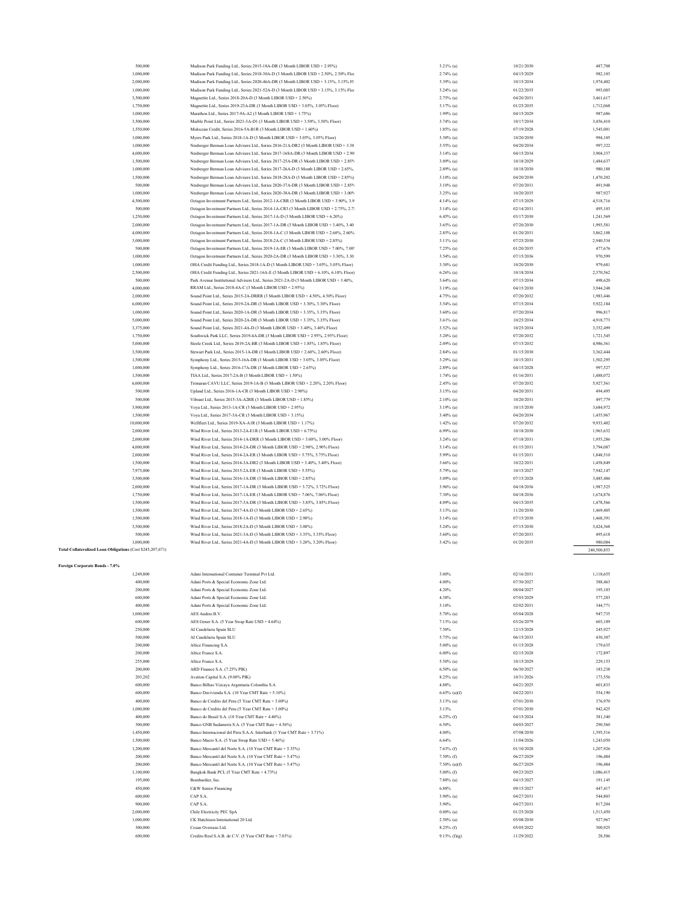| | | | | |
|---|---|---|---|---|
| 500,000 | Madison Park Funding Ltd., Series 2015-18A-DR (3 Month LIBOR USD + 2.95%) | 3.21% (a) | 10/21/2030 | 487,708 |
| 1,000,000 | Madison Park Funding Ltd., Series 2018-30A-D (3 Month LIBOR USD + 2.50%, 2.50% Floo | 2.74% (a) | 04/15/2029 | 982,103 |
| 2,000,000 | Madison Park Funding Ltd., Series 2020-46A-DR (3 Month LIBOR USD + 3.15%, 3.15% Fl | 3.39% (a) | 10/15/2034 | 1,974,402 |
| 1,000,000 | Madison Park Funding Ltd., Series 2021-52A-D (3 Month LIBOR USD + 3.15%, 3.15% Floo | 3.24% (a) | 01/22/2035 | 993,085 |
| 3,500,000 | Magnetite Ltd., Series 2018-20A-D (3 Month LIBOR USD + 2.50%) | 2.75% (a) | 04/20/2031 | 3,461,617 |
| 1,750,000 | Magnetite Ltd., Series 2019-23A-DR (3 Month LIBOR USD + 3.05%, 3.05% Floor) | 3.17% (a) | 01/25/2035 | 1,712,068 |
| 1,000,000 | Marathon Ltd., Series 2017-9A-A2 (3 Month LIBOR USD + 1.75%) | 1.99% (a) | 04/15/2029 | 987,686 |
| 3,500,000 | Marble Point Ltd., Series 2021-3A-D1 (3 Month LIBOR USD + 3.50%, 3.50% Floor) | 3.74% (a) | 10/17/2034 | 3,456,410 |
| 1,550,000 | Midocean Credit, Series 2016-5A-B1R (3 Month LIBOR USD + 1.60%) | 1.85% (a) | 07/19/2028 | 1,545,001 |
| 1,000,000 | Myers Park Ltd., Series 2018-1A-D (3 Month LIBOR USD + 3.05%, 3.05% Floor) | 3.30% (a) | 10/20/2030 | 994,105 |
| 1,000,000 | Neuberger Berman Loan Advisers Ltd., Series 2016-21A-DR2 (3 Month LIBOR USD + 3.30 | 3.55% (a) | 04/20/2034 | 997,322 |
| 4,000,000 | Neuberger Berman Loan Advisers Ltd., Series 2017-16SA-DR (3 Month LIBOR USD + 2.90 | 3.14% (a) | 04/15/2034 | 3,904,337 |
| 1,500,000 | Neuberger Berman Loan Advisers Ltd., Series 2017-25A-DR (3 Month LIBOR USD + 2.85% | 3.09% (a) | 10/18/2029 | 1,484,637 |
| 1,000,000 | Neuberger Berman Loan Advisers Ltd., Series 2017-26A-D (3 Month LIBOR USD + 2.65%, | 2.89% (a) | 10/18/2030 | 980,188 |
| 1,500,000 | Neuberger Berman Loan Advisers Ltd., Series 2018-28A-D (3 Month LIBOR USD + 2.85%) | 3.10% (a) | 04/20/2030 | 1,470,202 |
| 500,000 | Neuberger Berman Loan Advisers Ltd., Series 2020-37A-DR (3 Month LIBOR USD + 2.85% | 3.10% (a) | 07/20/2031 | 491,948 |
| 1,000,000 | Neuberger Berman Loan Advisers Ltd., Series 2020-38A-DR (3 Month LIBOR USD + 3.00% | 3.25% (a) | 10/20/2035 | 987,927 |
| 4,500,000 | Octagon Investment Partners Ltd., Series 2012-1A-CRR (3 Month LIBOR USD + 3.90%, 3.9 | 4.14% (a) | 07/15/2029 | 4,518,716 |
| 500,000 | Octagon Investment Partners Ltd., Series 2014-1A-CR3 (3 Month LIBOR USD + 2.75%, 2.7 | 3.14% (a) | 02/14/2031 | 495,103 |
| 1,250,000 | Octagon Investment Partners Ltd., Series 2017-1A-D (3 Month LIBOR USD + 6.20%) | 6.45% (a) | 03/17/2030 | 1,241,569 |
| 2,000,000 | Octagon Investment Partners Ltd., Series 2017-1A-DR (3 Month LIBOR USD + 3.40%, 3.40 | 3.65% (a) | 07/20/2030 | 1,993,581 |
| 4,000,000 | Octagon Investment Partners Ltd., Series 2018-1A-C (3 Month LIBOR USD + 2.60%, 2.60% | 2.85% (a) | 01/20/2031 | 3,862,108 |
| 3,000,000 | Octagon Investment Partners Ltd., Series 2018-2A-C (3 Month LIBOR USD + 2.85%) | 3.11% (a) | 07/25/2030 | 2,940,534 |
| 500,000 | Octagon Investment Partners Ltd., Series 2019-1A-ER (3 Month LIBOR USD + 7.00%, 7.00% | 7.25% (a) | 01/20/2035 | 477,676 |
| 1,000,000 | Octagon Investment Partners Ltd., Series 2020-2A-DR (3 Month LIBOR USD + 3.30%, 3.30 | 3.54% (a) | 07/15/2036 | 970,599 |
| 1,000,000 | OHA Credit Funding Ltd., Series 2018-1A-D (3 Month LIBOR USD + 3.05%, 3.05% Floor) | 3.30% (a) | 10/20/2030 | 979,681 |
| 2,500,000 | OHA Credit Funding Ltd., Series 2021-16A-E (3 Month LIBOR USD + 6.10%, 6.10% Floor) | 6.26% (a) | 10/18/2034 | 2,370,562 |
| 500,000 | Park Avenue Institutional Advisers Ltd., Series 2021-2A-D (3 Month LIBOR USD + 3.40%, | 3.64% (a) | 07/15/2034 | 498,620 |
| 4,000,000 | RRAM Ltd., Series 2018-4A-C (3 Month LIBOR USD + 2.95%) | 3.19% (a) | 04/15/2030 | 3,944,248 |
| 2,000,000 | Sound Point Ltd., Series 2015-2A-DRRR (3 Month LIBOR USD + 4.50%, 4.50% Floor) | 4.75% (a) | 07/20/2032 | 1,983,446 |
| 6,000,000 | Sound Point Ltd., Series 2019-2A-DR (3 Month LIBOR USD + 3.30%, 3.30% Floor) | 3.54% (a) | 07/15/2034 | 5,922,184 |
| 1,000,000 | Sound Point Ltd., Series 2020-1A-DR (3 Month LIBOR USD + 3.35%, 3.35% Floor) | 3.60% (a) | 07/20/2034 | 996,817 |
| 5,000,000 | Sound Point Ltd., Series 2020-2A-DR (3 Month LIBOR USD + 3.35%, 3.35% Floor) | 3.61% (a) | 10/25/2034 | 4,918,773 |
| 3,375,000 | Sound Point Ltd., Series 2021-4A-D (3 Month LIBOR USD + 3.40%, 3.40% Floor) | 3.52% (a) | 10/25/2034 | 3,352,499 |
| 1,750,000 | Southwick Park LLC, Series 2019-4A-DR (3 Month LIBOR USD + 2.95%, 2.95% Floor) | 3.20% (a) | 07/20/2032 | 1,721,545 |
| 5,000,000 | Steele Creek Ltd., Series 2019-2A-BR (3 Month LIBOR USD + 1.85%, 1.85% Floor) | 2.09% (a) | 07/15/2032 | 4,986,361 |
| 3,500,000 | Stewart Park Ltd., Series 2015-1A-DR (3 Month LIBOR USD + 2.60%, 2.60% Floor) | 2.84% (a) | 01/15/2030 | 3,362,444 |
| 1,500,000 | Symphony Ltd., Series 2015-16A-DR (3 Month LIBOR USD + 3.05%, 3.05% Floor) | 3.29% (a) | 10/15/2031 | 1,502,295 |
| 1,000,000 | Symphony Ltd., Series 2016-17A-DR (3 Month LIBOR USD + 2.65%) | 2.89% (a) | 04/15/2028 | 997,527 |
| 1,500,000 | TIAA Ltd., Series 2017-2A-B (3 Month LIBOR USD + 1.50%) | 1.74% (a) | 01/16/2031 | 1,488,072 |
| 6,000,000 | Trimaran CAVU LLC, Series 2019-1A-B (3 Month LIBOR USD + 2.20%, 2.20% Floor) | 2.45% (a) | 07/20/2032 | 5,927,561 |
| 500,000 | Upland Ltd., Series 2016-1A-CR (3 Month LIBOR USD + 2.90%) | 3.15% (a) | 04/20/2031 | 494,495 |
| 500,000 | Vibrant Ltd., Series 2015-3A-A2RR (3 Month LIBOR USD + 1.85%) | 2.10% (a) | 10/20/2031 | 497,779 |
| 3,900,000 | Voya Ltd., Series 2013-1A-CR (3 Month LIBOR USD + 2.95%) | 3.19% (a) | 10/15/2030 | 3,684,972 |
| 1,500,000 | Voya Ltd., Series 2017-3A-CR (3 Month LIBOR USD + 3.15%) | 3.40% (a) | 04/20/2034 | 1,455,967 |
| 10,000,000 | Wellfleet Ltd., Series 2019-XA-A1R (3 Month LIBOR USD + 1.17%) | 1.42% (a) | 07/20/2032 | 9,933,402 |
| 2,000,000 | Wind River Ltd., Series 2013-2A-E1R (3 Month LIBOR USD + 6.75%) | 6.99% (a) | 10/18/2030 | 1,963,632 |
| 2,000,000 | Wind River Ltd., Series 2014-1A-DRR (3 Month LIBOR USD + 3.00%, 3.00% Floor) | 3.24% (a) | 07/18/2031 | 1,955,286 |
| 4,000,000 | Wind River Ltd., Series 2014-2A-DR (3 Month LIBOR USD + 2.90%, 2.90% Floor) | 3.14% (a) | 01/15/2031 | 3,794,087 |
| 2,000,000 | Wind River Ltd., Series 2014-2A-ER (3 Month LIBOR USD + 5.75%, 5.75% Floor) | 5.99% (a) | 01/15/2031 | 1,848,510 |
| 1,500,000 | Wind River Ltd., Series 2014-3A-DR2 (3 Month LIBOR USD + 3.40%, 3.40% Floor) | 3.66% (a) | 10/22/2031 | 1,458,849 |
| 7,975,000 | Wind River Ltd., Series 2015-2A-ER (3 Month LIBOR USD + 5.55%) | 5.79% (a) | 10/15/2027 | 7,942,147 |
| 3,500,000 | Wind River Ltd., Series 2016-1A-DR (3 Month LIBOR USD + 2.85%) | 3.09% (a) | 07/15/2028 | 3,485,486 |
| 2,000,000 | Wind River Ltd., Series 2017-1A-DR (3 Month LIBOR USD + 3.72%, 3.72% Floor) | 3.96% (a) | 04/18/2036 | 1,987,525 |
| 1,750,000 | Wind River Ltd., Series 2017-1A-ER (3 Month LIBOR USD + 7.06%, 7.06% Floor) | 7.30% (a) | 04/18/2036 | 1,674,876 |
| 1,500,000 | Wind River Ltd., Series 2017-3A-DR (3 Month LIBOR USD + 3.85%, 3.85% Floor) | 4.09% (a) | 04/15/2035 | 1,478,566 |
| 1,500,000 | Wind River Ltd., Series 2017-4A-D (3 Month LIBOR USD + 2.65%) | 3.13% (a) | 11/20/2030 | 1,469,405 |
| 1,500,000 | Wind River Ltd., Series 2018-1A-D (3 Month LIBOR USD + 2.90%) | 3.14% (a) | 07/15/2030 | 1,468,391 |
| 3,500,000 | Wind River Ltd., Series 2018-2A-D (3 Month LIBOR USD + 3.00%) | 3.24% (a) | 07/15/2030 | 3,424,368 |
| 500,000 | Wind River Ltd., Series 2021-3A-D (3 Month LIBOR USD + 3.35%, 3.35% Floor) | 3.60% (a) | 07/20/2033 | 495,618 |
| 1,000,000 | Wind River Ltd., Series 2021-4A-D (3 Month LIBOR USD + 3.20%, 3.20% Floor) | 3.42% (a) | 01/20/2035 | 980,084 |
| **Total Collateralized Loan Obligations** (Cost $245,207,671) | | | | 240,500,853 |

**Foreign Corporate Bonds - 7.0%**

| | | | | |
|---|---|---|---|---|
| 1,249,800 | Adani International Container Terminal Pvt Ltd. | 3.00% | 02/16/2031 | 1,118,655 |
| 400,000 | Adani Ports & Special Economic Zone Ltd. | 4.00% | 07/30/2027 | 388,463 |
| 200,000 | Adani Ports & Special Economic Zone Ltd. | 4.20% | 08/04/2027 | 195,183 |
| 600,000 | Adani Ports & Special Economic Zone Ltd. | 4.38% | 07/03/2029 | 577,283 |
| 400,000 | Adani Ports & Special Economic Zone Ltd. | 3.10% | 02/02/2031 | 344,771 |
| 1,000,000 | AES Andres B.V. | 5.70% (a) | 05/04/2028 | 947,735 |
| 600,000 | AES Gener S.A. (5 Year Swap Rate USD + 4.64%) | 7.13% (a) | 03/26/2079 | 603,189 |
| 250,000 | AI Candelaria Spain SLU | 7.50% | 12/15/2028 | 245,927 |
| 500,000 | AI Candelaria Spain SLU | 5.75% (a) | 06/15/2033 | 430,307 |
| 200,000 | Altice Financing S.A. | 5.00% (a) | 01/15/2028 | 179,635 |
| 200,000 | Altice France S.A. | 6.00% (a) | 02/15/2028 | 172,897 |
| 255,000 | Altice France S.A. | 5.50% (a) | 10/15/2029 | 229,153 |
| 200,000 | ARD Finance S.A. (7.25% PIK) | 6.50% (a) | 06/30/2027 | 183,238 |
| 203,202 | Avation Capital S.A. (9.00% PIK) | 8.25% (a) | 10/31/2026 | 173,556 |
| 600,000 | Banco Bilbao Vizcaya Argentaria Colombia S.A | 4.88% | 04/21/2025 | 601,833 |
| 600,000 | Banco Davivienda S.A. (10 Year CMT Rate + 5.10%) | 6.65% (a)(f) | 04/22/2031 | 554,190 |
| 400,000 | Banco de Credito del Peru (5 Year CMT Rate + 3.00%) | 3.13% (a) | 07/01/2030 | 376,970 |
| 1,000,000 | Banco de Credito del Peru (5 Year CMT Rate + 3.00%) | 3.13% | 07/01/2030 | 942,425 |
| 400,000 | Banco do Brasil S.A. (10 Year CMT Rate + 4.40%) | 6.25% (f) | 04/15/2024 | 381,340 |
| 300,000 | Banco GNB Sudameris S.A. (5 Year CMT Rate + 4.56%) | 6.50% | 04/03/2027 | 290,560 |
| 1,450,000 | Banco Internacional del Peru S.A.A. Interbank (1 Year CMT Rate + 3.71%) | 4.00% | 07/08/2030 | 1,395,516 |
| 1,500,000 | Banco Macro S.A. (5 Year Swap Rate USD + 5.46%) | 6.64% | 11/04/2026 | 1,243,050 |
| 1,200,000 | Banco Mercantil del Norte S.A. (10 Year CMT Rate + 5.35%) | 7.63% (f) | 01/10/2028 | 1,207,926 |
| 200,000 | Banco Mercantil del Norte S.A. (10 Year CMT Rate + 5.47%) | 7.50% (f) | 06/27/2029 | 196,484 |
| 200,000 | Banco Mercantil del Norte S.A. (10 Year CMT Rate + 5.47%) | 7.50% (a)(f) | 06/27/2029 | 196,484 |
| 1,100,000 | Bangkok Bank PCL (5 Year CMT Rate + 4.73%) | 5.00% (f) | 09/23/2025 | 1,086,415 |
| 195,000 | Bombardier, Inc. | 7.88% (a) | 04/15/2027 | 191,145 |
| 450,000 | C&W Senior Financing | 6.88% | 09/15/2027 | 447,417 |
| 600,000 | CAP S.A. | 3.90% (a) | 04/27/2031 | 544,803 |
| 900,000 | CAP S.A. | 3.90% | 04/27/2031 | 817,204 |
| 2,000,000 | Chile Electricity PEC SpA | 0.00% (a) | 01/25/2028 | 1,513,450 |
| 1,000,000 | CK Hutchison International 20 Ltd. | 2.50% (a) | 05/08/2030 | 927,967 |
| 300,000 | Cosan Overseas Ltd. | 8.25% (f) | 05/05/2022 | 300,925 |
| 600,000 | Credito Real S.A.B. de C.V. (5 Year CMT Rate + 7.03%) | 9.13% (f)(g) | 11/29/2022 | 28,506 |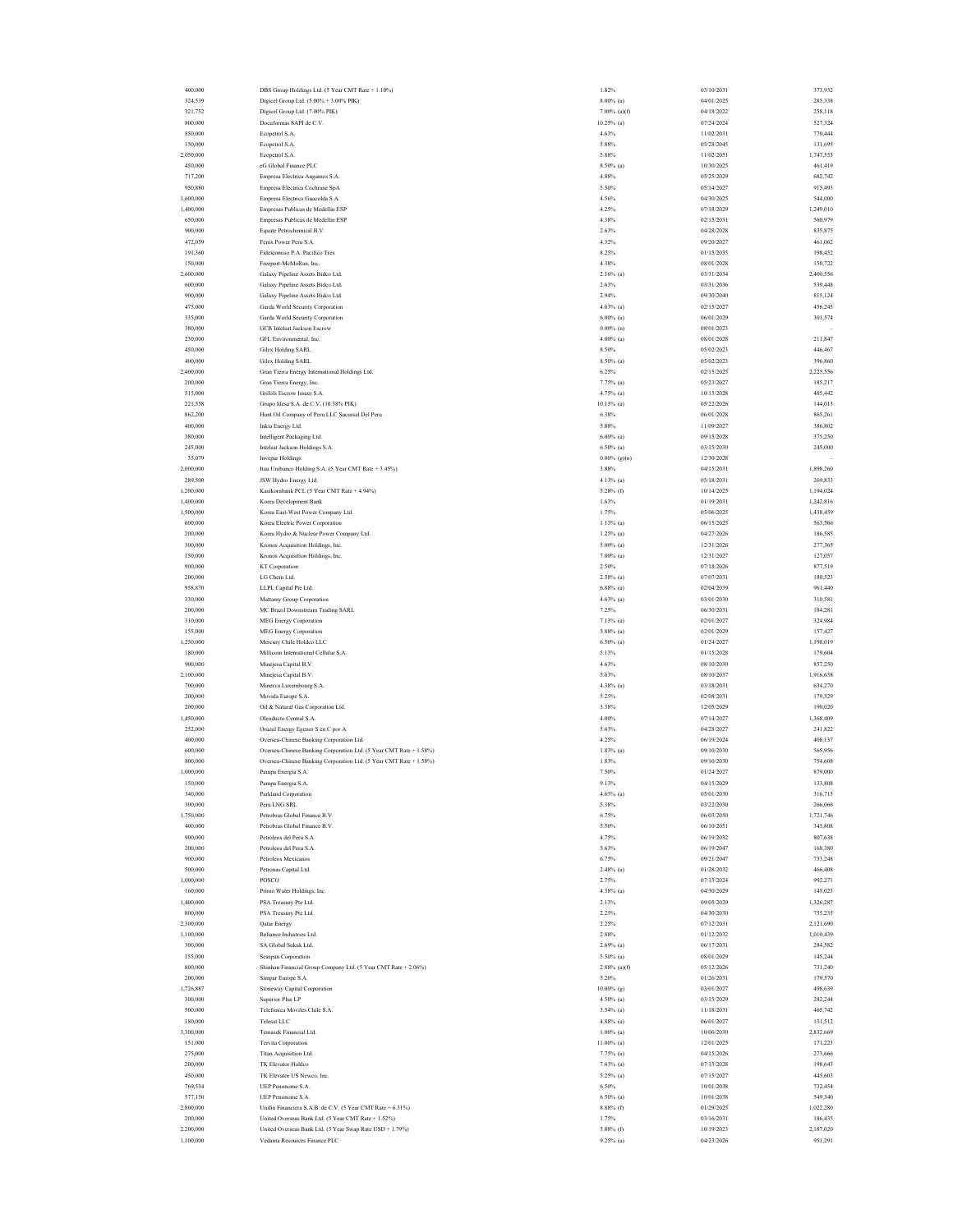| | | | | |
|---|---|---|---|---|
| 400,000 | DBS Group Holdings Ltd. (5 Year CMT Rate + 1.10%) | 1.82% | 03/10/2031 | 373,932 |
| 324,539 | Digicel Group Ltd. (5.00% + 3.00% PIK) | 8.00% (a) | 04/01/2025 | 285,338 |
| 321,752 | Digicel Group Ltd. (7.00% PIK) | 7.00% (a)(f) | 04/18/2022 | 258,118 |
| 800,000 | Docuformas SAPI de C.V. | 10.25% (a) | 07/24/2024 | 527,324 |
| 850,000 | Ecopetrol S.A. | 4.63% | 11/02/2031 | 770,444 |
| 150,000 | Ecopetrol S.A. | 5.88% | 05/28/2045 | 131,695 |
| 2,050,000 | Ecopetrol S.A. | 5.88% | 11/02/2051 | 1,747,553 |
| 450,000 | eG Global Finance PLC | 8.50% (a) | 10/30/2025 | 461,419 |
| 717,200 | Empresa Electrica Angamos S.A. | 4.88% | 05/25/2029 | 682,742 |
| 950,880 | Empresa Electrica Cochrane SpA | 5.50% | 05/14/2027 | 915,493 |
| 1,600,000 | Empresa Electrica Guacolda S.A. | 4.56% | 04/30/2025 | 544,000 |
| 1,400,000 | Empresas Publicas de Medellin ESP | 4.25% | 07/18/2029 | 1,249,010 |
| 650,000 | Empresas Publicas de Medellin ESP | 4.38% | 02/15/2031 | 560,979 |
| 900,000 | Equate Petrochemical B.V. | 2.63% | 04/28/2028 | 835,875 |
| 472,059 | Fenix Power Peru S.A. | 4.32% | 09/20/2027 | 461,062 |
| 191,360 | Fideicomiso P.A. Pacifico Tres | 8.25% | 01/15/2035 | 198,452 |
| 150,000 | Freeport-McMoRan, Inc. | 4.38% | 08/01/2028 | 150,722 |
| 2,600,000 | Galaxy Pipeline Assets Bidco Ltd. | 2.16% (a) | 03/31/2034 | 2,400,556 |
| 600,000 | Galaxy Pipeline Assets Bidco Ltd. | 2.63% | 03/31/2036 | 539,448 |
| 900,000 | Galaxy Pipeline Assets Bidco Ltd. | 2.94% | 09/30/2040 | 815,124 |
| 475,000 | Garda World Security Corporation | 4.63% (a) | 02/15/2027 | 456,245 |
| 335,000 | Garda World Security Corporation | 6.00% (a) | 06/01/2029 | 301,574 |
| 380,000 | GCB Intelsat Jackson Escrow | 0.00% (n) | 08/01/2023 | – |
| 230,000 | GFL Environmental, Inc. | 4.00% (a) | 08/01/2028 | 211,847 |
| 450,000 | Gilex Holding SARL | 8.50% | 05/02/2023 | 446,467 |
| 400,000 | Gilex Holding SARL | 8.50% (a) | 05/02/2023 | 396,860 |
| 2,400,000 | Gran Tierra Energy International Holdings Ltd. | 6.25% | 02/15/2025 | 2,225,556 |
| 200,000 | Gran Tierra Energy, Inc. | 7.75% (a) | 05/23/2027 | 185,217 |
| 515,000 | Grifols Escrow Issuer S.A. | 4.75% (a) | 10/15/2028 | 485,442 |
| 221,558 | Grupo Idesa S.A. de C.V. (10.38% PIK) | 10.13% (a) | 05/22/2026 | 144,013 |
| 862,200 | Hunt Oil Company of Peru LLC Sucursal Del Peru | 6.38% | 06/01/2028 | 865,261 |
| 400,000 | Inkia Energy Ltd. | 5.88% | 11/09/2027 | 386,802 |
| 380,000 | Intelligent Packaging Ltd. | 6.00% (a) | 09/15/2028 | 375,250 |
| 245,000 | Intelsat Jackson Holdings S.A. | 6.50% (a) | 03/15/2030 | 245,000 |
| 35,079 | Invepar Holdings | 0.00% (g)(n) | 12/30/2028 | – |
| 2,000,000 | Itau Unibanco Holding S.A. (5 Year CMT Rate + 3.45%) | 3.88% | 04/15/2031 | 1,898,260 |
| 289,500 | JSW Hydro Energy Ltd. | 4.13% (a) | 05/18/2031 | 269,833 |
| 1,200,000 | Kasikornbank PCL (5 Year CMT Rate + 4.94%) | 5.28% (f) | 10/14/2025 | 1,194,024 |
| 1,400,000 | Korea Development Bank | 1.63% | 01/19/2031 | 1,242,816 |
| 1,500,000 | Korea East-West Power Company Ltd. | 1.75% | 05/06/2025 | 1,438,459 |
| 600,000 | Korea Electric Power Corporation | 1.13% (a) | 06/15/2025 | 563,566 |
| 200,000 | Korea Hydro & Nuclear Power Company Ltd. | 1.25% (a) | 04/27/2026 | 186,585 |
| 300,000 | Kronos Acquisition Holdings, Inc. | 5.00% (a) | 12/31/2026 | 277,365 |
| 150,000 | Kronos Acquisition Holdings, Inc. | 7.00% (a) | 12/31/2027 | 127,057 |
| 900,000 | KT Corporation | 2.50% | 07/18/2026 | 877,519 |
| 200,000 | LG Chem Ltd. | 2.38% (a) | 07/07/2031 | 180,523 |
| 958,870 | LLPL Capital Pte Ltd. | 6.88% (a) | 02/04/2039 | 961,440 |
| 330,000 | Mattamy Group Corporation | 4.63% (a) | 03/01/2030 | 310,581 |
| 200,000 | MC Brazil Downstream Trading SARL | 7.25% | 06/30/2031 | 184,281 |
| 310,000 | MEG Energy Corporation | 7.13% (a) | 02/01/2027 | 324,984 |
| 155,000 | MEG Energy Corporation | 5.88% (a) | 02/01/2029 | 157,427 |
| 1,250,000 | Mercury Chile Holdco LLC | 6.50% (a) | 01/24/2027 | 1,198,019 |
| 180,000 | Millicom International Cellular S.A. | 5.13% | 01/15/2028 | 179,604 |
| 900,000 | Minejesa Capital B.V. | 4.63% | 08/10/2030 | 857,250 |
| 2,100,000 | Minejesa Capital B.V. | 5.63% | 08/10/2037 | 1,916,638 |
| 700,000 | Minerva Luxembourg S.A. | 4.38% (a) | 03/18/2031 | 634,270 |
| 200,000 | Movida Europe S.A. | 5.25% | 02/08/2031 | 179,529 |
| 200,000 | Oil & Natural Gas Corporation Ltd. | 3.38% | 12/05/2029 | 190,020 |
| 1,450,000 | Oleoducto Central S.A. | 4.00% | 07/14/2027 | 1,368,409 |
| 252,000 | Orazul Energy Egenor S en C por A | 5.63% | 04/28/2027 | 241,822 |
| 400,000 | Oversea-Chinese Banking Corporation Ltd. | 4.25% | 06/19/2024 | 408,137 |
| 600,000 | Oversea-Chinese Banking Corporation Ltd. (5 Year CMT Rate + 1.58%) | 1.83% (a) | 09/10/2030 | 565,956 |
| 800,000 | Oversea-Chinese Banking Corporation Ltd. (5 Year CMT Rate + 1.58%) | 1.83% | 09/10/2030 | 754,608 |
| 1,000,000 | Pampa Energia S.A. | 7.50% | 01/24/2027 | 879,000 |
| 150,000 | Pampa Energia S.A. | 9.13% | 04/15/2029 | 133,808 |
| 340,000 | Parkland Corporation | 4.63% (a) | 05/01/2030 | 316,715 |
| 300,000 | Peru LNG SRL | 5.38% | 03/22/2030 | 266,066 |
| 1,750,000 | Petrobras Global Finance B.V. | 6.75% | 06/03/2050 | 1,721,746 |
| 400,000 | Petrobras Global Finance B.V. | 5.50% | 06/10/2051 | 343,808 |
| 900,000 | Petroleos del Peru S.A. | 4.75% | 06/19/2032 | 807,638 |
| 200,000 | Petroleos del Peru S.A. | 5.63% | 06/19/2047 | 168,380 |
| 900,000 | Petroleos Mexicanos | 6.75% | 09/21/2047 | 733,248 |
| 500,000 | Petronas Capital Ltd. | 2.48% (a) | 01/28/2032 | 466,408 |
| 1,000,000 | POSCO | 2.75% | 07/15/2024 | 992,271 |
| 160,000 | Primo Water Holdings, Inc. | 4.38% (a) | 04/30/2029 | 145,023 |
| 1,400,000 | PSA Treasury Pte Ltd. | 2.13% | 09/05/2029 | 1,326,287 |
| 800,000 | PSA Treasury Pte Ltd. | 2.25% | 04/30/2030 | 755,235 |
| 2,300,000 | Qatar Energy | 2.25% | 07/12/2031 | 2,121,690 |
| 1,100,000 | Reliance Industries Ltd. | 2.88% | 01/12/2032 | 1,010,439 |
| 300,000 | SA Global Sukuk Ltd. | 2.69% (a) | 06/17/2031 | 284,582 |
| 155,000 | Seaspan Corporation | 5.50% (a) | 08/01/2029 | 145,244 |
| 800,000 | Shinhan Financial Group Company Ltd. (5 Year CMT Rate + 2.06%) | 2.88% (a)(f) | 05/12/2026 | 731,240 |
| 200,000 | Simpar Europe S.A. | 5.20% | 01/26/2031 | 179,570 |
| 1,726,887 | Stoneway Capital Corporation | 10.00% (g) | 03/01/2027 | 498,639 |
| 300,000 | Superior Plus LP | 4.50% (a) | 03/15/2029 | 282,244 |
| 500,000 | Telefonica Moviles Chile S.A. | 3.54% (a) | 11/18/2031 | 465,742 |
| 180,000 | Telesat LLC | 4.88% (a) | 06/01/2027 | 131,512 |
| 3,300,000 | Temasek Financial Ltd. | 1.00% (a) | 10/06/2030 | 2,832,669 |
| 151,000 | Tervita Corporation | 11.00% (a) | 12/01/2025 | 171,223 |
| 275,000 | Titan Acquisition Ltd. | 7.75% (a) | 04/15/2026 | 273,666 |
| 200,000 | TK Elevator Holdco | 7.63% (a) | 07/15/2028 | 198,643 |
| 450,000 | TK Elevator US Newco, Inc. | 5.25% (a) | 07/15/2027 | 445,603 |
| 769,534 | UEP Penonome S.A. | 6.50% | 10/01/2038 | 732,454 |
| 577,150 | UEP Penonome S.A. | 6.50% (a) | 10/01/2038 | 549,340 |
| 2,800,000 | Unifin Financiera S.A.B. de C.V. (5 Year CMT Rate + 6.31%) | 8.88% (f) | 01/29/2025 | 1,022,280 |
| 200,000 | United Overseas Bank Ltd. (5 Year CMT Rate + 1.52%) | 1.75% | 03/16/2031 | 186,435 |
| 2,200,000 | United Overseas Bank Ltd. (5 Year Swap Rate USD + 1.79%) | 3.88% (f) | 10/19/2023 | 2,187,020 |
| 1,100,000 | Vedanta Resources Finance PLC | 9.25% (a) | 04/23/2026 | 951,291 |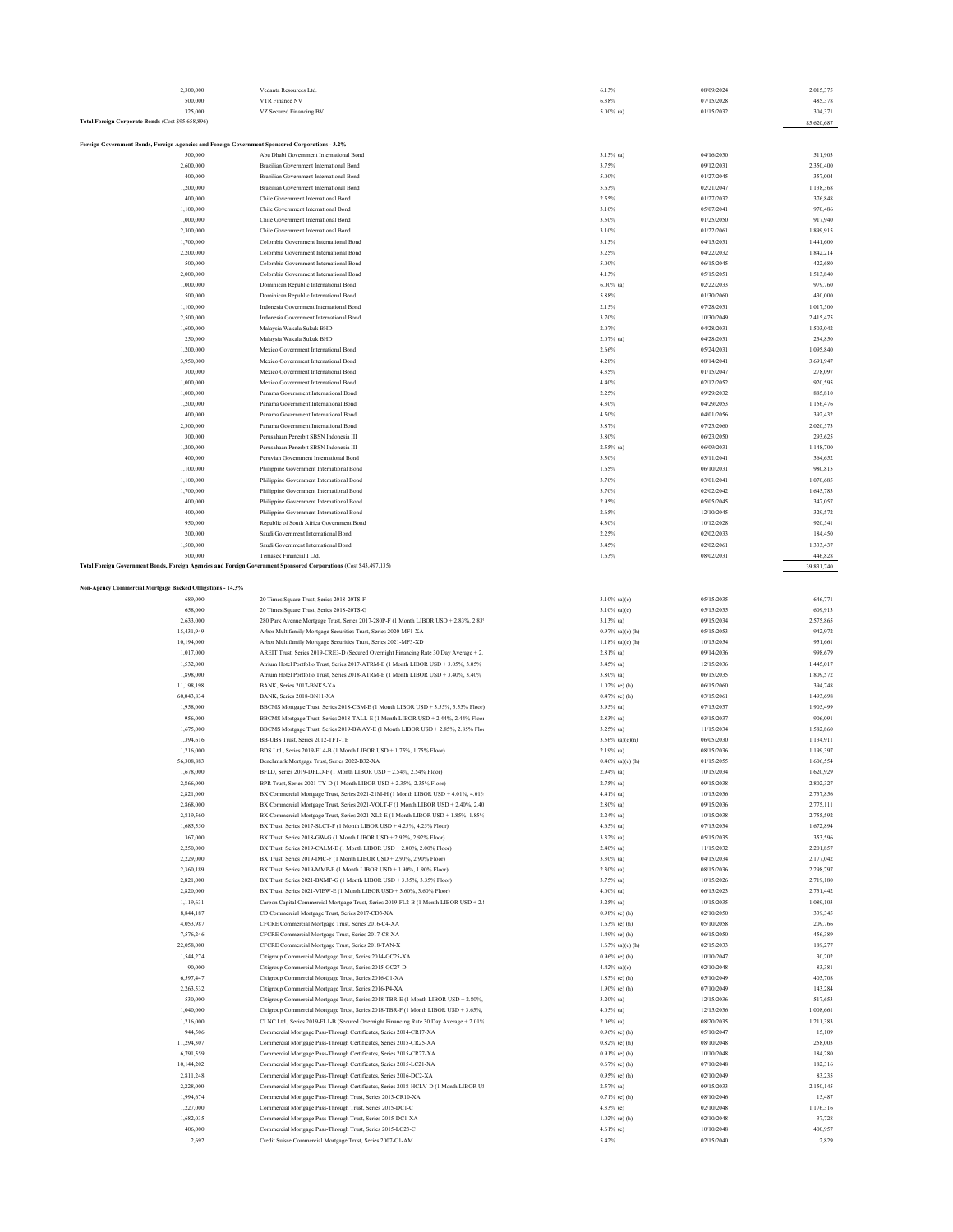| | | | | |
|---|---|---|---|---|
| 2,300,000 | Vedanta Resources Ltd. | 6.13% | 08/09/2024 | 2,015,375 |
| 500,000 | VTR Finance NV | 6.38% | 07/15/2028 | 485,378 |
| 325,000 | VZ Secured Financing BV | 5.00% (a) | 01/15/2032 | 304,371 |
| **Total Foreign Corporate Bonds** (Cost $95,658,896) | | | | 85,620,687 |
| | | | | |
| **Foreign Government Bonds, Foreign Agencies and Foreign Government Sponsored Corporations - 3.2%** | | | | |
| 500,000 | Abu Dhabi Government International Bond | 3.13% (a) | 04/16/2030 | 511,903 |
| 2,600,000 | Brazilian Government International Bond | 3.75% | 09/12/2031 | 2,350,400 |
| 400,000 | Brazilian Government International Bond | 5.00% | 01/27/2045 | 357,004 |
| 1,200,000 | Brazilian Government International Bond | 5.63% | 02/21/2047 | 1,138,368 |
| 400,000 | Chile Government International Bond | 2.55% | 01/27/2032 | 376,848 |
| 1,100,000 | Chile Government International Bond | 3.10% | 05/07/2041 | 970,486 |
| 1,000,000 | Chile Government International Bond | 3.50% | 01/25/2050 | 917,940 |
| 2,300,000 | Chile Government International Bond | 3.10% | 01/22/2061 | 1,899,915 |
| 1,700,000 | Colombia Government International Bond | 3.13% | 04/15/2031 | 1,441,600 |
| 2,200,000 | Colombia Government International Bond | 3.25% | 04/22/2032 | 1,842,214 |
| 500,000 | Colombia Government International Bond | 5.00% | 06/15/2045 | 422,680 |
| 2,000,000 | Colombia Government International Bond | 4.13% | 05/15/2051 | 1,513,840 |
| 1,000,000 | Dominican Republic International Bond | 6.00% (a) | 02/22/2033 | 979,760 |
| 500,000 | Dominican Republic International Bond | 5.88% | 01/30/2060 | 430,000 |
| 1,100,000 | Indonesia Government International Bond | 2.15% | 07/28/2031 | 1,017,500 |
| 2,500,000 | Indonesia Government International Bond | 3.70% | 10/30/2049 | 2,415,475 |
| 1,600,000 | Malaysia Wakala Sukuk BHD | 2.07% | 04/28/2031 | 1,503,042 |
| 250,000 | Malaysia Wakala Sukuk BHD | 2.07% (a) | 04/28/2031 | 234,850 |
| 1,200,000 | Mexico Government International Bond | 2.66% | 05/24/2031 | 1,095,840 |
| 3,950,000 | Mexico Government International Bond | 4.28% | 08/14/2041 | 3,691,947 |
| 300,000 | Mexico Government International Bond | 4.35% | 01/15/2047 | 278,097 |
| 1,000,000 | Mexico Government International Bond | 4.40% | 02/12/2052 | 920,595 |
| 1,000,000 | Panama Government International Bond | 2.25% | 09/29/2032 | 885,810 |
| 1,200,000 | Panama Government International Bond | 4.30% | 04/29/2053 | 1,156,476 |
| 400,000 | Panama Government International Bond | 4.50% | 04/01/2056 | 392,432 |
| 2,300,000 | Panama Government International Bond | 3.87% | 07/23/2060 | 2,020,573 |
| 300,000 | Perusahaan Penerbit SBSN Indonesia III | 3.80% | 06/23/2050 | 293,625 |
| 1,200,000 | Perusahaan Penerbit SBSN Indonesia III | 2.55% (a) | 06/09/2031 | 1,148,700 |
| 400,000 | Peruvian Government International Bond | 3.30% | 03/11/2041 | 364,652 |
| 1,100,000 | Philippine Government International Bond | 1.65% | 06/10/2031 | 980,815 |
| 1,100,000 | Philippine Government International Bond | 3.70% | 03/01/2041 | 1,070,685 |
| 1,700,000 | Philippine Government International Bond | 3.70% | 02/02/2042 | 1,645,783 |
| 400,000 | Philippine Government International Bond | 2.95% | 05/05/2045 | 347,057 |
| 400,000 | Philippine Government International Bond | 2.65% | 12/10/2045 | 329,572 |
| 950,000 | Republic of South Africa Government Bond | 4.30% | 10/12/2028 | 920,541 |
| 200,000 | Saudi Government International Bond | 2.25% | 02/02/2033 | 184,450 |
| 1,500,000 | Saudi Government International Bond | 3.45% | 02/02/2061 | 1,333,437 |
| 500,000 | Temasek Financial I Ltd. | 1.63% | 08/02/2031 | 446,828 |
| **Total Foreign Government Bonds, Foreign Agencies and Foreign Government Sponsored Corporations** (Cost $43,497,135) | | | | 39,831,740 |
| | | | | |
| **Non-Agency Commercial Mortgage Backed Obligations - 14.3%** | | | | |
| 689,000 | 20 Times Square Trust, Series 2018-20TS-F | 3.10% (a)(e) | 05/15/2035 | 646,771 |
| 658,000 | 20 Times Square Trust, Series 2018-20TS-G | 3.10% (a)(e) | 05/15/2035 | 609,913 |
| 2,633,000 | 280 Park Avenue Mortgage Trust, Series 2017-280P-F (1 Month LIBOR USD + 2.83%, 2.83 | 3.13% (a) | 09/15/2034 | 2,575,865 |
| 15,431,949 | Arbor Multifamily Mortgage Securities Trust, Series 2020-MF1-XA | 0.97% (a)(e)(h) | 05/15/2053 | 942,972 |
| 10,194,000 | Arbor Multifamily Mortgage Securities Trust, Series 2021-MF3-XD | 1.18% (a)(e)(h) | 10/15/2054 | 951,661 |
| 1,017,000 | AREIT Trust, Series 2019-CRE3-D (Secured Overnight Financing Rate 30 Day Average + 2. | 2.81% (a) | 09/14/2036 | 998,679 |
| 1,532,000 | Atrium Hotel Portfolio Trust, Series 2017-ATRM-E (1 Month LIBOR USD + 3.05%, 3.05% | 3.45% (a) | 12/15/2036 | 1,445,017 |
| 1,898,000 | Atrium Hotel Portfolio Trust, Series 2018-ATRM-E (1 Month LIBOR USD + 3.40%, 3.40% | 3.80% (a) | 06/15/2035 | 1,809,572 |
| 11,198,198 | BANK, Series 2017-BNK5-XA | 1.02% (e) (h) | 06/15/2060 | 394,748 |
| 60,043,834 | BANK, Series 2018-BN11-XA | 0.47% (e) (h) | 03/15/2061 | 1,493,698 |
| 1,958,000 | BBCMS Mortgage Trust, Series 2018-CBM-E (1 Month LIBOR USD + 3.55%, 3.55% Floor) | 3.95% (a) | 07/15/2037 | 1,905,499 |
| 956,000 | BBCMS Mortgage Trust, Series 2018-TALL-E (1 Month LIBOR USD + 2.44%, 2.44% Floor | 2.83% (a) | 03/15/2037 | 906,091 |
| 1,675,000 | BBCMS Mortgage Trust, Series 2019-BWAY-E (1 Month LIBOR USD + 2.85%, 2.85% Flo | 3.25% (a) | 11/15/2034 | 1,582,860 |
| 1,394,616 | BB-UBS Trust, Series 2012-TFT-TE | 3.56% (a)(e)(n) | 06/05/2030 | 1,134,911 |
| 1,216,000 | BDS Ltd., Series 2019-FL4-B (1 Month LIBOR USD + 1.75%, 1.75% Floor) | 2.19% (a) | 08/15/2036 | 1,199,397 |
| 56,308,883 | Benchmark Mortgage Trust, Series 2022-B32-XA | 0.46% (a)(e) (h) | 01/15/2055 | 1,606,554 |
| 1,678,000 | BFLD, Series 2019-DPLO-F (1 Month LIBOR USD + 2.54%, 2.54% Floor) | 2.94% (a) | 10/15/2034 | 1,620,929 |
| 2,866,000 | BPR Trust, Series 2021-TY-D (1 Month LIBOR USD + 2.35%, 2.35% Floor) | 2.75% (a) | 09/15/2038 | 2,802,327 |
| 2,821,000 | BX Commercial Mortgage Trust, Series 2021-21M-H (1 Month LIBOR USD + 4.01%, 4.01% | 4.41% (a) | 10/15/2036 | 2,737,856 |
| 2,868,000 | BX Commercial Mortgage Trust, Series 2021-VOLT-F (1 Month LIBOR USD + 2.40%, 2.40 | 2.80% (a) | 09/15/2036 | 2,775,111 |
| 2,819,560 | BX Commercial Mortgage Trust, Series 2021-XL2-E (1 Month LIBOR USD + 1.85%, 1.85% | 2.24% (a) | 10/15/2038 | 2,755,592 |
| 1,685,550 | BX Trust, Series 2017-SLCT-F (1 Month LIBOR USD + 4.25%, 4.25% Floor) | 4.65% (a) | 07/15/2034 | 1,672,894 |
| 367,000 | BX Trust, Series 2018-GW-G (1 Month LIBOR USD + 2.92%, 2.92% Floor) | 3.32% (a) | 05/15/2035 | 353,596 |
| 2,250,000 | BX Trust, Series 2019-CALM-E (1 Month LIBOR USD + 2.00%, 2.00% Floor) | 2.40% (a) | 11/15/2032 | 2,201,857 |
| 2,229,000 | BX Trust, Series 2019-IMC-F (1 Month LIBOR USD + 2.90%, 2.90% Floor) | 3.30% (a) | 04/15/2034 | 2,177,042 |
| 2,360,189 | BX Trust, Series 2019-MMP-E (1 Month LIBOR USD + 1.90%, 1.90% Floor) | 2.30% (a) | 08/15/2036 | 2,298,797 |
| 2,821,000 | BX Trust, Series 2021-BXMF-G (1 Month LIBOR USD + 3.35%, 3.35% Floor) | 3.75% (a) | 10/15/2026 | 2,719,180 |
| 2,820,000 | BX Trust, Series 2021-VIEW-E (1 Month LIBOR USD + 3.60%, 3.60% Floor) | 4.00% (a) | 06/15/2023 | 2,731,442 |
| 1,119,631 | Carbon Capital Commercial Mortgage Trust, Series 2019-FL2-B (1 Month LIBOR USD + 2.! | 3.25% (a) | 10/15/2035 | 1,089,103 |
| 8,844,187 | CD Commercial Mortgage Trust, Series 2017-CD3-XA | 0.98% (e) (h) | 02/10/2050 | 339,345 |
| 4,053,987 | CFCRE Commercial Mortgage Trust, Series 2016-C4-XA | 1.63% (e) (h) | 05/10/2058 | 209,766 |
| 7,576,246 | CFCRE Commercial Mortgage Trust, Series 2017-C8-XA | 1.49% (e) (h) | 06/15/2050 | 456,389 |
| 22,058,000 | CFCRE Commercial Mortgage Trust, Series 2018-TAN-X | 1.63% (a)(e) (h) | 02/15/2033 | 189,277 |
| 1,544,274 | Citigroup Commercial Mortgage Trust, Series 2014-GC25-XA | 0.96% (e) (h) | 10/10/2047 | 30,202 |
| 90,000 | Citigroup Commercial Mortgage Trust, Series 2015-GC27-D | 4.42% (a)(e) | 02/10/2048 | 83,381 |
| 6,597,447 | Citigroup Commercial Mortgage Trust, Series 2016-C1-XA | 1.83% (e) (h) | 05/10/2049 | 403,708 |
| 2,263,532 | Citigroup Commercial Mortgage Trust, Series 2016-P4-XA | 1.90% (e) (h) | 07/10/2049 | 143,284 |
| 530,000 | Citigroup Commercial Mortgage Trust, Series 2018-TBR-E (1 Month LIBOR USD + 2.80%, | 3.20% (a) | 12/15/2036 | 517,653 |
| 1,040,000 | Citigroup Commercial Mortgage Trust, Series 2018-TBR-F (1 Month LIBOR USD + 3.65%, | 4.05% (a) | 12/15/2036 | 1,008,661 |
| 1,216,000 | CLNC Ltd., Series 2019-FL1-B (Secured Overnight Financing Rate 30 Day Average + 2.01% | 2.06% (a) | 08/20/2035 | 1,211,383 |
| 944,506 | Commercial Mortgage Pass-Through Certificates, Series 2014-CR17-XA | 0.96% (e) (h) | 05/10/2047 | 15,109 |
| 11,294,307 | Commercial Mortgage Pass-Through Certificates, Series 2015-CR25-XA | 0.82% (e) (h) | 08/10/2048 | 258,003 |
| 6,791,559 | Commercial Mortgage Pass-Through Certificates, Series 2015-CR27-XA | 0.91% (e) (h) | 10/10/2048 | 184,280 |
| 10,144,202 | Commercial Mortgage Pass-Through Certificates, Series 2015-LC21-XA | 0.67% (e) (h) | 07/10/2048 | 182,316 |
| 2,811,248 | Commercial Mortgage Pass-Through Certificates, Series 2016-DC2-XA | 0.95% (e) (h) | 02/10/2049 | 83,235 |
| 2,228,000 | Commercial Mortgage Pass-Through Certificates, Series 2018-HCLV-D (1 Month LIBOR US | 2.57% (a) | 09/15/2033 | 2,150,145 |
| 1,994,674 | Commercial Mortgage Pass-Through Trust, Series 2013-CR10-XA | 0.71% (e) (h) | 08/10/2046 | 15,487 |
| 1,227,000 | Commercial Mortgage Pass-Through Trust, Series 2015-DC1-C | 4.33% (e) | 02/10/2048 | 1,176,316 |
| 1,682,035 | Commercial Mortgage Pass-Through Trust, Series 2015-DC1-XA | 1.02% (e) (h) | 02/10/2048 | 37,728 |
| 406,000 | Commercial Mortgage Pass-Through Trust, Series 2015-LC23-C | 4.61% (e) | 10/10/2048 | 400,957 |
| 2,692 | Credit Suisse Commercial Mortgage Trust, Series 2007-C1-AM | 5.42% | 02/15/2040 | 2,829 |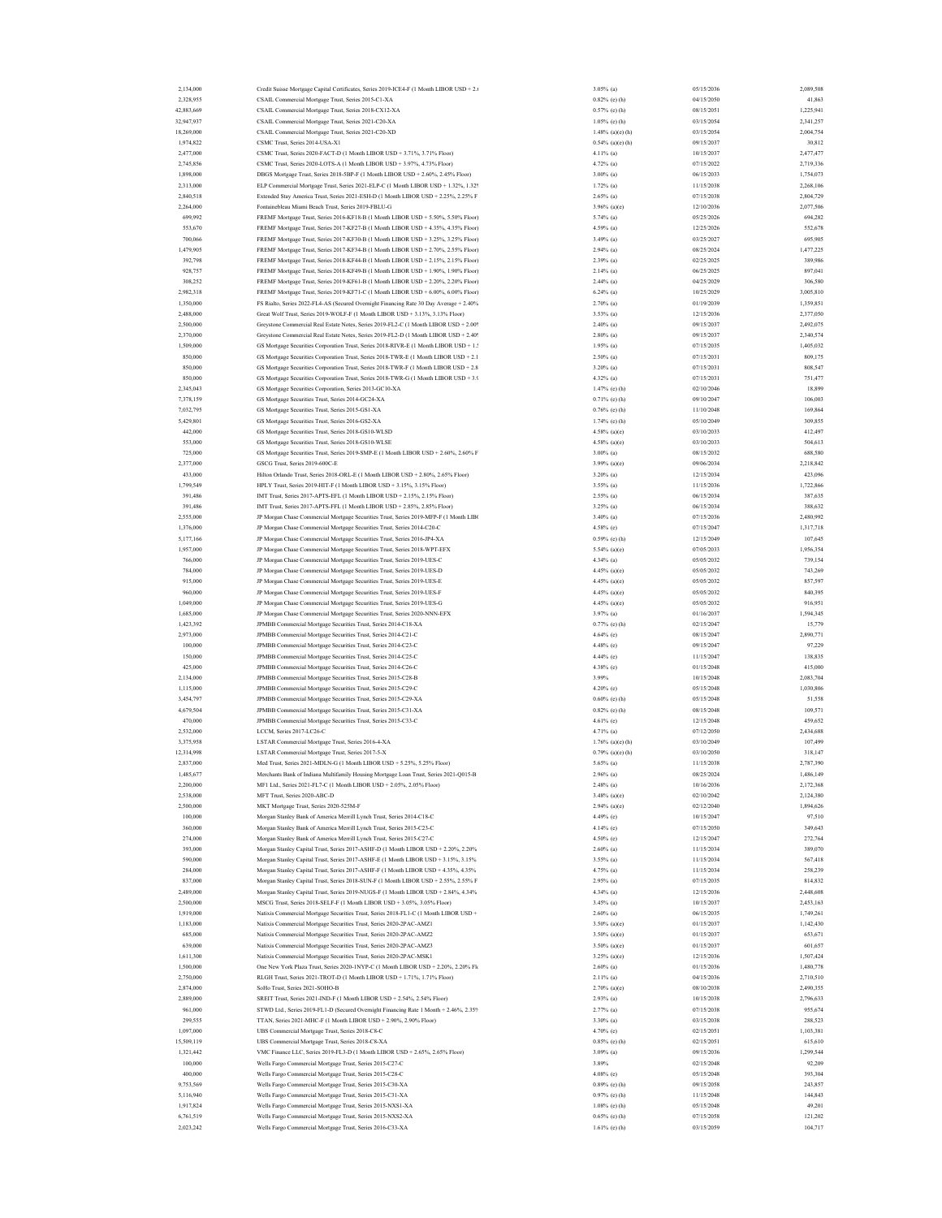| | | | | |
|---|---|---|---|---|
| 2,134,000 | Credit Suisse Mortgage Capital Certificates, Series 2019-ICE4-F (1 Month LIBOR USD + 2.( | 3.05% (a) | 05/15/2036 | 2,089,508 |
| 2,328,953 | CSAIL Commercial Mortgage Trust, Series 2015-C1-XA | 0.82% (e) (h) | 04/15/2050 | 41,863 |
| 42,883,669 | CSAIL Commercial Mortgage Trust, Series 2018-CX12-XA | 0.57% (e) (h) | 08/15/2051 | 1,225,941 |
| 32,947,937 | CSAIL Commercial Mortgage Trust, Series 2021-C20-XA | 1.05% (e) (h) | 03/15/2054 | 2,341,257 |
| 18,269,000 | CSAIL Commercial Mortgage Trust, Series 2021-C20-XD | 1.48% (a)(e) (h) | 03/15/2054 | 2,004,754 |
| 1,974,822 | CSMC Trust, Series 2014-USA-X1 | 0.54% (a)(e) (h) | 09/15/2037 | 30,812 |
| 2,477,000 | CSMC Trust, Series 2020-FACT-D (1 Month LIBOR USD + 3.71%, 3.71% Floor) | 4.11% (a) | 10/15/2037 | 2,477,477 |
| 2,745,856 | CSMC Trust, Series 2020-LOTS-A (1 Month LIBOR USD + 3.97%, 4.73% Floor) | 4.72% (a) | 07/15/2022 | 2,719,336 |
| 1,898,000 | DBGS Mortgage Trust, Series 2018-5BP-F (1 Month LIBOR USD + 2.60%, 2.45% Floor) | 3.00% (a) | 06/15/2033 | 1,754,073 |
| 2,313,000 | ELP Commercial Mortgage Trust, Series 2021-ELP-C (1 Month LIBOR USD + 1.32%, 1.329 | 1.72% (a) | 11/15/2038 | 2,268,106 |
| 2,840,518 | Extended Stay America Trust, Series 2021-ESH-D (1 Month LIBOR USD + 2.25%, 2.25% F | 2.65% (a) | 07/15/2038 | 2,804,729 |
| 2,264,000 | Fontainebleau Miami Beach Trust, Series 2019-FBLU-G | 3.96% (a)(e) | 12/10/2036 | 2,077,506 |
| 699,992 | FREMF Mortgage Trust, Series 2016-KF18-B (1 Month LIBOR USD + 5.50%, 5.50% Floor) | 5.74% (a) | 05/25/2026 | 694,282 |
| 553,670 | FREMF Mortgage Trust, Series 2017-KF27-B (1 Month LIBOR USD + 4.35%, 4.35% Floor) | 4.59% (a) | 12/25/2026 | 552,678 |
| 700,066 | FREMF Mortgage Trust, Series 2017-KF30-B (1 Month LIBOR USD + 3.25%, 3.25% Floor) | 3.49% (a) | 03/25/2027 | 695,905 |
| 1,479,905 | FREMF Mortgage Trust, Series 2017-KF34-B (1 Month LIBOR USD + 2.70%, 2.55% Floor) | 2.94% (a) | 08/25/2024 | 1,477,225 |
| 392,798 | FREMF Mortgage Trust, Series 2018-KF44-B (1 Month LIBOR USD + 2.15%, 2.15% Floor) | 2.39% (a) | 02/25/2025 | 389,986 |
| 928,757 | FREMF Mortgage Trust, Series 2018-KF49-B (1 Month LIBOR USD + 1.90%, 1.90% Floor) | 2.14% (a) | 06/25/2025 | 897,041 |
| 308,252 | FREMF Mortgage Trust, Series 2019-KF61-B (1 Month LIBOR USD + 2.20%, 2.20% Floor) | 2.44% (a) | 04/25/2029 | 306,580 |
| 2,982,318 | FREMF Mortgage Trust, Series 2019-KF71-C (1 Month LIBOR USD + 6.00%, 6.00% Floor) | 6.24% (a) | 10/25/2029 | 3,005,810 |
| 1,350,000 | FS Rialto, Series 2022-FL4-AS (Secured Overnight Financing Rate 30 Day Average + 2.40% | 2.70% (a) | 01/19/2039 | 1,359,851 |
| 2,488,000 | Great Wolf Trust, Series 2019-WOLF-F (1 Month LIBOR USD + 3.13%, 3.13% Floor) | 3.53% (a) | 12/15/2036 | 2,377,050 |
| 2,500,000 | Greystone Commercial Real Estate Notes, Series 2019-FL2-C (1 Month LIBOR USD + 2.00% | 2.40% (a) | 09/15/2037 | 2,492,075 |
| 2,370,000 | Greystone Commercial Real Estate Notes, Series 2019-FL2-D (1 Month LIBOR USD + 2.40% | 2.80% (a) | 09/15/2037 | 2,340,574 |
| 1,509,000 | GS Mortgage Securities Corporation Trust, Series 2018-RIVR-E (1 Month LIBOR USD + 1.5 | 1.95% (a) | 07/15/2035 | 1,405,032 |
| 850,000 | GS Mortgage Securities Corporation Trust, Series 2018-TWR-E (1 Month LIBOR USD + 2.1 | 2.50% (a) | 07/15/2031 | 809,175 |
| 850,000 | GS Mortgage Securities Corporation Trust, Series 2018-TWR-F (1 Month LIBOR USD + 2.8 | 3.20% (a) | 07/15/2031 | 808,547 |
| 850,000 | GS Mortgage Securities Corporation Trust, Series 2018-TWR-G (1 Month LIBOR USD + 3.9 | 4.32% (a) | 07/15/2031 | 751,477 |
| 2,345,043 | GS Mortgage Securities Corporation, Series 2013-GC10-XA | 1.47% (e) (h) | 02/10/2046 | 18,899 |
| 7,378,159 | GS Mortgage Securities Trust, Series 2014-GC24-XA | 0.71% (e) (h) | 09/10/2047 | 106,003 |
| 7,032,795 | GS Mortgage Securities Trust, Series 2015-GS1-XA | 0.76% (e) (h) | 11/10/2048 | 169,864 |
| 5,429,801 | GS Mortgage Securities Trust, Series 2016-GS2-XA | 1.74% (e) (h) | 05/10/2049 | 309,855 |
| 442,000 | GS Mortgage Securities Trust, Series 2018-GS10-WLSD | 4.58% (a)(e) | 03/10/2033 | 412,497 |
| 553,000 | GS Mortgage Securities Trust, Series 2018-GS10-WLSE | 4.58% (a)(e) | 03/10/2033 | 504,613 |
| 725,000 | GS Mortgage Securities Trust, Series 2019-SMP-E (1 Month LIBOR USD + 2.60%, 2.60% F | 3.00% (a) | 08/15/2032 | 688,580 |
| 2,377,000 | GSCG Trust, Series 2019-600C-E | 3.99% (a)(e) | 09/06/2034 | 2,218,842 |
| 433,000 | Hilton Orlando Trust, Series 2018-ORL-E (1 Month LIBOR USD + 2.80%, 2.65% Floor) | 3.20% (a) | 12/15/2034 | 423,096 |
| 1,799,549 | HPLY Trust, Series 2019-HIT-F (1 Month LIBOR USD + 3.15%, 3.15% Floor) | 3.55% (a) | 11/15/2036 | 1,722,866 |
| 391,486 | IMT Trust, Series 2017-APTS-EFL (1 Month LIBOR USD + 2.15%, 2.15% Floor) | 2.55% (a) | 06/15/2034 | 387,635 |
| 391,486 | IMT Trust, Series 2017-APTS-FFL (1 Month LIBOR USD + 2.85%, 2.85% Floor) | 3.25% (a) | 06/15/2034 | 388,632 |
| 2,555,000 | JP Morgan Chase Commercial Mortgage Securities Trust, Series 2019-MFP-F (1 Month LIBO | 3.40% (a) | 07/15/2036 | 2,480,992 |
| 1,376,000 | JP Morgan Chase Commercial Mortgage Securities Trust, Series 2014-C20-C | 4.58% (e) | 07/15/2047 | 1,317,718 |
| 5,177,166 | JP Morgan Chase Commercial Mortgage Securities Trust, Series 2016-JP4-XA | 0.59% (e) (h) | 12/15/2049 | 107,645 |
| 1,957,000 | JP Morgan Chase Commercial Mortgage Securities Trust, Series 2018-WPT-EFX | 5.54% (a)(e) | 07/05/2033 | 1,956,354 |
| 766,000 | JP Morgan Chase Commercial Mortgage Securities Trust, Series 2019-UES-C | 4.34% (a) | 05/05/2032 | 739,154 |
| 784,000 | JP Morgan Chase Commercial Mortgage Securities Trust, Series 2019-UES-D | 4.45% (a)(e) | 05/05/2032 | 743,269 |
| 915,000 | JP Morgan Chase Commercial Mortgage Securities Trust, Series 2019-UES-E | 4.45% (a)(e) | 05/05/2032 | 857,597 |
| 960,000 | JP Morgan Chase Commercial Mortgage Securities Trust, Series 2019-UES-F | 4.45% (a)(e) | 05/05/2032 | 840,395 |
| 1,049,000 | JP Morgan Chase Commercial Mortgage Securities Trust, Series 2019-UES-G | 4.45% (a)(e) | 05/05/2032 | 916,951 |
| 1,685,000 | JP Morgan Chase Commercial Mortgage Securities Trust, Series 2020-NNN-EFX | 3.97% (a) | 01/16/2037 | 1,594,345 |
| 1,423,392 | JPMBB Commercial Mortgage Securities Trust, Series 2014-C18-XA | 0.77% (e) (h) | 02/15/2047 | 15,779 |
| 2,973,000 | JPMBB Commercial Mortgage Securities Trust, Series 2014-C21-C | 4.64% (e) | 08/15/2047 | 2,890,771 |
| 100,000 | JPMBB Commercial Mortgage Securities Trust, Series 2014-C23-C | 4.48% (e) | 09/15/2047 | 97,229 |
| 150,000 | JPMBB Commercial Mortgage Securities Trust, Series 2014-C25-C | 4.44% (e) | 11/15/2047 | 138,835 |
| 425,000 | JPMBB Commercial Mortgage Securities Trust, Series 2014-C26-C | 4.38% (e) | 01/15/2048 | 415,000 |
| 2,134,000 | JPMBB Commercial Mortgage Securities Trust, Series 2015-C28-B | 3.99% | 10/15/2048 | 2,083,704 |
| 1,115,000 | JPMBB Commercial Mortgage Securities Trust, Series 2015-C29-C | 4.20% (e) | 05/15/2048 | 1,030,806 |
| 3,454,797 | JPMBB Commercial Mortgage Securities Trust, Series 2015-C29-XA | 0.60% (e) (h) | 05/15/2048 | 51,558 |
| 4,679,504 | JPMBB Commercial Mortgage Securities Trust, Series 2015-C31-XA | 0.82% (e) (h) | 08/15/2048 | 109,571 |
| 470,000 | JPMBB Commercial Mortgage Securities Trust, Series 2015-C33-C | 4.61% (e) | 12/15/2048 | 459,652 |
| 2,532,000 | LCCM, Series 2017-LC26-C | 4.71% (a) | 07/12/2050 | 2,434,688 |
| 3,375,958 | LSTAR Commercial Mortgage Trust, Series 2016-4-XA | 1.76% (a)(e) (h) | 03/10/2049 | 107,499 |
| 12,314,998 | LSTAR Commercial Mortgage Trust, Series 2017-5-X | 0.79% (a)(e) (h) | 03/10/2050 | 318,147 |
| 2,837,000 | Med Trust, Series 2021-MDLN-G (1 Month LIBOR USD + 5.25%, 5.25% Floor) | 5.65% (a) | 11/15/2038 | 2,787,390 |
| 1,485,677 | Merchants Bank of Indiana Multifamily Housing Mortgage Loan Trust, Series 2021-Q015-B | 2.96% (a) | 08/25/2024 | 1,486,149 |
| 2,200,000 | MF1 Ltd., Series 2021-FL7-C (1 Month LIBOR USD + 2.05%, 2.05% Floor) | 2.48% (a) | 10/16/2036 | 2,172,368 |
| 2,538,000 | MFT Trust, Series 2020-ABC-D | 3.48% (a)(e) | 02/10/2042 | 2,124,380 |
| 2,500,000 | MKT Mortgage Trust, Series 2020-525M-F | 2.94% (a)(e) | 02/12/2040 | 1,894,626 |
| 100,000 | Morgan Stanley Bank of America Merrill Lynch Trust, Series 2014-C18-C | 4.49% (e) | 10/15/2047 | 97,510 |
| 360,000 | Morgan Stanley Bank of America Merrill Lynch Trust, Series 2015-C23-C | 4.14% (e) | 07/15/2050 | 349,643 |
| 274,000 | Morgan Stanley Bank of America Merrill Lynch Trust, Series 2015-C27-C | 4.50% (e) | 12/15/2047 | 272,764 |
| 393,000 | Morgan Stanley Capital Trust, Series 2017-ASHF-D (1 Month LIBOR USD + 2.20%, 2.20% | 2.60% (a) | 11/15/2034 | 389,070 |
| 590,000 | Morgan Stanley Capital Trust, Series 2017-ASHF-E (1 Month LIBOR USD + 3.15%, 3.15% | 3.55% (a) | 11/15/2034 | 567,418 |
| 284,000 | Morgan Stanley Capital Trust, Series 2017-ASHF-F (1 Month LIBOR USD + 4.35%, 4.35% | 4.75% (a) | 11/15/2034 | 258,239 |
| 837,000 | Morgan Stanley Capital Trust, Series 2018-SUN-F (1 Month LIBOR USD + 2.55%, 2.55% F | 2.95% (a) | 07/15/2035 | 814,832 |
| 2,489,000 | Morgan Stanley Capital Trust, Series 2019-NUGS-F (1 Month LIBOR USD + 2.84%, 4.34% | 4.34% (a) | 12/15/2036 | 2,448,608 |
| 2,500,000 | MSCG Trust, Series 2018-SELF-F (1 Month LIBOR USD + 3.05%, 3.05% Floor) | 3.45% (a) | 10/15/2037 | 2,453,163 |
| 1,919,000 | Natixis Commercial Mortgage Securities Trust, Series 2018-FL1-C (1 Month LIBOR USD + | 2.60% (a) | 06/15/2035 | 1,749,261 |
| 1,183,000 | Natixis Commercial Mortgage Securities Trust, Series 2020-2PAC-AMZ1 | 3.50% (a)(e) | 01/15/2037 | 1,142,430 |
| 685,000 | Natixis Commercial Mortgage Securities Trust, Series 2020-2PAC-AMZ2 | 3.50% (a)(e) | 01/15/2037 | 653,671 |
| 639,000 | Natixis Commercial Mortgage Securities Trust, Series 2020-2PAC-AMZ3 | 3.50% (a)(e) | 01/15/2037 | 601,657 |
| 1,611,300 | Natixis Commercial Mortgage Securities Trust, Series 2020-2PAC-MSK1 | 3.25% (a)(e) | 12/15/2036 | 1,507,424 |
| 1,500,000 | One New York Plaza Trust, Series 2020-1NYP-C (1 Month LIBOR USD + 2.20%, 2.20% Flo | 2.60% (a) | 01/15/2036 | 1,480,778 |
| 2,750,000 | RLGH Trust, Series 2021-TROT-D (1 Month LIBOR USD + 1.71%, 1.71% Floor) | 2.11% (a) | 04/15/2036 | 2,710,510 |
| 2,874,000 | SoHo Trust, Series 2021-SOHO-B | 2.70% (a)(e) | 08/10/2038 | 2,490,355 |
| 2,889,000 | SREIT Trust, Series 2021-IND-F (1 Month LIBOR USD + 2.54%, 2.54% Floor) | 2.93% (a) | 10/15/2038 | 2,796,633 |
| 961,000 | STWD Ltd., Series 2019-FL1-D (Secured Overnight Financing Rate 1 Month + 2.46%, 2.35% | 2.77% (a) | 07/15/2038 | 955,674 |
| 299,555 | TTAN, Series 2021-MHC-F (1 Month LIBOR USD + 2.90%, 2.90% Floor) | 3.30% (a) | 03/15/2038 | 288,523 |
| 1,097,000 | UBS Commercial Mortgage Trust, Series 2018-C8-C | 4.70% (e) | 02/15/2051 | 1,103,381 |
| 15,509,119 | UBS Commercial Mortgage Trust, Series 2018-C8-XA | 0.85% (e) (h) | 02/15/2051 | 615,610 |
| 1,321,442 | VMC Finance LLC, Series 2019-FL3-D (1 Month LIBOR USD + 2.65%, 2.65% Floor) | 3.09% (a) | 09/15/2036 | 1,299,544 |
| 100,000 | Wells Fargo Commercial Mortgage Trust, Series 2015-C27-C | 3.89% | 02/15/2048 | 92,209 |
| 400,000 | Wells Fargo Commercial Mortgage Trust, Series 2015-C28-C | 4.08% (e) | 05/15/2048 | 393,304 |
| 9,753,569 | Wells Fargo Commercial Mortgage Trust, Series 2015-C30-XA | 0.89% (e) (h) | 09/15/2058 | 243,857 |
| 5,116,940 | Wells Fargo Commercial Mortgage Trust, Series 2015-C31-XA | 0.97% (e) (h) | 11/15/2048 | 144,843 |
| 1,917,824 | Wells Fargo Commercial Mortgage Trust, Series 2015-NXS1-XA | 1.08% (e) (h) | 05/15/2048 | 49,201 |
| 6,761,519 | Wells Fargo Commercial Mortgage Trust, Series 2015-NXS2-XA | 0.65% (e) (h) | 07/15/2058 | 121,202 |
| 2,023,242 | Wells Fargo Commercial Mortgage Trust, Series 2016-C33-XA | 1.61% (e) (h) | 03/15/2059 | 104,717 |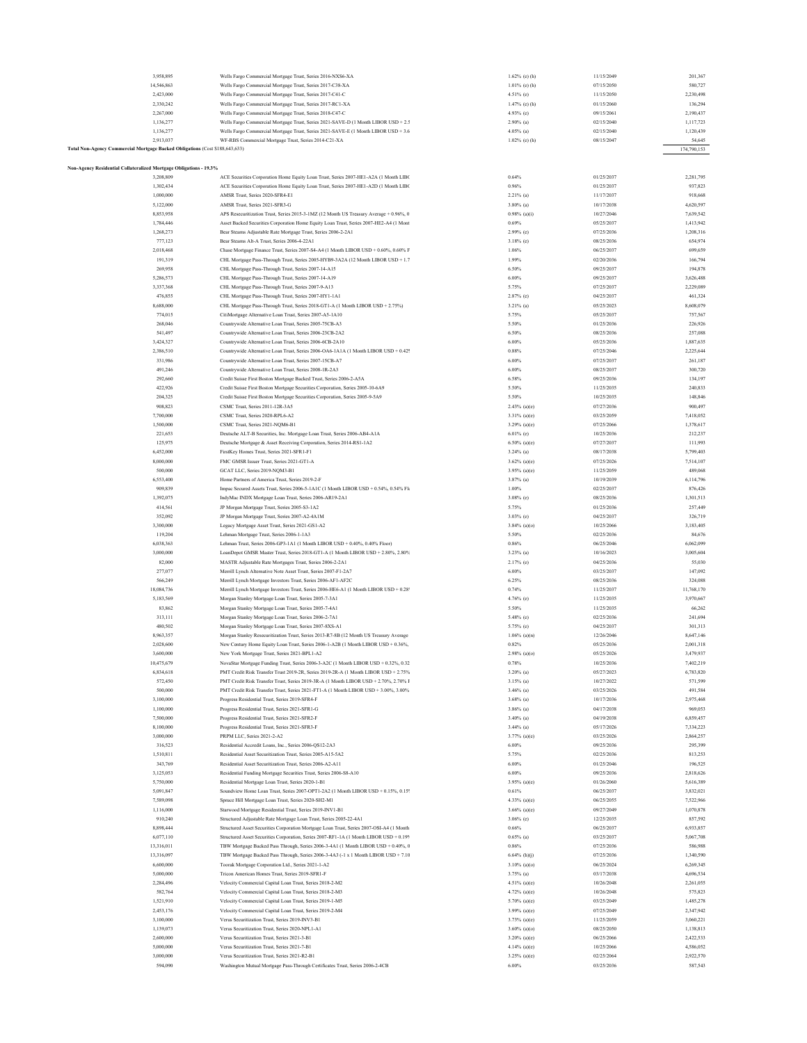| | | | | |
|---|---|---|---|---|
| 3,958,895 | Wells Fargo Commercial Mortgage Trust, Series 2016-NXS6-XA | 1.62% (e) (h) | 11/15/2049 | 201,367 |
| 14,546,863 | Wells Fargo Commercial Mortgage Trust, Series 2017-C38-XA | 1.01% (e) (h) | 07/15/2050 | 580,727 |
| 2,423,000 | Wells Fargo Commercial Mortgage Trust, Series 2017-C41-C | 4.51% (e) | 11/15/2050 | 2,230,498 |
| 2,330,242 | Wells Fargo Commercial Mortgage Trust, Series 2017-RC1-XA | 1.47% (e) (h) | 01/15/2060 | 136,294 |
| 2,267,000 | Wells Fargo Commercial Mortgage Trust, Series 2018-C47-C | 4.93% (e) | 09/15/2061 | 2,190,437 |
| 1,136,277 | Wells Fargo Commercial Mortgage Trust, Series 2021-SAVE-D (1 Month LIBOR USD + 2.5 | 2.90% (a) | 02/15/2040 | 1,117,723 |
| 1,136,277 | Wells Fargo Commercial Mortgage Trust, Series 2021-SAVE-E (1 Month LIBOR USD + 3.6 | 4.05% (a) | 02/15/2040 | 1,120,439 |
| 2,913,037 | WF-RBS Commercial Mortgage Trust, Series 2014-C21-XA | 1.02% (e) (h) | 08/15/2047 | 54,645 |
| **Total Non-Agency Commercial Mortgage Backed Obligations** (Cost $188,643,633) | | | | 174,790,153 |

**Non-Agency Residential Collateralized Mortgage Obligations - 19.3%**

| | | | | |
|---|---|---|---|---|
| 3,208,809 | ACE Securities Corporation Home Equity Loan Trust, Series 2007-HE1-A2A (1 Month LIBC | 0.64% | 01/25/2037 | 2,281,795 |
| 1,302,434 | ACE Securities Corporation Home Equity Loan Trust, Series 2007-HE1-A2D (1 Month LIBC | 0.96% | 01/25/2037 | 937,823 |
| 1,000,000 | AMSR Trust, Series 2020-SFR4-E1 | 2.21% (a) | 11/17/2037 | 918,668 |
| 5,122,000 | AMSR Trust, Series 2021-SFR3-G | 3.80% (a) | 10/17/2038 | 4,620,597 |
| 8,853,958 | APS Resecuritization Trust, Series 2015-3-1MZ (12 Month US Treasury Average + 0.96%, 0 | 0.98% (a)(i) | 10/27/2046 | 7,639,542 |
| 1,784,446 | Asset Backed Securities Corporation Home Equity Loan Trust, Series 2007-HE2-A4 (1 Mont | 0.69% | 05/25/2037 | 1,413,942 |
| 1,268,273 | Bear Stearns Adjustable Rate Mortgage Trust, Series 2006-2-2A1 | 2.99% (e) | 07/25/2036 | 1,208,316 |
| 777,123 | Bear Stearns Alt-A Trust, Series 2006-4-22A1 | 3.18% (e) | 08/25/2036 | 654,974 |
| 2,018,468 | Chase Mortgage Finance Trust, Series 2007-S4-A4 (1 Month LIBOR USD + 0.60%, 0.60% F | 1.06% | 06/25/2037 | 699,659 |
| 191,319 | CHL Mortgage Pass-Through Trust, Series 2005-HYB9-3A2A (12 Month LIBOR USD + 1.7 | 1.99% | 02/20/2036 | 166,794 |
| 269,958 | CHL Mortgage Pass-Through Trust, Series 2007-14-A15 | 6.50% | 09/25/2037 | 194,878 |
| 5,286,573 | CHL Mortgage Pass-Through Trust, Series 2007-14-A19 | 6.00% | 09/25/2037 | 3,626,488 |
| 3,337,368 | CHL Mortgage Pass-Through Trust, Series 2007-9-A13 | 5.75% | 07/25/2037 | 2,229,089 |
| 476,855 | CHL Mortgage Pass-Through Trust, Series 2007-HY1-1A1 | 2.87% (e) | 04/25/2037 | 461,324 |
| 8,688,000 | CHL Mortgage Pass-Through Trust, Series 2018-GT1-A (1 Month LIBOR USD + 2.75%) | 3.21% (a) | 05/25/2023 | 8,608,079 |
| 774,015 | CitiMortgage Alternative Loan Trust, Series 2007-A5-1A10 | 5.75% | 05/25/2037 | 757,567 |
| 268,046 | Countrywide Alternative Loan Trust, Series 2005-75CB-A3 | 5.50% | 01/25/2036 | 226,926 |
| 541,497 | Countrywide Alternative Loan Trust, Series 2006-23CB-2A2 | 6.50% | 08/25/2036 | 257,088 |
| 3,424,327 | Countrywide Alternative Loan Trust, Series 2006-6CB-2A10 | 6.00% | 05/25/2036 | 1,887,635 |
| 2,386,510 | Countrywide Alternative Loan Trust, Series 2006-OA6-1A1A (1 Month LIBOR USD + 0.42! | 0.88% | 07/25/2046 | 2,225,644 |
| 331,986 | Countrywide Alternative Loan Trust, Series 2007-15CB-A7 | 6.00% | 07/25/2037 | 261,187 |
| 491,246 | Countrywide Alternative Loan Trust, Series 2008-1R-2A3 | 6.00% | 08/25/2037 | 300,720 |
| 292,660 | Credit Suisse First Boston Mortgage Backed Trust, Series 2006-2-A5A | 6.58% | 09/25/2036 | 134,197 |
| 422,926 | Credit Suisse First Boston Mortgage Securities Corporation, Series 2005-10-6A9 | 5.50% | 11/25/2035 | 240,833 |
| 204,325 | Credit Suisse First Boston Mortgage Securities Corporation, Series 2005-9-5A9 | 5.50% | 10/25/2035 | 148,846 |
| 908,823 | CSMC Trust, Series 2011-12R-3A5 | 2.43% (a)(e) | 07/27/2036 | 900,497 |
| 7,700,000 | CSMC Trust, Series 2020-RPL6-A2 | 3.31% (a)(e) | 03/25/2059 | 7,418,052 |
| 1,500,000 | CSMC Trust, Series 2021-NQM6-B1 | 3.29% (a)(e) | 07/25/2066 | 1,378,617 |
| 221,653 | Deutsche ALT-B Securities, Inc. Mortgage Loan Trust, Series 2006-AB4-A1A | 6.01% (e) | 10/25/2036 | 212,237 |
| 125,975 | Deutsche Mortgage & Asset Receiving Corporation, Series 2014-RS1-1A2 | 6.50% (a)(e) | 07/27/2037 | 111,993 |
| 6,452,000 | FirstKey Homes Trust, Series 2021-SFR1-F1 | 3.24% (a) | 08/17/2038 | 5,799,403 |
| 8,000,000 | FMC GMSR Issuer Trust, Series 2021-GT1-A | 3.62% (a)(e) | 07/25/2026 | 7,514,107 |
| 500,000 | GCAT LLC, Series 2019-NQM3-B1 | 3.95% (a)(e) | 11/25/2059 | 489,068 |
| 6,553,400 | Home Partners of America Trust, Series 2019-2-F | 3.87% (a) | 10/19/2039 | 6,114,796 |
| 909,839 | Impac Secured Assets Trust, Series 2006-5-1A1C (1 Month LIBOR USD + 0.54%, 0.54% Fl | 1.00% | 02/25/2037 | 876,426 |
| 1,392,075 | IndyMac INDX Mortgage Loan Trust, Series 2006-AR19-2A1 | 3.08% (e) | 08/25/2036 | 1,301,513 |
| 414,561 | JP Morgan Mortgage Trust, Series 2005-S3-1A2 | 5.75% | 01/25/2036 | 257,449 |
| 352,092 | JP Morgan Mortgage Trust, Series 2007-A2-4A1M | 3.03% (e) | 04/25/2037 | 326,719 |
| 3,300,000 | Legacy Mortgage Asset Trust, Series 2021-GS1-A2 | 3.84% (a)(o) | 10/25/2066 | 3,183,405 |
| 119,204 | Lehman Mortgage Trust, Series 2006-1-1A3 | 5.50% | 02/25/2036 | 84,676 |
| 6,038,363 | Lehman Trust, Series 2006-GP3-1A1 (1 Month LIBOR USD + 0.40%, 0.40% Floor) | 0.86% | 06/25/2046 | 6,062,099 |
| 3,000,000 | LoanDepot GMSR Master Trust, Series 2018-GT1-A (1 Month LIBOR USD + 2.80%, 2.80% | 3.23% (a) | 10/16/2023 | 3,005,604 |
| 82,000 | MASTR Adjustable Rate Mortgages Trust, Series 2006-2-2A1 | 2.17% (e) | 04/25/2036 | 55,030 |
| 277,077 | Merrill Lynch Alternative Note Asset Trust, Series 2007-F1-2A7 | 6.00% | 03/25/2037 | 147,092 |
| 566,249 | Merrill Lynch Mortgage Investors Trust, Series 2006-AF1-AF2C | 6.25% | 08/25/2036 | 324,088 |
| 18,084,736 | Merrill Lynch Mortgage Investors Trust, Series 2006-HE6-A1 (1 Month LIBOR USD + 0.28' | 0.74% | 11/25/2037 | 11,768,170 |
| 5,183,569 | Morgan Stanley Mortgage Loan Trust, Series 2005-7-3A1 | 4.76% (e) | 11/25/2035 | 3,970,667 |
| 83,862 | Morgan Stanley Mortgage Loan Trust, Series 2005-7-4A1 | 5.50% | 11/25/2035 | 66,262 |
| 313,111 | Morgan Stanley Mortgage Loan Trust, Series 2006-2-7A1 | 5.48% (e) | 02/25/2036 | 241,694 |
| 480,502 | Morgan Stanley Mortgage Loan Trust, Series 2007-8XS-A1 | 5.75% (e) | 04/25/2037 | 301,313 |
| 8,963,357 | Morgan Stanley Resecuritization Trust, Series 2013-R7-8B (12 Month US Treasury Average | 1.06% (a)(n) | 12/26/2046 | 8,647,146 |
| 2,028,600 | New Century Home Equity Loan Trust, Series 2006-1-A2B (1 Month LIBOR USD + 0.36%, | 0.82% | 05/25/2036 | 2,001,318 |
| 3,600,000 | New York Mortgage Trust, Series 2021-BPL1-A2 | 2.98% (a)(o) | 05/25/2026 | 3,479,937 |
| 10,475,679 | NovaStar Mortgage Funding Trust, Series 2006-3-A2C (1 Month LIBOR USD + 0.32%, 0.32 | 0.78% | 10/25/2036 | 7,402,219 |
| 6,834,618 | PMT Credit Risk Transfer Trust 2019-2R, Series 2019-2R-A (1 Month LIBOR USD + 2.75% | 3.20% (a) | 05/27/2023 | 6,783,820 |
| 572,450 | PMT Credit Risk Transfer Trust, Series 2019-3R-A (1 Month LIBOR USD + 2.70%, 2.70% F | 3.15% (a) | 10/27/2022 | 571,599 |
| 500,000 | PMT Credit Risk Transfer Trust, Series 2021-FT1-A (1 Month LIBOR USD + 3.00%, 3.00% | 3.46% (a) | 03/25/2026 | 491,584 |
| 3,100,000 | Progress Residential Trust, Series 2019-SFR4-F | 3.68% (a) | 10/17/2036 | 2,975,468 |
| 1,100,000 | Progress Residential Trust, Series 2021-SFR1-G | 3.86% (a) | 04/17/2038 | 969,053 |
| 7,500,000 | Progress Residential Trust, Series 2021-SFR2-F | 3.40% (a) | 04/19/2038 | 6,859,457 |
| 8,100,000 | Progress Residential Trust, Series 2021-SFR3-F | 3.44% (a) | 05/17/2026 | 7,334,223 |
| 3,000,000 | PRPM LLC, Series 2021-2-A2 | 3.77% (a)(e) | 03/25/2026 | 2,864,257 |
| 316,523 | Residential Accredit Loans, Inc., Series 2006-QS12-2A3 | 6.00% | 09/25/2036 | 295,399 |
| 1,510,811 | Residential Asset Securitization Trust, Series 2005-A15-5A2 | 5.75% | 02/25/2036 | 813,253 |
| 343,769 | Residential Asset Securitization Trust, Series 2006-A2-A11 | 6.00% | 01/25/2046 | 196,525 |
| 3,125,053 | Residential Funding Mortgage Securities Trust, Series 2006-S8-A10 | 6.00% | 09/25/2036 | 2,818,626 |
| 5,750,000 | Residential Mortgage Loan Trust, Series 2020-1-B1 | 3.95% (a)(e) | 01/26/2060 | 5,616,389 |
| 5,091,847 | Soundview Home Loan Trust, Series 2007-OPT1-2A2 (1 Month LIBOR USD + 0.15%, 0.15! | 0.61% | 06/25/2037 | 3,832,021 |
| 7,589,098 | Spruce Hill Mortgage Loan Trust, Series 2020-SH2-M1 | 4.33% (a)(e) | 06/25/2055 | 7,522,966 |
| 1,116,000 | Starwood Mortgage Residential Trust, Series 2019-INV1-B1 | 3.66% (a)(e) | 09/27/2049 | 1,070,878 |
| 910,240 | Structured Adjustable Rate Mortgage Loan Trust, Series 2005-22-4A1 | 3.06% (e) | 12/25/2035 | 857,592 |
| 8,898,444 | Structured Asset Securities Corporation Mortgage Loan Trust, Series 2007-OSI-A4 (1 Month | 0.66% | 06/25/2037 | 6,933,857 |
| 6,077,110 | Structured Asset Securities Corporation, Series 2007-RF1-1A (1 Month LIBOR USD + 0.19! | 0.65% (a) | 03/25/2037 | 5,067,708 |
| 13,316,011 | TBW Mortgage Backed Pass Through, Series 2006-3-4A1 (1 Month LIBOR USD + 0.40%, 0 | 0.86% | 07/25/2036 | 586,988 |
| 13,316,097 | TBW Mortgage Backed Pass Through, Series 2006-3-4A3 (-1 x 1 Month LIBOR USD + 7.10 | 6.64% (h)(j) | 07/25/2036 | 1,340,590 |
| 6,600,000 | Toorak Mortgage Corporation Ltd., Series 2021-1-A2 | 3.10% (a)(o) | 06/25/2024 | 6,269,345 |
| 5,000,000 | Tricon American Homes Trust, Series 2019-SFR1-F | 3.75% (a) | 03/17/2038 | 4,696,534 |
| 2,284,496 | Velocity Commercial Capital Loan Trust, Series 2018-2-M2 | 4.51% (a)(e) | 10/26/2048 | 2,261,055 |
| 582,764 | Velocity Commercial Capital Loan Trust, Series 2018-2-M3 | 4.72% (a)(e) | 10/26/2048 | 575,823 |
| 1,521,910 | Velocity Commercial Capital Loan Trust, Series 2019-1-M5 | 5.70% (a)(e) | 03/25/2049 | 1,485,278 |
| 2,453,176 | Velocity Commercial Capital Loan Trust, Series 2019-2-M4 | 3.99% (a)(e) | 07/25/2049 | 2,347,942 |
| 3,100,000 | Verus Securitization Trust, Series 2019-INV3-B1 | 3.73% (a)(e) | 11/25/2059 | 3,060,221 |
| 1,139,073 | Verus Securitization Trust, Series 2020-NPL1-A1 | 3.60% (a)(o) | 08/25/2050 | 1,138,813 |
| 2,600,000 | Verus Securitization Trust, Series 2021-3-B1 | 3.20% (a)(e) | 06/25/2066 | 2,422,533 |
| 5,000,000 | Verus Securitization Trust, Series 2021-7-B1 | 4.14% (a)(e) | 10/25/2066 | 4,586,052 |
| 3,000,000 | Verus Securitization Trust, Series 2021-R2-B1 | 3.25% (a)(e) | 02/25/2064 | 2,922,570 |
| 594,090 | Washington Mutual Mortgage Pass-Through Certificates Trust, Series 2006-2-4CB | 6.00% | 03/25/2036 | 587,543 |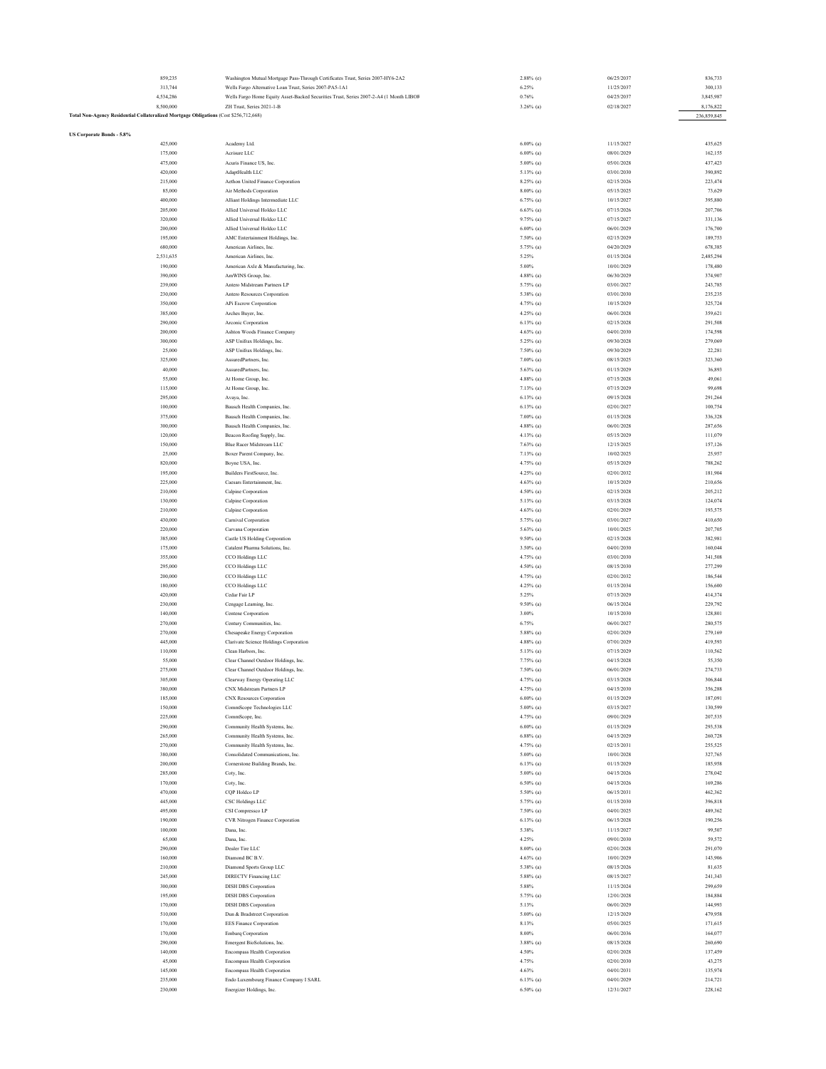| | | | | |
|---|---|---|---|---|
| 859,235 | Washington Mutual Mortgage Pass-Through Certificates Trust, Series 2007-HY6-2A2 | 2.88% (e) | 06/25/2037 | 836,733 |
| 313,744 | Wells Fargo Alternative Loan Trust, Series 2007-PA5-1A1 | 6.25% | 11/25/2037 | 300,133 |
| 4,534,286 | Wells Fargo Home Equity Asset-Backed Securities Trust, Series 2007-2-A4 (1 Month LIBOR | 0.76% | 04/25/2037 | 3,845,987 |
| 8,500,000 | ZH Trust, Series 2021-1-B | 3.26% (a) | 02/18/2027 | 8,176,822 |
| **Total Non-Agency Residential Collateralized Mortgage Obligations** (Cost $256,712,668) | | | | 236,859,845 |

**US Corporate Bonds - 5.8%**

| | | | | |
|---|---|---|---|---|
| 425,000 | Academy Ltd. | 6.00% (a) | 11/15/2027 | 435,625 |
| 175,000 | Acrisure LLC | 6.00% (a) | 08/01/2029 | 162,155 |
| 475,000 | Acuris Finance US, Inc. | 5.00% (a) | 05/01/2028 | 437,423 |
| 420,000 | AdaptHealth LLC | 5.13% (a) | 03/01/2030 | 390,892 |
| 215,000 | Aethon United Finance Corporation | 8.25% (a) | 02/15/2026 | 223,474 |
| 85,000 | Air Methods Corporation | 8.00% (a) | 05/15/2025 | 73,629 |
| 400,000 | Alliant Holdings Intermediate LLC | 6.75% (a) | 10/15/2027 | 395,880 |
| 205,000 | Allied Universal Holdco LLC | 6.63% (a) | 07/15/2026 | 207,706 |
| 320,000 | Allied Universal Holdco LLC | 9.75% (a) | 07/15/2027 | 331,136 |
| 200,000 | Allied Universal Holdco LLC | 6.00% (a) | 06/01/2029 | 176,700 |
| 195,000 | AMC Entertainment Holdings, Inc. | 7.50% (a) | 02/15/2029 | 189,753 |
| 680,000 | American Airlines, Inc. | 5.75% (a) | 04/20/2029 | 678,385 |
| 2,531,635 | American Airlines, Inc. | 5.25% | 01/15/2024 | 2,485,294 |
| 190,000 | American Axle & Manufacturing, Inc. | 5.00% | 10/01/2029 | 178,480 |
| 390,000 | AmWINS Group, Inc. | 4.88% (a) | 06/30/2029 | 374,907 |
| 239,000 | Antero Midstream Partners LP | 5.75% (a) | 03/01/2027 | 243,785 |
| 230,000 | Antero Resources Corporation | 5.38% (a) | 03/01/2030 | 235,235 |
| 350,000 | APi Escrow Corporation | 4.75% (a) | 10/15/2029 | 325,724 |
| 385,000 | Arches Buyer, Inc. | 4.25% (a) | 06/01/2028 | 359,621 |
| 290,000 | Arconic Corporation | 6.13% (a) | 02/15/2028 | 291,508 |
| 200,000 | Ashton Woods Finance Company | 4.63% (a) | 04/01/2030 | 174,598 |
| 300,000 | ASP Unifrax Holdings, Inc. | 5.25% (a) | 09/30/2028 | 279,069 |
| 25,000 | ASP Unifrax Holdings, Inc. | 7.50% (a) | 09/30/2029 | 22,281 |
| 325,000 | AssuredPartners, Inc. | 7.00% (a) | 08/15/2025 | 323,360 |
| 40,000 | AssuredPartners, Inc. | 5.63% (a) | 01/15/2029 | 36,893 |
| 55,000 | At Home Group, Inc. | 4.88% (a) | 07/15/2028 | 49,061 |
| 115,000 | At Home Group, Inc. | 7.13% (a) | 07/15/2029 | 99,698 |
| 295,000 | Avaya, Inc. | 6.13% (a) | 09/15/2028 | 291,264 |
| 100,000 | Bausch Health Companies, Inc. | 6.13% (a) | 02/01/2027 | 100,754 |
| 375,000 | Bausch Health Companies, Inc. | 7.00% (a) | 01/15/2028 | 336,328 |
| 300,000 | Bausch Health Companies, Inc. | 4.88% (a) | 06/01/2028 | 287,656 |
| 120,000 | Beacon Roofing Supply, Inc. | 4.13% (a) | 05/15/2029 | 111,079 |
| 150,000 | Blue Racer Midstream LLC | 7.63% (a) | 12/15/2025 | 157,126 |
| 25,000 | Boxer Parent Company, Inc. | 7.13% (a) | 10/02/2025 | 25,957 |
| 820,000 | Boyne USA, Inc. | 4.75% (a) | 05/15/2029 | 788,262 |
| 195,000 | Builders FirstSource, Inc. | 4.25% (a) | 02/01/2032 | 181,904 |
| 225,000 | Caesars Entertainment, Inc. | 4.63% (a) | 10/15/2029 | 210,656 |
| 210,000 | Calpine Corporation | 4.50% (a) | 02/15/2028 | 205,212 |
| 130,000 | Calpine Corporation | 5.13% (a) | 03/15/2028 | 124,074 |
| 210,000 | Calpine Corporation | 4.63% (a) | 02/01/2029 | 193,575 |
| 430,000 | Carnival Corporation | 5.75% (a) | 03/01/2027 | 410,650 |
| 220,000 | Carvana Corporation | 5.63% (a) | 10/01/2025 | 207,705 |
| 385,000 | Castle US Holding Corporation | 9.50% (a) | 02/15/2028 | 382,981 |
| 175,000 | Catalent Pharma Solutions, Inc. | 3.50% (a) | 04/01/2030 | 160,044 |
| 355,000 | CCO Holdings LLC | 4.75% (a) | 03/01/2030 | 341,508 |
| 295,000 | CCO Holdings LLC | 4.50% (a) | 08/15/2030 | 277,299 |
| 200,000 | CCO Holdings LLC | 4.75% (a) | 02/01/2032 | 186,544 |
| 180,000 | CCO Holdings LLC | 4.25% (a) | 01/15/2034 | 156,600 |
| 420,000 | Cedar Fair LP | 5.25% | 07/15/2029 | 414,374 |
| 230,000 | Cengage Learning, Inc. | 9.50% (a) | 06/15/2024 | 229,792 |
| 140,000 | Centene Corporation | 3.00% | 10/15/2030 | 128,801 |
| 270,000 | Century Communities, Inc. | 6.75% | 06/01/2027 | 280,575 |
| 270,000 | Chesapeake Energy Corporation | 5.88% (a) | 02/01/2029 | 279,169 |
| 445,000 | Clarivate Science Holdings Corporation | 4.88% (a) | 07/01/2029 | 419,593 |
| 110,000 | Clean Harbors, Inc. | 5.13% (a) | 07/15/2029 | 110,562 |
| 55,000 | Clear Channel Outdoor Holdings, Inc. | 7.75% (a) | 04/15/2028 | 55,350 |
| 275,000 | Clear Channel Outdoor Holdings, Inc. | 7.50% (a) | 06/01/2029 | 274,733 |
| 305,000 | Clearway Energy Operating LLC | 4.75% (a) | 03/15/2028 | 306,844 |
| 380,000 | CNX Midstream Partners LP | 4.75% (a) | 04/15/2030 | 356,288 |
| 185,000 | CNX Resources Corporation | 6.00% (a) | 01/15/2029 | 187,091 |
| 150,000 | CommScope Technologies LLC | 5.00% (a) | 03/15/2027 | 130,599 |
| 225,000 | CommScope, Inc. | 4.75% (a) | 09/01/2029 | 207,535 |
| 290,000 | Community Health Systems, Inc. | 6.00% (a) | 01/15/2029 | 293,538 |
| 265,000 | Community Health Systems, Inc. | 6.88% (a) | 04/15/2029 | 260,728 |
| 270,000 | Community Health Systems, Inc. | 4.75% (a) | 02/15/2031 | 255,525 |
| 380,000 | Consolidated Communications, Inc. | 5.00% (a) | 10/01/2028 | 327,765 |
| 200,000 | Cornerstone Building Brands, Inc. | 6.13% (a) | 01/15/2029 | 185,958 |
| 285,000 | Coty, Inc. | 5.00% (a) | 04/15/2026 | 278,042 |
| 170,000 | Coty, Inc. | 6.50% (a) | 04/15/2026 | 169,286 |
| 470,000 | CQP Holdco LP | 5.50% (a) | 06/15/2031 | 462,362 |
| 445,000 | CSC Holdings LLC | 5.75% (a) | 01/15/2030 | 396,818 |
| 495,000 | CSI Compressco LP | 7.50% (a) | 04/01/2025 | 489,362 |
| 190,000 | CVR Nitrogen Finance Corporation | 6.13% (a) | 06/15/2028 | 190,256 |
| 100,000 | Dana, Inc. | 5.38% | 11/15/2027 | 99,507 |
| 65,000 | Dana, Inc. | 4.25% | 09/01/2030 | 59,572 |
| 290,000 | Dealer Tire LLC | 8.00% (a) | 02/01/2028 | 291,070 |
| 160,000 | Diamond BC B.V. | 4.63% (a) | 10/01/2029 | 143,906 |
| 210,000 | Diamond Sports Group LLC | 5.38% (a) | 08/15/2026 | 81,635 |
| 245,000 | DIRECTV Financing LLC | 5.88% (a) | 08/15/2027 | 241,343 |
| 300,000 | DISH DBS Corporation | 5.88% | 11/15/2024 | 299,659 |
| 195,000 | DISH DBS Corporation | 5.75% (a) | 12/01/2028 | 184,884 |
| 170,000 | DISH DBS Corporation | 5.13% | 06/01/2029 | 144,993 |
| 510,000 | Dun & Bradstreet Corporation | 5.00% (a) | 12/15/2029 | 479,958 |
| 170,000 | EES Finance Corporation | 8.13% | 05/01/2025 | 171,615 |
| 170,000 | Embarq Corporation | 8.00% | 06/01/2036 | 164,077 |
| 290,000 | Emergent BioSolutions, Inc. | 3.88% (a) | 08/15/2028 | 260,690 |
| 140,000 | Encompass Health Corporation | 4.50% | 02/01/2028 | 137,459 |
| 45,000 | Encompass Health Corporation | 4.75% | 02/01/2030 | 43,275 |
| 145,000 | Encompass Health Corporation | 4.63% | 04/01/2031 | 135,974 |
| 235,000 | Endo Luxembourg Finance Company I SARL | 6.13% (a) | 04/01/2029 | 214,721 |
| 230,000 | Energizer Holdings, Inc. | 6.50% (a) | 12/31/2027 | 228,162 |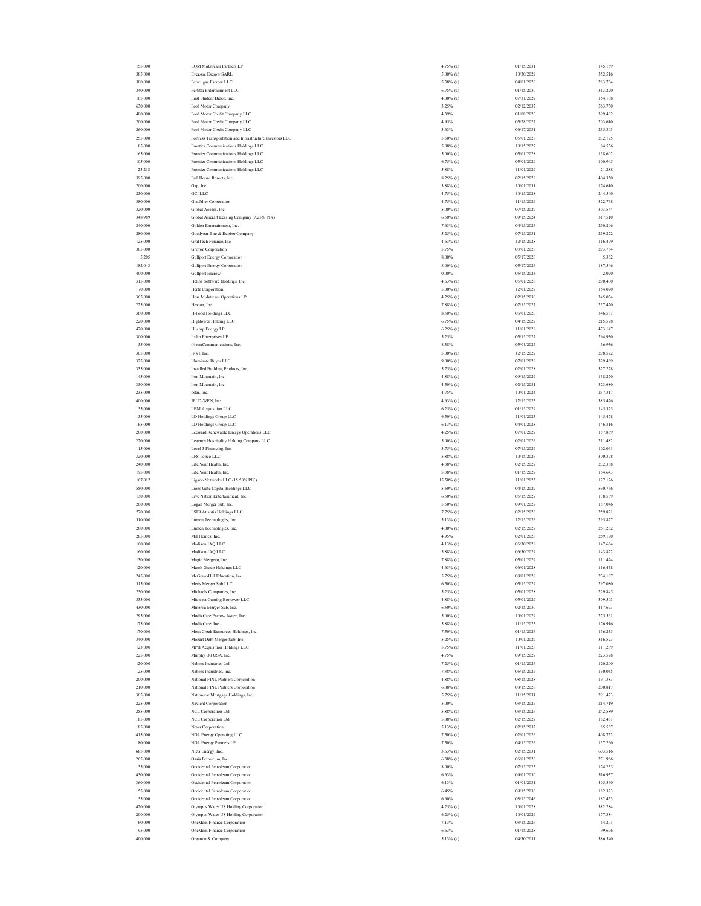| | | | | |
|---|---|---|---|---|
| 155,000 | EQM Midstream Partners LP | 4.75% (a) | 01/15/2031 | 145,159 |
| 385,000 | EverArc Escrow SARL | 5.00% (a) | 10/30/2029 | 352,516 |
| 300,000 | Ferrellgas Escrow LLC | 5.38% (a) | 04/01/2026 | 283,764 |
| 340,000 | Fertitta Entertainment LLC | 6.75% (a) | 01/15/2030 | 313,220 |
| 165,000 | First Student Bidco, Inc. | 4.00% (a) | 07/31/2029 | 154,108 |
| 630,000 | Ford Motor Company | 3.25% | 02/12/2032 | 563,730 |
| 400,000 | Ford Motor Credit Company LLC | 4.39% | 01/08/2026 | 399,482 |
| 200,000 | Ford Motor Credit Company LLC | 4.95% | 05/28/2027 | 203,610 |
| 260,000 | Ford Motor Credit Company LLC | 3.63% | 06/17/2031 | 235,303 |
| 255,000 | Fortress Transportation and Infrastructure Investors LLC | 5.50% (a) | 05/01/2028 | 232,175 |
| 85,000 | Frontier Communications Holdings LLC | 5.88% (a) | 10/15/2027 | 84,536 |
| 165,000 | Frontier Communications Holdings LLC | 5.00% (a) | 05/01/2028 | 158,602 |
| 105,000 | Frontier Communications Holdings LLC | 6.75% (a) | 05/01/2029 | 100,945 |
| 23,218 | Frontier Communications Holdings LLC | 5.88% | 11/01/2029 | 21,288 |
| 395,000 | Full House Resorts, Inc. | 8.25% (a) | 02/15/2028 | 404,350 |
| 200,000 | Gap, Inc. | 3.88% (a) | 10/01/2031 | 174,610 |
| 250,000 | GCI LLC | 4.75% (a) | 10/15/2028 | 244,540 |
| 380,000 | Glatfelter Corporation | 4.75% (a) | 11/15/2029 | 322,768 |
| 320,000 | Global Access, Inc. | 5.00% (a) | 07/15/2029 | 303,544 |
| 348,989 | Global Aircraft Leasing Company (7.25% PIK) | 6.50% (a) | 09/15/2024 | 317,510 |
| 240,000 | Golden Entertainment, Inc. | 7.63% (a) | 04/15/2026 | 250,206 |
| 280,000 | Goodyear Tire & Rubber Company | 5.25% (a) | 07/15/2031 | 259,272 |
| 125,000 | GrafTech Finance, Inc. | 4.63% (a) | 12/15/2028 | 116,479 |
| 305,000 | Griffon Corporation | 5.75% | 03/01/2028 | 293,764 |
| 5,205 | Gulfport Energy Corporation | 8.00% | 05/17/2026 | 5,362 |
| 182,043 | Gulfport Energy Corporation | 8.00% (a) | 05/17/2026 | 187,546 |
| 400,000 | Gulfport Escrow | 0.00% | 05/15/2025 | 2,020 |
| 315,000 | Helios Software Holdings, Inc. | 4.63% (a) | 05/01/2028 | 290,400 |
| 170,000 | Hertz Corporation | 5.00% (a) | 12/01/2029 | 154,070 |
| 365,000 | Hess Midstream Operations LP | 4.25% (a) | 02/15/2030 | 345,034 |
| 225,000 | Hexion, Inc. | 7.88% (a) | 07/15/2027 | 237,420 |
| 360,000 | H-Food Holdings LLC | 8.50% (a) | 06/01/2026 | 346,531 |
| 220,000 | Hightower Holding LLC | 6.75% (a) | 04/15/2029 | 215,578 |
| 470,000 | Hilcorp Energy LP | 6.25% (a) | 11/01/2028 | 473,147 |
| 300,000 | Icahn Enterprises LP | 5.25% | 05/15/2027 | 294,930 |
| 55,000 | iHeartCommunications, Inc. | 8.38% | 05/01/2027 | 56,936 |
| 305,000 | II-VI, Inc. | 5.00% (a) | 12/15/2029 | 298,572 |
| 325,000 | Illuminate Buyer LLC | 9.00% (a) | 07/01/2028 | 329,469 |
| 335,000 | Installed Building Products, Inc. | 5.75% (a) | 02/01/2028 | 327,228 |
| 145,000 | Iron Mountain, Inc. | 4.88% (a) | 09/15/2029 | 138,270 |
| 350,000 | Iron Mountain, Inc. | 4.50% (a) | 02/15/2031 | 323,680 |
| 235,000 | iStar, Inc. | 4.75% | 10/01/2024 | 237,317 |
| 400,000 | JELD-WEN, Inc. | 4.63% (a) | 12/15/2025 | 385,476 |
| 155,000 | LBM Acquisition LLC | 6.25% (a) | 01/15/2029 | 145,375 |
| 155,000 | LD Holdings Group LLC | 6.50% (a) | 11/01/2025 | 145,478 |
| 165,000 | LD Holdings Group LLC | 6.13% (a) | 04/01/2028 | 146,316 |
| 200,000 | Leeward Renewable Energy Operations LLC | 4.25% (a) | 07/01/2029 | 187,839 |
| 220,000 | Legends Hospitality Holding Company LLC | 5.00% (a) | 02/01/2026 | 211,482 |
| 115,000 | Level 3 Financing, Inc. | 3.75% (a) | 07/15/2029 | 102,061 |
| 320,000 | LFS Topco LLC | 5.88% (a) | 10/15/2026 | 300,378 |
| 240,000 | LifePoint Health, Inc. | 4.38% (a) | 02/15/2027 | 232,368 |
| 195,000 | LifePoint Health, Inc. | 5.38% (a) | 01/15/2029 | 184,643 |
| 167,012 | Ligado Networks LLC (15.50% PIK) | 15.50% (a) | 11/01/2023 | 127,126 |
| 550,000 | Lions Gate Capital Holdings LLC | 5.50% (a) | 04/15/2029 | 530,766 |
| 130,000 | Live Nation Entertainment, Inc. | 6.50% (a) | 05/15/2027 | 138,589 |
| 200,000 | Logan Merger Sub, Inc. | 5.50% (a) | 09/01/2027 | 187,046 |
| 270,000 | LSF9 Atlantis Holdings LLC | 7.75% (a) | 02/15/2026 | 259,821 |
| 310,000 | Lumen Technologies, Inc. | 5.13% (a) | 12/15/2026 | 295,827 |
| 280,000 | Lumen Technologies, Inc. | 4.00% (a) | 02/15/2027 | 261,232 |
| 285,000 | M/I Homes, Inc. | 4.95% | 02/01/2028 | 269,190 |
| 160,000 | Madison IAQ LLC | 4.13% (a) | 06/30/2028 | 147,664 |
| 160,000 | Madison IAQ LLC | 5.88% (a) | 06/30/2029 | 143,822 |
| 130,000 | Magic Mergeco, Inc. | 7.88% (a) | 05/01/2029 | 111,474 |
| 120,000 | Match Group Holdings LLC | 4.63% (a) | 06/01/2028 | 116,458 |
| 245,000 | McGraw-Hill Education, Inc. | 5.75% (a) | 08/01/2028 | 234,187 |
| 315,000 | Metis Merger Sub LLC | 6.50% (a) | 05/15/2029 | 297,080 |
| 250,000 | Michaels Companies, Inc. | 5.25% (a) | 05/01/2028 | 229,845 |
| 335,000 | Midwest Gaming Borrower LLC | 4.88% (a) | 05/01/2029 | 309,503 |
| 430,000 | Minerva Merger Sub, Inc. | 6.50% (a) | 02/15/2030 | 417,693 |
| 295,000 | ModivCare Escrow Issuer, Inc. | 5.00% (a) | 10/01/2029 | 275,561 |
| 175,000 | ModivCare, Inc. | 5.88% (a) | 11/15/2025 | 176,916 |
| 170,000 | Moss Creek Resources Holdings, Inc. | 7.50% (a) | 01/15/2026 | 156,235 |
| 340,000 | Mozart Debt Merger Sub, Inc. | 5.25% (a) | 10/01/2029 | 316,523 |
| 123,000 | MPH Acquisition Holdings LLC | 5.75% (a) | 11/01/2028 | 111,289 |
| 225,000 | Murphy Oil USA, Inc. | 4.75% | 09/15/2029 | 223,578 |
| 120,000 | Nabors Industries Ltd. | 7.25% (a) | 01/15/2026 | 120,200 |
| 125,000 | Nabors Industries, Inc. | 7.38% (a) | 05/15/2027 | 130,055 |
| 200,000 | National FINL Partners Corporation | 4.88% (a) | 08/15/2028 | 191,383 |
| 210,000 | National FINL Partners Corporation | 6.88% (a) | 08/15/2028 | 200,817 |
| 305,000 | Nationstar Mortgage Holdings, Inc. | 5.75% (a) | 11/15/2031 | 291,423 |
| 225,000 | Navient Corporation | 5.00% | 03/15/2027 | 214,719 |
| 255,000 | NCL Corporation Ltd. | 5.88% (a) | 03/15/2026 | 242,589 |
| 185,000 | NCL Corporation Ltd. | 5.88% (a) | 02/15/2027 | 182,461 |
| 85,000 | News Corporation | 5.13% (a) | 02/15/2032 | 85,567 |
| 415,000 | NGL Energy Operating LLC | 7.50% (a) | 02/01/2026 | 408,752 |
| 180,000 | NGL Energy Partners LP | 7.50% | 04/15/2026 | 157,260 |
| 685,000 | NRG Energy, Inc. | 3.63% (a) | 02/15/2031 | 603,516 |
| 265,000 | Oasis Petroleum, Inc. | 6.38% (a) | 06/01/2026 | 271,966 |
| 155,000 | Occidental Petroleum Corporation | 8.00% | 07/15/2025 | 174,235 |
| 450,000 | Occidental Petroleum Corporation | 6.63% | 09/01/2030 | 516,937 |
| 360,000 | Occidental Petroleum Corporation | 6.13% | 01/01/2031 | 405,560 |
| 155,000 | Occidental Petroleum Corporation | 6.45% | 09/15/2036 | 182,373 |
| 155,000 | Occidental Petroleum Corporation | 6.60% | 03/15/2046 | 182,453 |
| 420,000 | Olympus Water US Holding Corporation | 4.25% (a) | 10/01/2028 | 382,284 |
| 200,000 | Olympus Water US Holding Corporation | 6.25% (a) | 10/01/2029 | 177,384 |
| 60,000 | OneMain Finance Corporation | 7.13% | 03/15/2026 | 64,201 |
| 95,000 | OneMain Finance Corporation | 6.63% | 01/15/2028 | 99,676 |
| 400,000 | Organon & Company | 5.13% (a) | 04/30/2031 | 386,540 |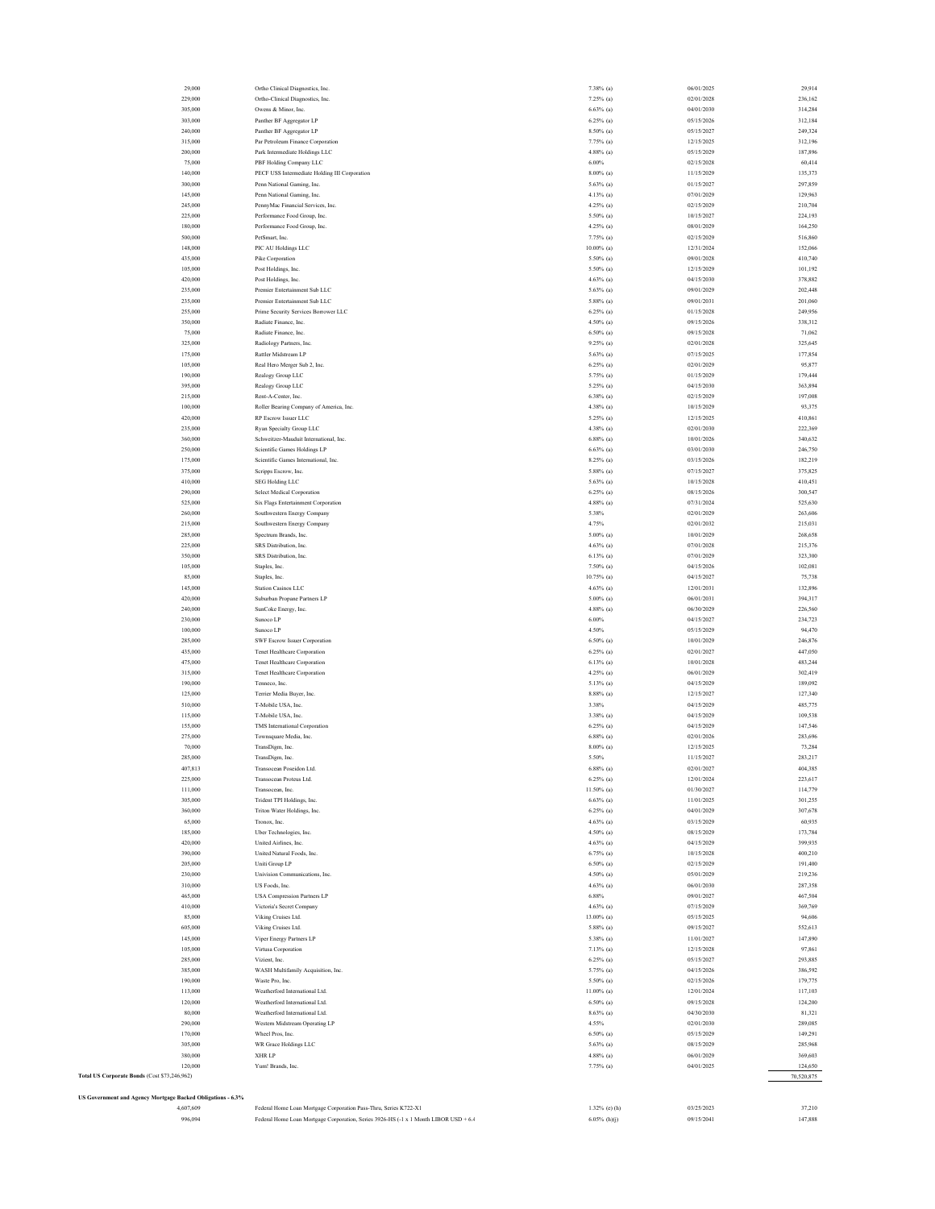| Principal Amount | Security | Rate | Maturity | Value |
|---|---|---|---|---|
| 29,000 | Ortho Clinical Diagnostics, Inc. | 7.38% (a) | 06/01/2025 | 29,914 |
| 229,000 | Ortho-Clinical Diagnostics, Inc. | 7.25% (a) | 02/01/2028 | 236,162 |
| 305,000 | Owens & Minor, Inc. | 6.63% (a) | 04/01/2030 | 314,284 |
| 303,000 | Panther BF Aggregator LP | 6.25% (a) | 05/15/2026 | 312,184 |
| 240,000 | Panther BF Aggregator LP | 8.50% (a) | 05/15/2027 | 249,324 |
| 315,000 | Par Petroleum Finance Corporation | 7.75% (a) | 12/15/2025 | 312,196 |
| 200,000 | Park Intermediate Holdings LLC | 4.88% (a) | 05/15/2029 | 187,896 |
| 75,000 | PBF Holding Company LLC | 6.00% | 02/15/2028 | 60,414 |
| 140,000 | PECF USS Intermediate Holding III Corporation | 8.00% (a) | 11/15/2029 | 135,373 |
| 300,000 | Penn National Gaming, Inc. | 5.63% (a) | 01/15/2027 | 297,859 |
| 145,000 | Penn National Gaming, Inc. | 4.13% (a) | 07/01/2029 | 129,963 |
| 245,000 | PennyMac Financial Services, Inc. | 4.25% (a) | 02/15/2029 | 210,704 |
| 225,000 | Performance Food Group, Inc. | 5.50% (a) | 10/15/2027 | 224,193 |
| 180,000 | Performance Food Group, Inc. | 4.25% (a) | 08/01/2029 | 164,250 |
| 500,000 | PetSmart, Inc. | 7.75% (a) | 02/15/2029 | 516,860 |
| 148,000 | PIC AU Holdings LLC | 10.00% (a) | 12/31/2024 | 152,066 |
| 435,000 | Pike Corporation | 5.50% (a) | 09/01/2028 | 410,740 |
| 105,000 | Post Holdings, Inc. | 5.50% (a) | 12/15/2029 | 101,192 |
| 420,000 | Post Holdings, Inc. | 4.63% (a) | 04/15/2030 | 378,882 |
| 235,000 | Premier Entertainment Sub LLC | 5.63% (a) | 09/01/2029 | 202,448 |
| 235,000 | Premier Entertainment Sub LLC | 5.88% (a) | 09/01/2031 | 201,060 |
| 255,000 | Prime Security Services Borrower LLC | 6.25% (a) | 01/15/2028 | 249,956 |
| 350,000 | Radiate Finance, Inc. | 4.50% (a) | 09/15/2026 | 338,312 |
| 75,000 | Radiate Finance, Inc. | 6.50% (a) | 09/15/2028 | 71,062 |
| 325,000 | Radiology Partners, Inc. | 9.25% (a) | 02/01/2028 | 325,645 |
| 175,000 | Rattler Midstream LP | 5.63% (a) | 07/15/2025 | 177,854 |
| 105,000 | Real Hero Merger Sub 2, Inc. | 6.25% (a) | 02/01/2029 | 95,877 |
| 190,000 | Realogy Group LLC | 5.75% (a) | 01/15/2029 | 179,444 |
| 395,000 | Realogy Group LLC | 5.25% (a) | 04/15/2030 | 363,894 |
| 215,000 | Rent-A-Center, Inc. | 6.38% (a) | 02/15/2029 | 197,008 |
| 100,000 | Roller Bearing Company of America, Inc. | 4.38% (a) | 10/15/2029 | 93,375 |
| 420,000 | RP Escrow Issuer LLC | 5.25% (a) | 12/15/2025 | 410,861 |
| 235,000 | Ryan Specialty Group LLC | 4.38% (a) | 02/01/2030 | 222,369 |
| 360,000 | Schweitzer-Mauduit International, Inc. | 6.88% (a) | 10/01/2026 | 340,632 |
| 250,000 | Scientific Games Holdings LP | 6.63% (a) | 03/01/2030 | 246,750 |
| 175,000 | Scientific Games International, Inc. | 8.25% (a) | 03/15/2026 | 182,219 |
| 375,000 | Scripps Escrow, Inc. | 5.88% (a) | 07/15/2027 | 375,825 |
| 410,000 | SEG Holding LLC | 5.63% (a) | 10/15/2028 | 410,451 |
| 290,000 | Select Medical Corporation | 6.25% (a) | 08/15/2026 | 300,547 |
| 525,000 | Six Flags Entertainment Corporation | 4.88% (a) | 07/31/2024 | 525,630 |
| 260,000 | Southwestern Energy Company | 5.38% | 02/01/2029 | 263,606 |
| 215,000 | Southwestern Energy Company | 4.75% | 02/01/2032 | 215,031 |
| 285,000 | Spectrum Brands, Inc. | 5.00% (a) | 10/01/2029 | 268,658 |
| 225,000 | SRS Distribution, Inc. | 4.63% (a) | 07/01/2028 | 215,376 |
| 350,000 | SRS Distribution, Inc. | 6.13% (a) | 07/01/2029 | 323,300 |
| 105,000 | Staples, Inc. | 7.50% (a) | 04/15/2026 | 102,081 |
| 85,000 | Staples, Inc. | 10.75% (a) | 04/15/2027 | 75,738 |
| 145,000 | Station Casinos LLC | 4.63% (a) | 12/01/2031 | 132,896 |
| 420,000 | Suburban Propane Partners LP | 5.00% (a) | 06/01/2031 | 394,317 |
| 240,000 | SunCoke Energy, Inc. | 4.88% (a) | 06/30/2029 | 226,560 |
| 230,000 | Sunoco LP | 6.00% | 04/15/2027 | 234,723 |
| 100,000 | Sunoco LP | 4.50% | 05/15/2029 | 94,470 |
| 285,000 | SWF Escrow Issuer Corporation | 6.50% (a) | 10/01/2029 | 246,876 |
| 435,000 | Tenet Healthcare Corporation | 6.25% (a) | 02/01/2027 | 447,050 |
| 475,000 | Tenet Healthcare Corporation | 6.13% (a) | 10/01/2028 | 483,244 |
| 315,000 | Tenet Healthcare Corporation | 4.25% (a) | 06/01/2029 | 302,419 |
| 190,000 | Tenneco, Inc. | 5.13% (a) | 04/15/2029 | 189,092 |
| 125,000 | Terrier Media Buyer, Inc. | 8.88% (a) | 12/15/2027 | 127,340 |
| 510,000 | T-Mobile USA, Inc. | 3.38% | 04/15/2029 | 485,775 |
| 115,000 | T-Mobile USA, Inc. | 3.38% (a) | 04/15/2029 | 109,538 |
| 155,000 | TMS International Corporation | 6.25% (a) | 04/15/2029 | 147,546 |
| 275,000 | Townsquare Media, Inc. | 6.88% (a) | 02/01/2026 | 283,696 |
| 70,000 | TransDigm, Inc. | 8.00% (a) | 12/15/2025 | 73,284 |
| 285,000 | TransDigm, Inc. | 5.50% | 11/15/2027 | 283,217 |
| 407,813 | Transocean Poseidon Ltd. | 6.88% (a) | 02/01/2027 | 404,385 |
| 225,000 | Transocean Proteus Ltd. | 6.25% (a) | 12/01/2024 | 223,617 |
| 111,000 | Transocean, Inc. | 11.50% (a) | 01/30/2027 | 114,779 |
| 305,000 | Trident TPI Holdings, Inc. | 6.63% (a) | 11/01/2025 | 301,255 |
| 360,000 | Triton Water Holdings, Inc. | 6.25% (a) | 04/01/2029 | 307,678 |
| 65,000 | Tronox, Inc. | 4.63% (a) | 03/15/2029 | 60,935 |
| 185,000 | Uber Technologies, Inc. | 4.50% (a) | 08/15/2029 | 173,784 |
| 420,000 | United Airlines, Inc. | 4.63% (a) | 04/15/2029 | 399,935 |
| 390,000 | United Natural Foods, Inc. | 6.75% (a) | 10/15/2028 | 400,210 |
| 205,000 | Uniti Group LP | 6.50% (a) | 02/15/2029 | 191,400 |
| 230,000 | Univision Communications, Inc. | 4.50% (a) | 05/01/2029 | 219,236 |
| 310,000 | US Foods, Inc. | 4.63% (a) | 06/01/2030 | 287,358 |
| 465,000 | USA Compression Partners LP | 6.88% | 09/01/2027 | 467,504 |
| 410,000 | Victoria's Secret Company | 4.63% (a) | 07/15/2029 | 369,769 |
| 85,000 | Viking Cruises Ltd. | 13.00% (a) | 05/15/2025 | 94,606 |
| 605,000 | Viking Cruises Ltd. | 5.88% (a) | 09/15/2027 | 552,613 |
| 145,000 | Viper Energy Partners LP | 5.38% (a) | 11/01/2027 | 147,890 |
| 105,000 | Virtusa Corporation | 7.13% (a) | 12/15/2028 | 97,861 |
| 285,000 | Vizient, Inc. | 6.25% (a) | 05/15/2027 | 293,885 |
| 385,000 | WASH Multifamily Acquisition, Inc. | 5.75% (a) | 04/15/2026 | 386,592 |
| 190,000 | Waste Pro, Inc. | 5.50% (a) | 02/15/2026 | 179,775 |
| 113,000 | Weatherford International Ltd. | 11.00% (a) | 12/01/2024 | 117,103 |
| 120,000 | Weatherford International Ltd. | 6.50% (a) | 09/15/2028 | 124,200 |
| 80,000 | Weatherford International Ltd. | 8.63% (a) | 04/30/2030 | 81,321 |
| 290,000 | Western Midstream Operating LP | 4.55% | 02/01/2030 | 289,085 |
| 170,000 | Wheel Pros, Inc. | 6.50% (a) | 05/15/2029 | 149,291 |
| 305,000 | WR Grace Holdings LLC | 5.63% (a) | 08/15/2029 | 285,968 |
| 380,000 | XHR LP | 4.88% (a) | 06/01/2029 | 369,603 |
| 120,000 | Yum! Brands, Inc. | 7.75% (a) | 04/01/2025 | 124,650 |
| **Total US Corporate Bonds** (Cost $73,246,962) | | | | 70,520,875 |

**US Government and Agency Mortgage Backed Obligations - 6.3%**

| Principal Amount | Security | Rate | Maturity | Value |
|---|---|---|---|---|
| 4,607,609 | Federal Home Loan Mortgage Corporation Pass-Thru, Series K722-X1 | 1.32% (e) (h) | 03/25/2023 | 37,210 |
| 996,094 | Federal Home Loan Mortgage Corporation, Series 3926-HS (-1 x 1 Month LIBOR USD + 6.4 | 6.05% (h)(j) | 09/15/2041 | 147,888 |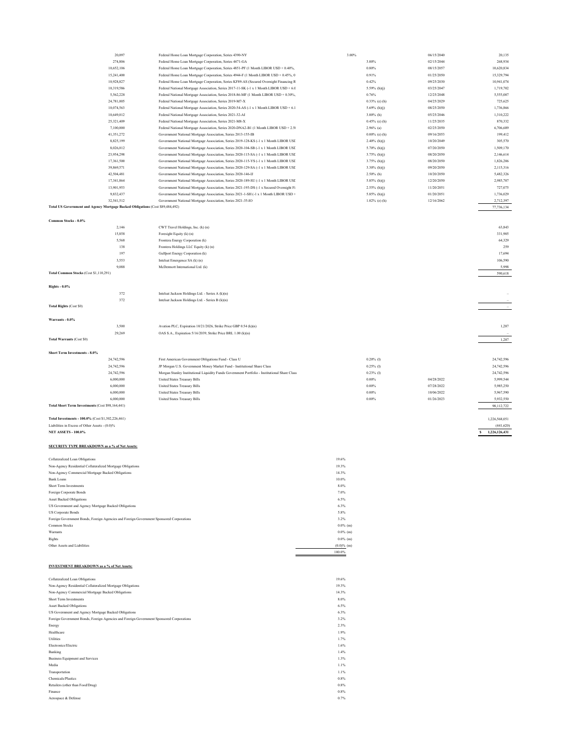| | | | | |
|---|---|---|---|---|
| 20,097 | Federal Home Loan Mortgage Corporation, Series 4390-NY | 3.00% | 06/15/2040 | 20,135 |
| 274,806 | Federal Home Loan Mortgage Corporation, Series 4471-GA | 3.00% | 02/15/2044 | 268,934 |
| 10,652,106 | Federal Home Loan Mortgage Corporation, Series 4851-PF (1 Month LIBOR USD + 0.40%, | 0.80% | 08/15/2057 | 10,620,834 |
| 15,241,400 | Federal Home Loan Mortgage Corporation, Series 4944-F (1 Month LIBOR USD + 0.45%, 0 | 0.91% | 01/25/2050 | 15,329,794 |
| 10,928,827 | Federal Home Loan Mortgage Corporation, Series KF89-AS (Secured Overnight Financing R | 0.42% | 09/25/2030 | 10,941,074 |
| 10,319,586 | Federal National Mortgage Association, Series 2017-11-SK (-1 x 1 Month LIBOR USD + 6.0 | 5.59% (h)(j) | 03/25/2047 | 1,719,702 |
| 5,562,228 | Federal National Mortgage Association, Series 2018-86-MF (1 Month LIBOR USD + 0.30%, | 0.76% | 12/25/2048 | 5,555,007 |
| 24,781,005 | Federal National Mortgage Association, Series 2019-M7-X | 0.33% (e) (h) | 04/25/2029 | 725,625 |
| 10,074,563 | Federal National Mortgage Association, Series 2020-54-AS (-1 x 1 Month LIBOR USD + 6.1 | 5.69% (h)(j) | 08/25/2050 | 1,736,866 |
| 10,649,012 | Federal National Mortgage Association, Series 2021-32-AI | 3.00% (h) | 05/25/2046 | 1,310,222 |
| 25,321,409 | Federal National Mortgage Association, Series 2021-M8-X | 0.45% (e) (h) | 11/25/2035 | 870,332 |
| 7,100,000 | Federal National Mortgage Association, Series 2020-DNA2-B1 (1 Month LIBOR USD + 2.5( | 2.96% (a) | 02/25/2050 | 6,706,689 |
| 41,351,272 | Government National Mortgage Association, Series 2013-155-IB | 0.00% (e) (h) | 09/16/2053 | 199,412 |
| 8,825,199 | Government National Mortgage Association, Series 2019-128-KS (-1 x 1 Month LIBOR USI | 2.40% (h)(j) | 10/20/2049 | 305,570 |
| 8,026,012 | Government National Mortgage Association, Series 2020-104-SB (-1 x 1 Month LIBOR USI | 5.70% (h)(j) | 07/20/2050 | 1,509,170 |
| 23,954,298 | Government National Mortgage Association, Series 2020-115-SA (-1 x 1 Month LIBOR USI | 3.75% (h)(j) | 08/20/2050 | 2,146,614 |
| 17,361,500 | Government National Mortgage Association, Series 2020-115-YS (-1 x 1 Month LIBOR USI | 3.75% (h)(j) | 08/20/2050 | 1,826,206 |
| 39,869,571 | Government National Mortgage Association, Series 2020-129-SA (-1 x 1 Month LIBOR USI | 3.30% (h)(j) | 09/20/2050 | 2,115,316 |
| 42,504,481 | Government National Mortgage Association, Series 2020-146-IJ | 2.50% (h) | 10/20/2050 | 5,482,326 |
| 17,341,864 | Government National Mortgage Association, Series 2020-189-SU (-1 x 1 Month LIBOR USI | 5.85% (h)(j) | 12/20/2050 | 2,985,707 |
| 13,901,953 | Government National Mortgage Association, Series 2021-193-DS (-1 x Secured Overnight Fi | 2.55% (h)(j) | 11/20/2051 | 727,075 |
| 9,832,437 | Government National Mortgage Association, Series 2021-1-SH (-1 x 1 Month LIBOR USD + | 5.85% (h)(j) | 01/20/2051 | 1,736,029 |
| 32,541,512 | Government National Mortgage Association, Series 2021-35-IO | 1.02% (e) (h) | 12/16/2062 | 2,712,397 |
| **Total US Government and Agency Mortgage Backed Obligations** (Cost $89,484,492) | | | | 77,736,134 |
| | | | | |
| **Common Stocks - 0.0%** | | | | |
| 2,146 | CWT Travel Holdings, Inc. (k) (n) | | | 63,843 |
| 15,858 | Foresight Equity (k) (n) | | | 331,905 |
| 5,568 | Frontera Energy Corporation (k) | | | 64,329 |
| 138 | Frontera Holdings LLC Equity (k) (n) | | | 259 |
| 197 | Gulfport Energy Corporation (k) | | | 17,694 |
| 3,553 | Intelsat Emergence SA (k) (n) | | | 106,590 |
| 9,088 | McDermott International Ltd. (k) | | | 5,998 |
| **Total Common Stocks** (Cost $1,110,291) | | | | 590,618 |
| | | | | |
| **Rights - 0.0%** | | | | |
| 372 | Intelsat Jackson Holdings Ltd. - Series A (k)(n) | | | – |
| 372 | Intelsat Jackson Holdings Ltd. - Series B (k)(n) | | | – |
| **Total Rights** (Cost $0) | | | | – |
| | | | | |
| **Warrants - 0.0%** | | | | |
| 3,500 | Avation PLC, Expiration 10/21/2026, Strike Price GBP 0.54 (k)(n) | | | 1,287 |
| 29,269 | OAS S.A., Expiration 5/16/2039, Strike Price BRL 1.00 (k)(n) | | | – |
| **Total Warrants** (Cost $0) | | | | 1,287 |
| | | | | |
| **Short Term Investments - 8.0%** | | | | |
| 24,742,596 | First American Government Obligations Fund - Class U | 0.20% (l) | | 24,742,596 |
| 24,742,596 | JP Morgan U.S. Government Money Market Fund - Institutional Share Class | 0.25% (l) | | 24,742,596 |
| 24,742,596 | Morgan Stanley Institutional Liquidity Funds Government Portfolio - Institutional Share Class | 0.23% (l) | | 24,742,596 |
| 6,000,000 | United States Treasury Bills | 0.00% | 04/28/2022 | 5,999,544 |
| 6,000,000 | United States Treasury Bills | 0.00% | 07/28/2022 | 5,985,250 |
| 6,000,000 | United States Treasury Bills | 0.00% | 10/06/2022 | 5,967,590 |
| 6,000,000 | United States Treasury Bills | 0.00% | 01/26/2023 | 5,932,550 |
| **Total Short Term Investments** (Cost $98,164,441) | | | | 98,112,722 |
| | | | | |
| **Total Investments - 100.0%** (Cost $1,302,226,461) | | | | 1,226,568,051 |
| Liabilities in Excess of Other Assets - (0.0)% | | | | (441,620) |
| **NET ASSETS - 100.0%** | | | | $ 1,226,126,431 |

**SECURITY TYPE BREAKDOWN as a % of Net Assets:**

| | |
|---|---|
| Collateralized Loan Obligations | 19.6% |
| Non-Agency Residential Collateralized Mortgage Obligations | 19.3% |
| Non-Agency Commercial Mortgage Backed Obligations | 14.3% |
| Bank Loans | 10.0% |
| Short Term Investments | 8.0% |
| Foreign Corporate Bonds | 7.0% |
| Asset Backed Obligations | 6.5% |
| US Government and Agency Mortgage Backed Obligations | 6.3% |
| US Corporate Bonds | 5.8% |
| Foreign Government Bonds, Foreign Agencies and Foreign Government Sponsored Corporations | 3.2% |
| Common Stocks | 0.0% (m) |
| Warrants | 0.0% (m) |
| Rights | 0.0% (m) |
| Other Assets and Liabilities | (0.0)% (m) |
| | 100.0% |

**INVESTMENT BREAKDOWN as a % of Net Assets:**

| | |
|---|---|
| Collateralized Loan Obligations | 19.6% |
| Non-Agency Residential Collateralized Mortgage Obligations | 19.3% |
| Non-Agency Commercial Mortgage Backed Obligations | 14.3% |
| Short Term Investments | 8.0% |
| Asset Backed Obligations | 6.5% |
| US Government and Agency Mortgage Backed Obligations | 6.3% |
| Foreign Government Bonds, Foreign Agencies and Foreign Government Sponsored Corporations | 3.2% |
| Energy | 2.3% |
| Healthcare | 1.9% |
| Utilities | 1.7% |
| Electronics/Electric | 1.6% |
| Banking | 1.4% |
| Business Equipment and Services | 1.3% |
| Media | 1.1% |
| Transportation | 1.1% |
| Chemicals/Plastics | 0.8% |
| Retailers (other than Food/Drug) | 0.8% |
| Finance | 0.8% |
| Aerospace & Defense | 0.7% |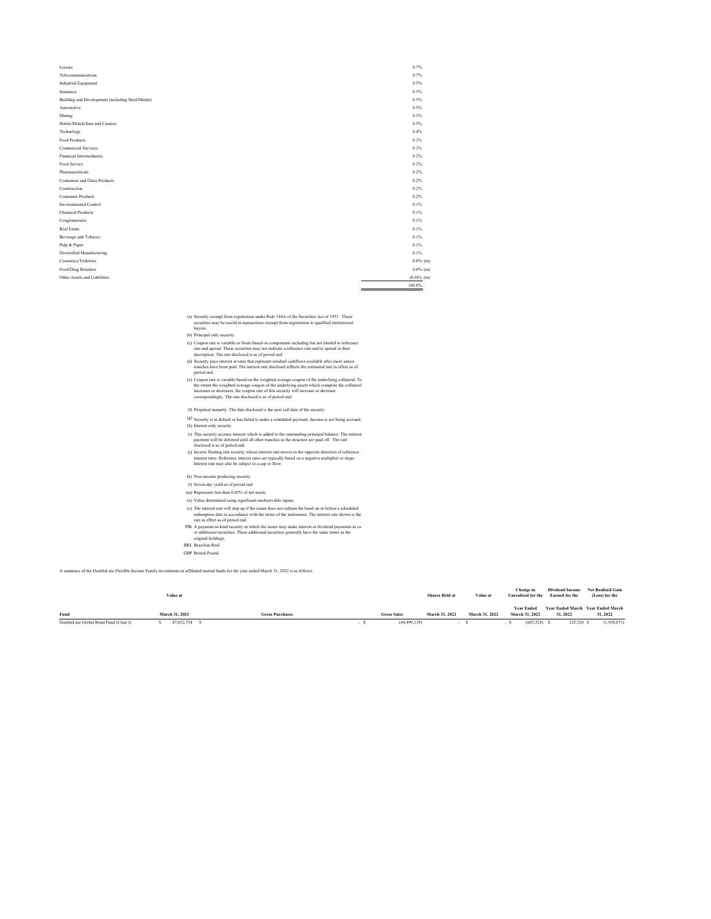| | |
|---|---|
| Leisure | 0.7% |
| Telecommunications | 0.7% |
| Industrial Equipment | 0.5% |
| Insurance | 0.5% |
| Building and Development (including Steel/Metals) | 0.5% |
| Automotive | 0.5% |
| Mining | 0.5% |
| Hotels/Motels/Inns and Casinos | 0.5% |
| Technology | 0.4% |
| Food Products | 0.3% |
| Commercial Services | 0.3% |
| Financial Intermediaries | 0.2% |
| Food Service | 0.2% |
| Pharmaceuticals | 0.2% |
| Containers and Glass Products | 0.2% |
| Construction | 0.2% |
| Consumer Products | 0.2% |
| Environmental Control | 0.1% |
| Chemical Products | 0.1% |
| Conglomerates | 0.1% |
| Real Estate | 0.1% |
| Beverage and Tobacco | 0.1% |
| Pulp & Paper | 0.1% |
| Diversified Manufacturing | 0.1% |
| Cosmetics/Toiletries | 0.0% (m) |
| Food/Drug Retailers | 0.0% (m) |
| Other Assets and Liabilities | (0.0)% (m) |
| | 100.0% |

(a) Security exempt from registration under Rule 144A of the Securities Act of 1933. These securities may be resold in transactions exempt from registration to qualified institutional buyers.

(b) Principal only security

(c) Coupon rate is variable or floats based on components including but not limited to reference rate and spread. These securities may not indicate a reference rate and/or spread in their description. The rate disclosed is as of period end.

(d) Security pays interest at rates that represent residual cashflows available after more senior tranches have been paid. The interest rate disclosed reflects the estimated rate in effect as of period end.

(e) Coupon rate is variable based on the weighted average coupon of the underlying collateral. To the extent the weighted average coupon of the underlying assets which comprise the collateral increases or decreases, the coupon rate of this security will increase or decrease correspondingly. The rate disclosed is as of period end.

(f) Perpetual maturity. The date disclosed is the next call date of the security.

(g) Security is in default or has failed to make a scheduled payment. Income is not being accrued.

(h) Interest only security

(i) This security accrues interest which is added to the outstanding principal balance. The interest payment will be deferred until all other tranches in the structure are paid off. The rate disclosed is as of period end.

(j) Inverse floating rate security whose interest rate moves in the opposite direction of reference interest rates. Reference interest rates are typically based on a negative multiplier or slope. Interest rate may also be subject to a cap or floor.

(k) Non-income producing security

(l) Seven-day yield as of period end

(m) Represents less than 0.05% of net assets

(n) Value determined using significant unobservable inputs.

(o) The interest rate will step up if the issuer does not redeem the bond on or before a scheduled redemption date in accordance with the terms of the instrument. The interest rate shown is the rate in effect as of period end.

PIK A payment-in-kind security in which the issuer may make interest or dividend payments in ca or additional securities. These additional securities generally have the same terms as the original holdings.

BRL Brazilian Real

GBP British Pound

A summary of the DoubleLine Flexible Income Fund's investments in affiliated mutual funds for the year ended March 31, 2022 is as follows:

| Fund | Value at March 31, 2021 | Gross Purchases | Gross Sales | Shares Held at March 31, 2022 | Value at March 31, 2022 | Change in Unrealized for the Year Ended March 31, 2022 | Dividend Income Earned for the Year Ended March 31, 2022 | Net Realized Gain (Loss) for the Year Ended March 31, 2022 |
|---|---|---|---|---|---|---|---|---|
| DoubleLine Global Bond Fund (Class I) | $ 47,032,734 | $ - | $ (44,499,139) | - | $ - | $ (603,524) | $ 125,320 | $ (1,930,071) |